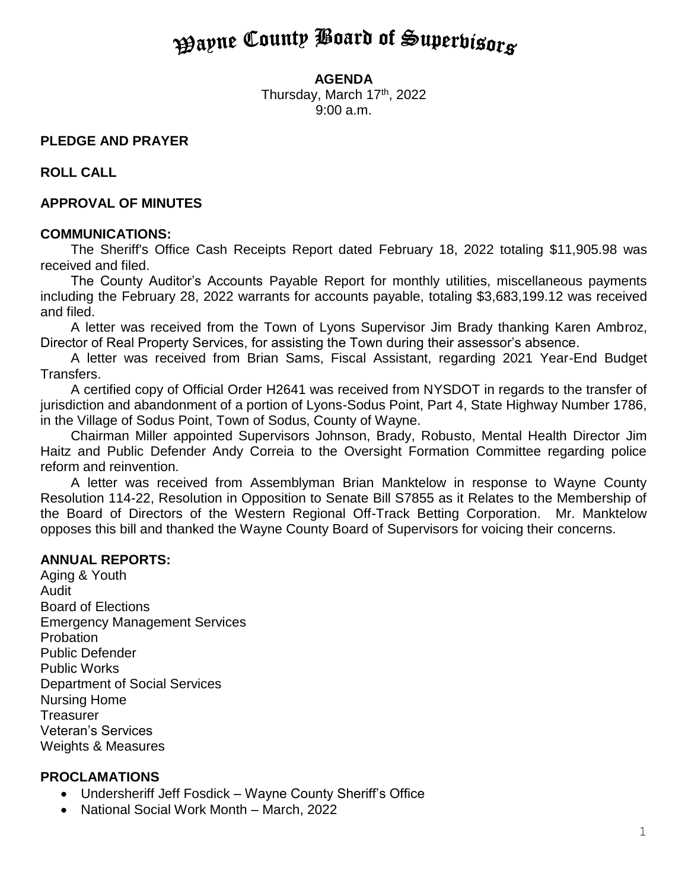# Wayne County Board of Supervisors

**AGENDA**
Thursday, March 17th, 2022
9:00 a.m.

**PLEDGE AND PRAYER**

**ROLL CALL**

**APPROVAL OF MINUTES**

**COMMUNICATIONS:**

The Sheriff's Office Cash Receipts Report dated February 18, 2022 totaling $11,905.98 was received and filed.

The County Auditor's Accounts Payable Report for monthly utilities, miscellaneous payments including the February 28, 2022 warrants for accounts payable, totaling $3,683,199.12 was received and filed.

A letter was received from the Town of Lyons Supervisor Jim Brady thanking Karen Ambroz, Director of Real Property Services, for assisting the Town during their assessor's absence.

A letter was received from Brian Sams, Fiscal Assistant, regarding 2021 Year-End Budget Transfers.

A certified copy of Official Order H2641 was received from NYSDOT in regards to the transfer of jurisdiction and abandonment of a portion of Lyons-Sodus Point, Part 4, State Highway Number 1786, in the Village of Sodus Point, Town of Sodus, County of Wayne.

Chairman Miller appointed Supervisors Johnson, Brady, Robusto, Mental Health Director Jim Haitz and Public Defender Andy Correia to the Oversight Formation Committee regarding police reform and reinvention.

A letter was received from Assemblyman Brian Manktelow in response to Wayne County Resolution 114-22, Resolution in Opposition to Senate Bill S7855 as it Relates to the Membership of the Board of Directors of the Western Regional Off-Track Betting Corporation. Mr. Manktelow opposes this bill and thanked the Wayne County Board of Supervisors for voicing their concerns.

**ANNUAL REPORTS:**

Aging & Youth
Audit
Board of Elections
Emergency Management Services
Probation
Public Defender
Public Works
Department of Social Services
Nursing Home
Treasurer
Veteran's Services
Weights & Measures

**PROCLAMATIONS**

- Undersheriff Jeff Fosdick – Wayne County Sheriff's Office
- National Social Work Month – March, 2022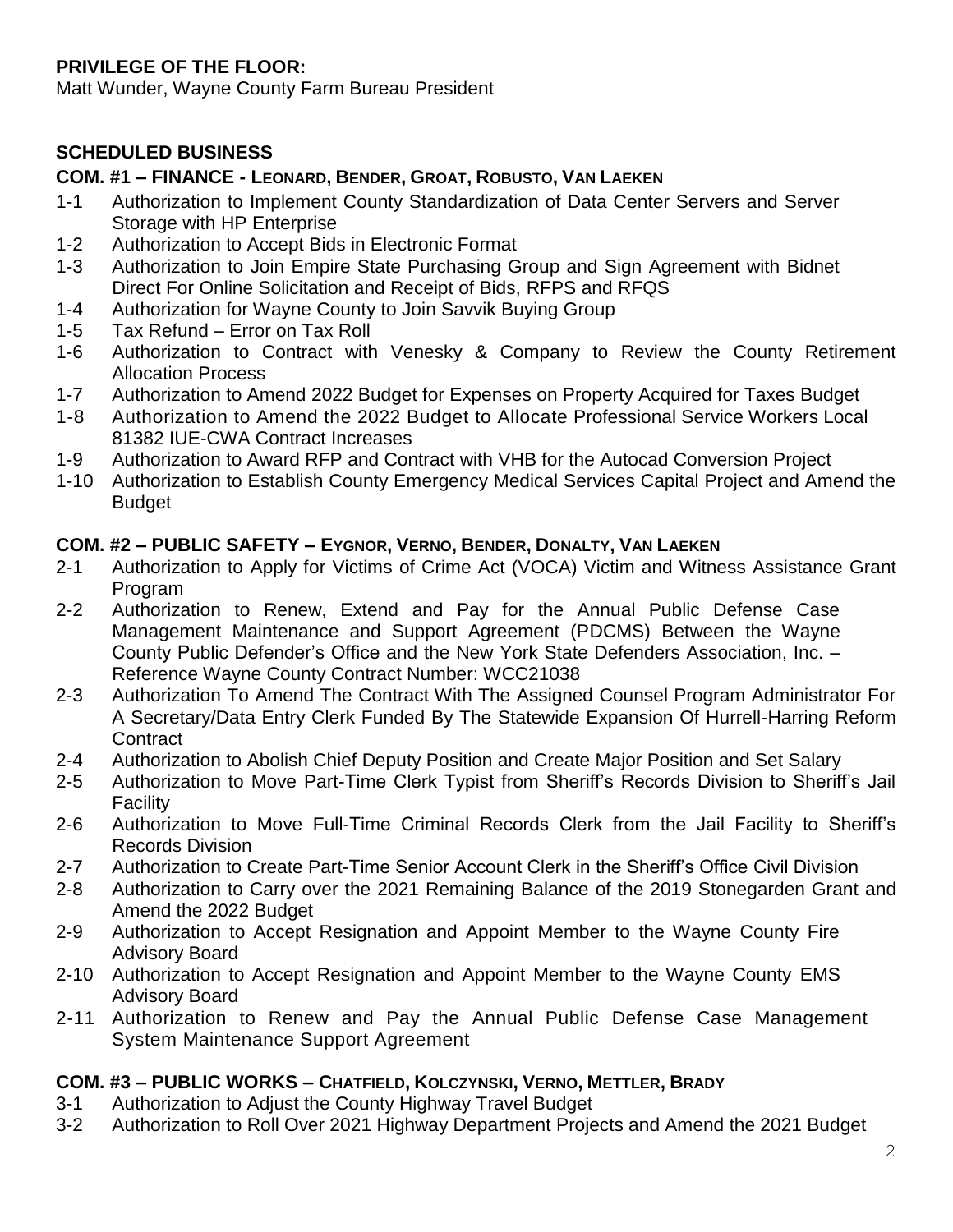**PRIVILEGE OF THE FLOOR:**
Matt Wunder, Wayne County Farm Bureau President

## SCHEDULED BUSINESS

### COM. #1 – FINANCE - LEONARD, BENDER, GROAT, ROBUSTO, VAN LAEKEN

- 1-1 Authorization to Implement County Standardization of Data Center Servers and Server Storage with HP Enterprise
- 1-2 Authorization to Accept Bids in Electronic Format
- 1-3 Authorization to Join Empire State Purchasing Group and Sign Agreement with Bidnet Direct For Online Solicitation and Receipt of Bids, RFPS and RFQS
- 1-4 Authorization for Wayne County to Join Savvik Buying Group
- 1-5 Tax Refund – Error on Tax Roll
- 1-6 Authorization to Contract with Venesky & Company to Review the County Retirement Allocation Process
- 1-7 Authorization to Amend 2022 Budget for Expenses on Property Acquired for Taxes Budget
- 1-8 Authorization to Amend the 2022 Budget to Allocate Professional Service Workers Local 81382 IUE-CWA Contract Increases
- 1-9 Authorization to Award RFP and Contract with VHB for the Autocad Conversion Project
- 1-10 Authorization to Establish County Emergency Medical Services Capital Project and Amend the Budget

### COM. #2 – PUBLIC SAFETY – EYGNOR, VERNO, BENDER, DONALTY, VAN LAEKEN

- 2-1 Authorization to Apply for Victims of Crime Act (VOCA) Victim and Witness Assistance Grant Program
- 2-2 Authorization to Renew, Extend and Pay for the Annual Public Defense Case Management Maintenance and Support Agreement (PDCMS) Between the Wayne County Public Defender's Office and the New York State Defenders Association, Inc. – Reference Wayne County Contract Number: WCC21038
- 2-3 Authorization To Amend The Contract With The Assigned Counsel Program Administrator For A Secretary/Data Entry Clerk Funded By The Statewide Expansion Of Hurrell-Harring Reform Contract
- 2-4 Authorization to Abolish Chief Deputy Position and Create Major Position and Set Salary
- 2-5 Authorization to Move Part-Time Clerk Typist from Sheriff's Records Division to Sheriff's Jail Facility
- 2-6 Authorization to Move Full-Time Criminal Records Clerk from the Jail Facility to Sheriff's Records Division
- 2-7 Authorization to Create Part-Time Senior Account Clerk in the Sheriff's Office Civil Division
- 2-8 Authorization to Carry over the 2021 Remaining Balance of the 2019 Stonegarden Grant and Amend the 2022 Budget
- 2-9 Authorization to Accept Resignation and Appoint Member to the Wayne County Fire Advisory Board
- 2-10 Authorization to Accept Resignation and Appoint Member to the Wayne County EMS Advisory Board
- 2-11 Authorization to Renew and Pay the Annual Public Defense Case Management System Maintenance Support Agreement

### COM. #3 – PUBLIC WORKS – CHATFIELD, KOLCZYNSKI, VERNO, METTLER, BRADY

- 3-1 Authorization to Adjust the County Highway Travel Budget
- 3-2 Authorization to Roll Over 2021 Highway Department Projects and Amend the 2021 Budget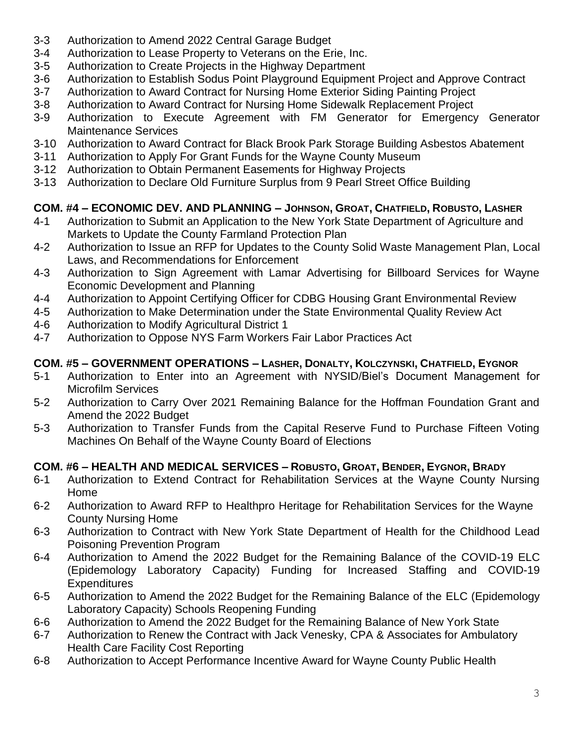3-3 Authorization to Amend 2022 Central Garage Budget
3-4 Authorization to Lease Property to Veterans on the Erie, Inc.
3-5 Authorization to Create Projects in the Highway Department
3-6 Authorization to Establish Sodus Point Playground Equipment Project and Approve Contract
3-7 Authorization to Award Contract for Nursing Home Exterior Siding Painting Project
3-8 Authorization to Award Contract for Nursing Home Sidewalk Replacement Project
3-9 Authorization to Execute Agreement with FM Generator for Emergency Generator Maintenance Services
3-10 Authorization to Award Contract for Black Brook Park Storage Building Asbestos Abatement
3-11 Authorization to Apply For Grant Funds for the Wayne County Museum
3-12 Authorization to Obtain Permanent Easements for Highway Projects
3-13 Authorization to Declare Old Furniture Surplus from 9 Pearl Street Office Building

**COM. #4 – ECONOMIC DEV. AND PLANNING – JOHNSON, GROAT, CHATFIELD, ROBUSTO, LASHER**

4-1 Authorization to Submit an Application to the New York State Department of Agriculture and Markets to Update the County Farmland Protection Plan
4-2 Authorization to Issue an RFP for Updates to the County Solid Waste Management Plan, Local Laws, and Recommendations for Enforcement
4-3 Authorization to Sign Agreement with Lamar Advertising for Billboard Services for Wayne Economic Development and Planning
4-4 Authorization to Appoint Certifying Officer for CDBG Housing Grant Environmental Review
4-5 Authorization to Make Determination under the State Environmental Quality Review Act
4-6 Authorization to Modify Agricultural District 1
4-7 Authorization to Oppose NYS Farm Workers Fair Labor Practices Act

**COM. #5 – GOVERNMENT OPERATIONS – LASHER, DONALTY, KOLCZYNSKI, CHATFIELD, EYGNOR**

5-1 Authorization to Enter into an Agreement with NYSID/Biel's Document Management for Microfilm Services
5-2 Authorization to Carry Over 2021 Remaining Balance for the Hoffman Foundation Grant and Amend the 2022 Budget
5-3 Authorization to Transfer Funds from the Capital Reserve Fund to Purchase Fifteen Voting Machines On Behalf of the Wayne County Board of Elections

**COM. #6 – HEALTH AND MEDICAL SERVICES – ROBUSTO, GROAT, BENDER, EYGNOR, BRADY**

6-1 Authorization to Extend Contract for Rehabilitation Services at the Wayne County Nursing Home
6-2 Authorization to Award RFP to Healthpro Heritage for Rehabilitation Services for the Wayne County Nursing Home
6-3 Authorization to Contract with New York State Department of Health for the Childhood Lead Poisoning Prevention Program
6-4 Authorization to Amend the 2022 Budget for the Remaining Balance of the COVID-19 ELC (Epidemology Laboratory Capacity) Funding for Increased Staffing and COVID-19 Expenditures
6-5 Authorization to Amend the 2022 Budget for the Remaining Balance of the ELC (Epidemology Laboratory Capacity) Schools Reopening Funding
6-6 Authorization to Amend the 2022 Budget for the Remaining Balance of New York State
6-7 Authorization to Renew the Contract with Jack Venesky, CPA & Associates for Ambulatory Health Care Facility Cost Reporting
6-8 Authorization to Accept Performance Incentive Award for Wayne County Public Health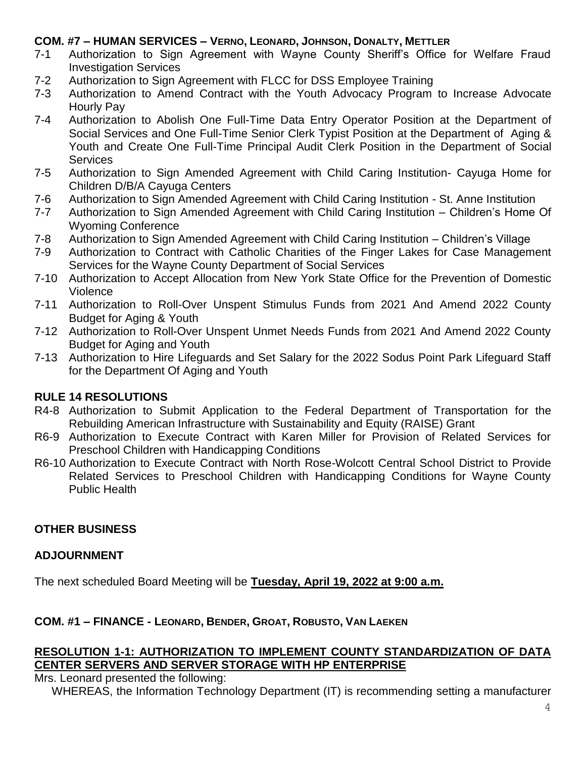**COM. #7 – HUMAN SERVICES – VERNO, LEONARD, JOHNSON, DONALTY, METTLER**

- 7-1 Authorization to Sign Agreement with Wayne County Sheriff's Office for Welfare Fraud Investigation Services
- 7-2 Authorization to Sign Agreement with FLCC for DSS Employee Training
- 7-3 Authorization to Amend Contract with the Youth Advocacy Program to Increase Advocate Hourly Pay
- 7-4 Authorization to Abolish One Full-Time Data Entry Operator Position at the Department of Social Services and One Full-Time Senior Clerk Typist Position at the Department of Aging & Youth and Create One Full-Time Principal Audit Clerk Position in the Department of Social Services
- 7-5 Authorization to Sign Amended Agreement with Child Caring Institution- Cayuga Home for Children D/B/A Cayuga Centers
- 7-6 Authorization to Sign Amended Agreement with Child Caring Institution - St. Anne Institution
- 7-7 Authorization to Sign Amended Agreement with Child Caring Institution – Children's Home Of Wyoming Conference
- 7-8 Authorization to Sign Amended Agreement with Child Caring Institution – Children's Village
- 7-9 Authorization to Contract with Catholic Charities of the Finger Lakes for Case Management Services for the Wayne County Department of Social Services
- 7-10 Authorization to Accept Allocation from New York State Office for the Prevention of Domestic Violence
- 7-11 Authorization to Roll-Over Unspent Stimulus Funds from 2021 And Amend 2022 County Budget for Aging & Youth
- 7-12 Authorization to Roll-Over Unspent Unmet Needs Funds from 2021 And Amend 2022 County Budget for Aging and Youth
- 7-13 Authorization to Hire Lifeguards and Set Salary for the 2022 Sodus Point Park Lifeguard Staff for the Department Of Aging and Youth

**RULE 14 RESOLUTIONS**

- R4-8 Authorization to Submit Application to the Federal Department of Transportation for the Rebuilding American Infrastructure with Sustainability and Equity (RAISE) Grant
- R6-9 Authorization to Execute Contract with Karen Miller for Provision of Related Services for Preschool Children with Handicapping Conditions
- R6-10 Authorization to Execute Contract with North Rose-Wolcott Central School District to Provide Related Services to Preschool Children with Handicapping Conditions for Wayne County Public Health

**OTHER BUSINESS**

**ADJOURNMENT**

The next scheduled Board Meeting will be **Tuesday, April 19, 2022 at 9:00 a.m.**

**COM. #1 – FINANCE - LEONARD, BENDER, GROAT, ROBUSTO, VAN LAEKEN**

**RESOLUTION 1-1: AUTHORIZATION TO IMPLEMENT COUNTY STANDARDIZATION OF DATA CENTER SERVERS AND SERVER STORAGE WITH HP ENTERPRISE**

Mrs. Leonard presented the following:

WHEREAS, the Information Technology Department (IT) is recommending setting a manufacturer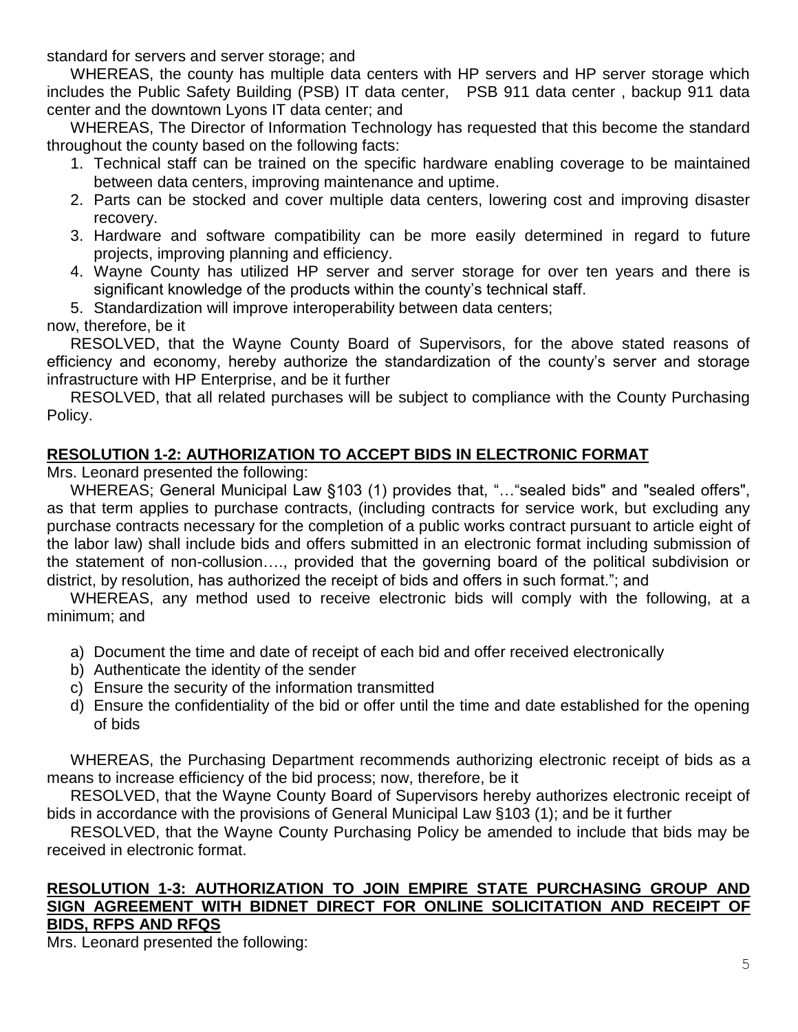standard for servers and server storage; and

WHEREAS, the county has multiple data centers with HP servers and HP server storage which includes the Public Safety Building (PSB) IT data center, PSB 911 data center , backup 911 data center and the downtown Lyons IT data center; and

WHEREAS, The Director of Information Technology has requested that this become the standard throughout the county based on the following facts:

1. Technical staff can be trained on the specific hardware enabling coverage to be maintained between data centers, improving maintenance and uptime.
2. Parts can be stocked and cover multiple data centers, lowering cost and improving disaster recovery.
3. Hardware and software compatibility can be more easily determined in regard to future projects, improving planning and efficiency.
4. Wayne County has utilized HP server and server storage for over ten years and there is significant knowledge of the products within the county's technical staff.
5. Standardization will improve interoperability between data centers;

now, therefore, be it

RESOLVED, that the Wayne County Board of Supervisors, for the above stated reasons of efficiency and economy, hereby authorize the standardization of the county's server and storage infrastructure with HP Enterprise, and be it further

RESOLVED, that all related purchases will be subject to compliance with the County Purchasing Policy.

## RESOLUTION 1-2: AUTHORIZATION TO ACCEPT BIDS IN ELECTRONIC FORMAT

Mrs. Leonard presented the following:

WHEREAS; General Municipal Law §103 (1) provides that, "…"sealed bids" and "sealed offers", as that term applies to purchase contracts, (including contracts for service work, but excluding any purchase contracts necessary for the completion of a public works contract pursuant to article eight of the labor law) shall include bids and offers submitted in an electronic format including submission of the statement of non-collusion…., provided that the governing board of the political subdivision or district, by resolution, has authorized the receipt of bids and offers in such format."; and

WHEREAS, any method used to receive electronic bids will comply with the following, at a minimum; and

a) Document the time and date of receipt of each bid and offer received electronically
b) Authenticate the identity of the sender
c) Ensure the security of the information transmitted
d) Ensure the confidentiality of the bid or offer until the time and date established for the opening of bids

WHEREAS, the Purchasing Department recommends authorizing electronic receipt of bids as a means to increase efficiency of the bid process; now, therefore, be it

RESOLVED, that the Wayne County Board of Supervisors hereby authorizes electronic receipt of bids in accordance with the provisions of General Municipal Law §103 (1); and be it further

RESOLVED, that the Wayne County Purchasing Policy be amended to include that bids may be received in electronic format.

## RESOLUTION 1-3: AUTHORIZATION TO JOIN EMPIRE STATE PURCHASING GROUP AND SIGN AGREEMENT WITH BIDNET DIRECT FOR ONLINE SOLICITATION AND RECEIPT OF BIDS, RFPS AND RFQS

Mrs. Leonard presented the following: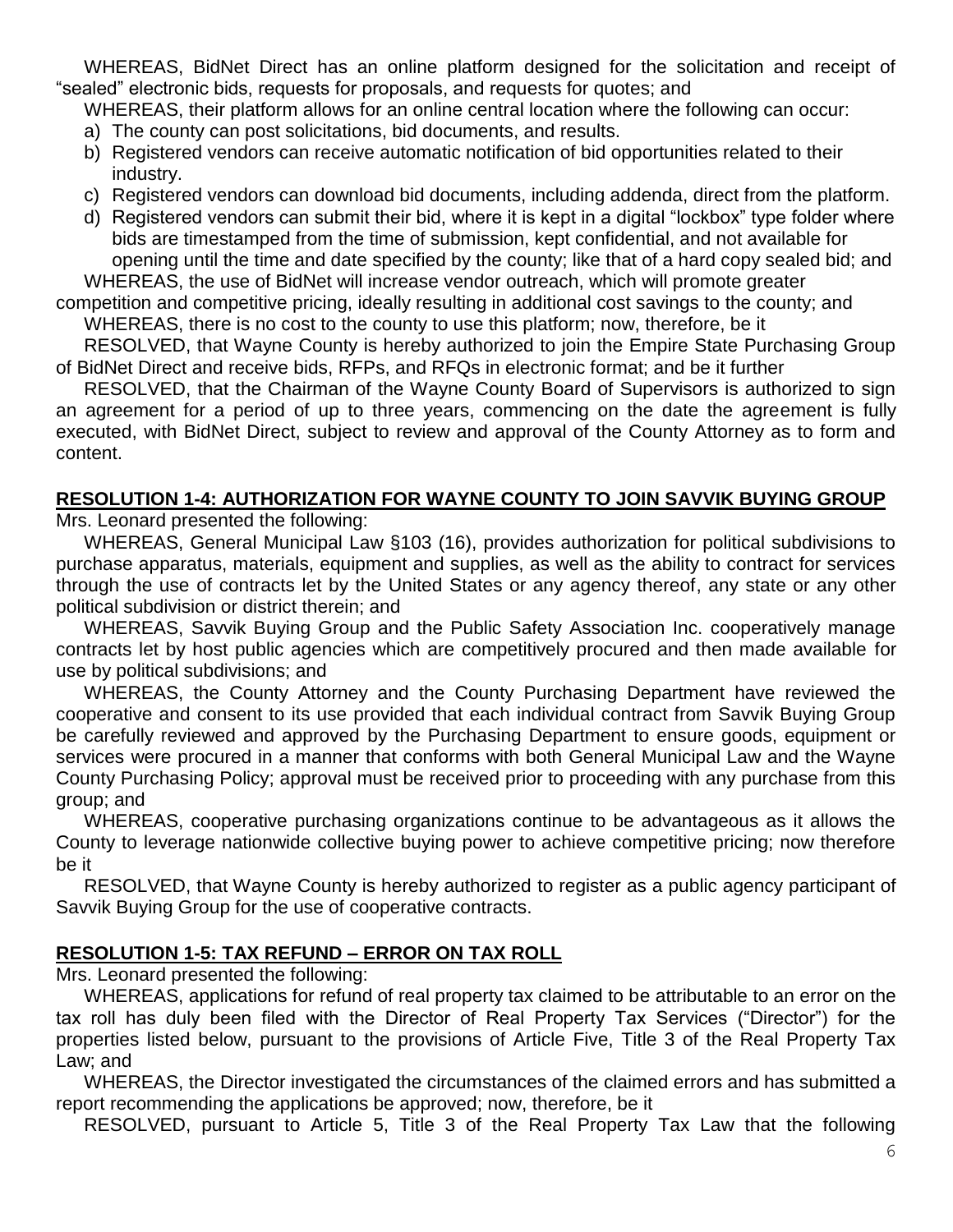WHEREAS, BidNet Direct has an online platform designed for the solicitation and receipt of "sealed" electronic bids, requests for proposals, and requests for quotes; and

WHEREAS, their platform allows for an online central location where the following can occur:

a) The county can post solicitations, bid documents, and results.
b) Registered vendors can receive automatic notification of bid opportunities related to their industry.
c) Registered vendors can download bid documents, including addenda, direct from the platform.
d) Registered vendors can submit their bid, where it is kept in a digital "lockbox" type folder where bids are timestamped from the time of submission, kept confidential, and not available for opening until the time and date specified by the county; like that of a hard copy sealed bid; and

WHEREAS, the use of BidNet will increase vendor outreach, which will promote greater competition and competitive pricing, ideally resulting in additional cost savings to the county; and

WHEREAS, there is no cost to the county to use this platform; now, therefore, be it

RESOLVED, that Wayne County is hereby authorized to join the Empire State Purchasing Group of BidNet Direct and receive bids, RFPs, and RFQs in electronic format; and be it further

RESOLVED, that the Chairman of the Wayne County Board of Supervisors is authorized to sign an agreement for a period of up to three years, commencing on the date the agreement is fully executed, with BidNet Direct, subject to review and approval of the County Attorney as to form and content.

**RESOLUTION 1-4: AUTHORIZATION FOR WAYNE COUNTY TO JOIN SAVVIK BUYING GROUP**

Mrs. Leonard presented the following:

WHEREAS, General Municipal Law §103 (16), provides authorization for political subdivisions to purchase apparatus, materials, equipment and supplies, as well as the ability to contract for services through the use of contracts let by the United States or any agency thereof, any state or any other political subdivision or district therein; and

WHEREAS, Savvik Buying Group and the Public Safety Association Inc. cooperatively manage contracts let by host public agencies which are competitively procured and then made available for use by political subdivisions; and

WHEREAS, the County Attorney and the County Purchasing Department have reviewed the cooperative and consent to its use provided that each individual contract from Savvik Buying Group be carefully reviewed and approved by the Purchasing Department to ensure goods, equipment or services were procured in a manner that conforms with both General Municipal Law and the Wayne County Purchasing Policy; approval must be received prior to proceeding with any purchase from this group; and

WHEREAS, cooperative purchasing organizations continue to be advantageous as it allows the County to leverage nationwide collective buying power to achieve competitive pricing; now therefore be it

RESOLVED, that Wayne County is hereby authorized to register as a public agency participant of Savvik Buying Group for the use of cooperative contracts.

**RESOLUTION 1-5: TAX REFUND – ERROR ON TAX ROLL**

Mrs. Leonard presented the following:

WHEREAS, applications for refund of real property tax claimed to be attributable to an error on the tax roll has duly been filed with the Director of Real Property Tax Services ("Director") for the properties listed below, pursuant to the provisions of Article Five, Title 3 of the Real Property Tax Law; and

WHEREAS, the Director investigated the circumstances of the claimed errors and has submitted a report recommending the applications be approved; now, therefore, be it

RESOLVED, pursuant to Article 5, Title 3 of the Real Property Tax Law that the following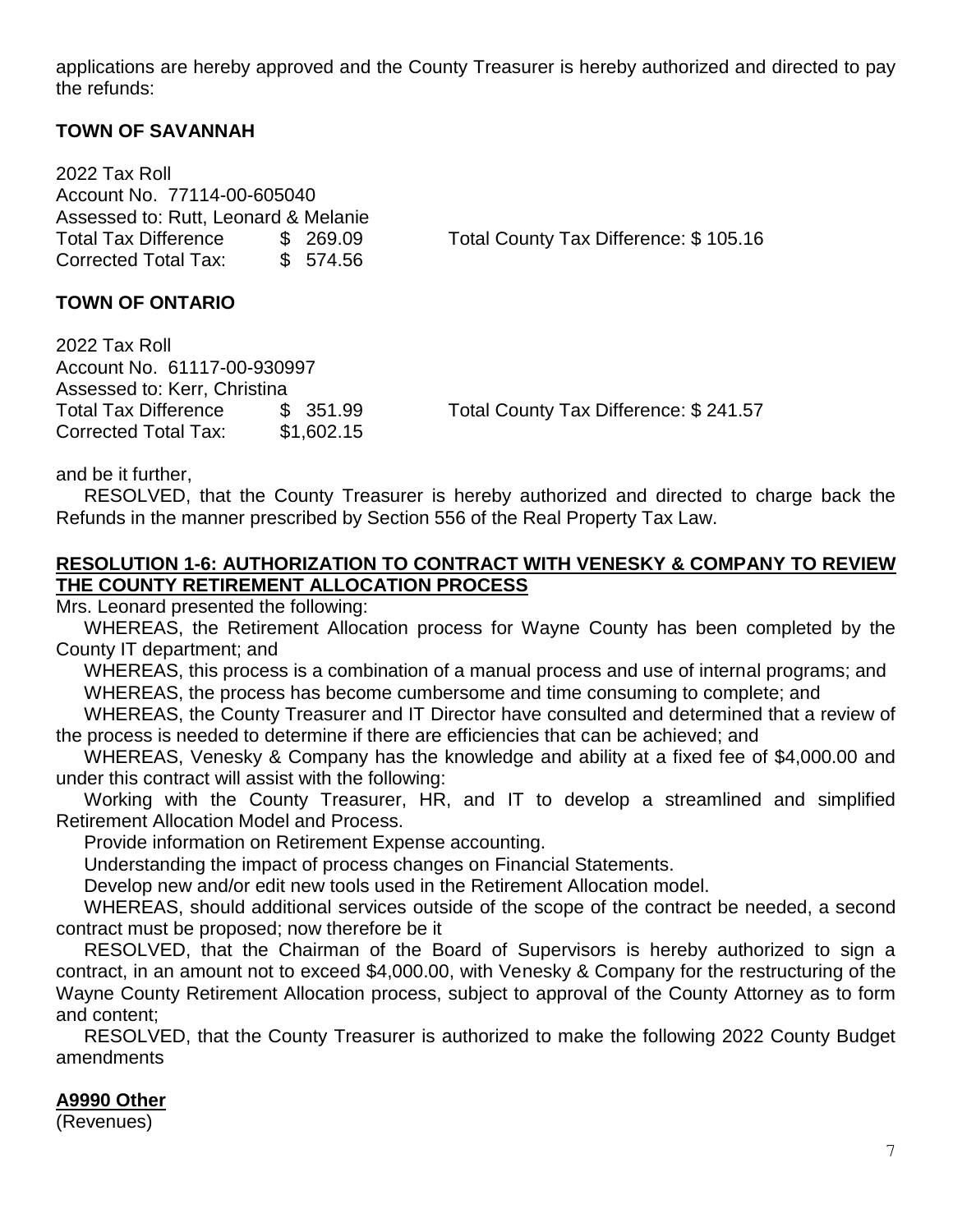applications are hereby approved and the County Treasurer is hereby authorized and directed to pay the refunds:

**TOWN OF SAVANNAH**

2022 Tax Roll
Account No. 77114-00-605040
Assessed to: Rutt, Leonard & Melanie
Total Tax Difference $ 269.09 Total County Tax Difference: $ 105.16
Corrected Total Tax: $ 574.56

**TOWN OF ONTARIO**

2022 Tax Roll
Account No. 61117-00-930997
Assessed to: Kerr, Christina
Total Tax Difference $ 351.99 Total County Tax Difference: $ 241.57
Corrected Total Tax: $1,602.15

and be it further,

RESOLVED, that the County Treasurer is hereby authorized and directed to charge back the Refunds in the manner prescribed by Section 556 of the Real Property Tax Law.

**RESOLUTION 1-6: AUTHORIZATION TO CONTRACT WITH VENESKY & COMPANY TO REVIEW THE COUNTY RETIREMENT ALLOCATION PROCESS**

Mrs. Leonard presented the following:

WHEREAS, the Retirement Allocation process for Wayne County has been completed by the County IT department; and

WHEREAS, this process is a combination of a manual process and use of internal programs; and

WHEREAS, the process has become cumbersome and time consuming to complete; and

WHEREAS, the County Treasurer and IT Director have consulted and determined that a review of the process is needed to determine if there are efficiencies that can be achieved; and

WHEREAS, Venesky & Company has the knowledge and ability at a fixed fee of $4,000.00 and under this contract will assist with the following:

Working with the County Treasurer, HR, and IT to develop a streamlined and simplified Retirement Allocation Model and Process.

Provide information on Retirement Expense accounting.

Understanding the impact of process changes on Financial Statements.

Develop new and/or edit new tools used in the Retirement Allocation model.

WHEREAS, should additional services outside of the scope of the contract be needed, a second contract must be proposed; now therefore be it

RESOLVED, that the Chairman of the Board of Supervisors is hereby authorized to sign a contract, in an amount not to exceed $4,000.00, with Venesky & Company for the restructuring of the Wayne County Retirement Allocation process, subject to approval of the County Attorney as to form and content;

RESOLVED, that the County Treasurer is authorized to make the following 2022 County Budget amendments

**A9990 Other**

(Revenues)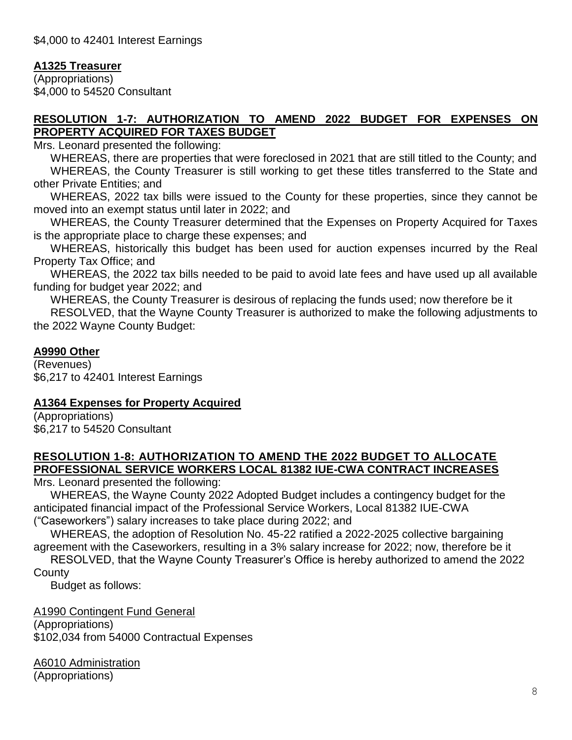$4,000 to 42401 Interest Earnings

**A1325 Treasurer**

(Appropriations)
$4,000 to 54520 Consultant

## RESOLUTION 1-7: AUTHORIZATION TO AMEND 2022 BUDGET FOR EXPENSES ON PROPERTY ACQUIRED FOR TAXES BUDGET

Mrs. Leonard presented the following:

WHEREAS, there are properties that were foreclosed in 2021 that are still titled to the County; and

WHEREAS, the County Treasurer is still working to get these titles transferred to the State and other Private Entities; and

WHEREAS, 2022 tax bills were issued to the County for these properties, since they cannot be moved into an exempt status until later in 2022; and

WHEREAS, the County Treasurer determined that the Expenses on Property Acquired for Taxes is the appropriate place to charge these expenses; and

WHEREAS, historically this budget has been used for auction expenses incurred by the Real Property Tax Office; and

WHEREAS, the 2022 tax bills needed to be paid to avoid late fees and have used up all available funding for budget year 2022; and

WHEREAS, the County Treasurer is desirous of replacing the funds used; now therefore be it

RESOLVED, that the Wayne County Treasurer is authorized to make the following adjustments to the 2022 Wayne County Budget:

**A9990 Other**

(Revenues)
$6,217 to 42401 Interest Earnings

**A1364 Expenses for Property Acquired**

(Appropriations)
$6,217 to 54520 Consultant

## RESOLUTION 1-8: AUTHORIZATION TO AMEND THE 2022 BUDGET TO ALLOCATE PROFESSIONAL SERVICE WORKERS LOCAL 81382 IUE-CWA CONTRACT INCREASES

Mrs. Leonard presented the following:

WHEREAS, the Wayne County 2022 Adopted Budget includes a contingency budget for the anticipated financial impact of the Professional Service Workers, Local 81382 IUE-CWA ("Caseworkers") salary increases to take place during 2022; and

WHEREAS, the adoption of Resolution No. 45-22 ratified a 2022-2025 collective bargaining agreement with the Caseworkers, resulting in a 3% salary increase for 2022; now, therefore be it

RESOLVED, that the Wayne County Treasurer's Office is hereby authorized to amend the 2022 County

Budget as follows:

A1990 Contingent Fund General

(Appropriations)
$102,034 from 54000 Contractual Expenses

A6010 Administration

(Appropriations)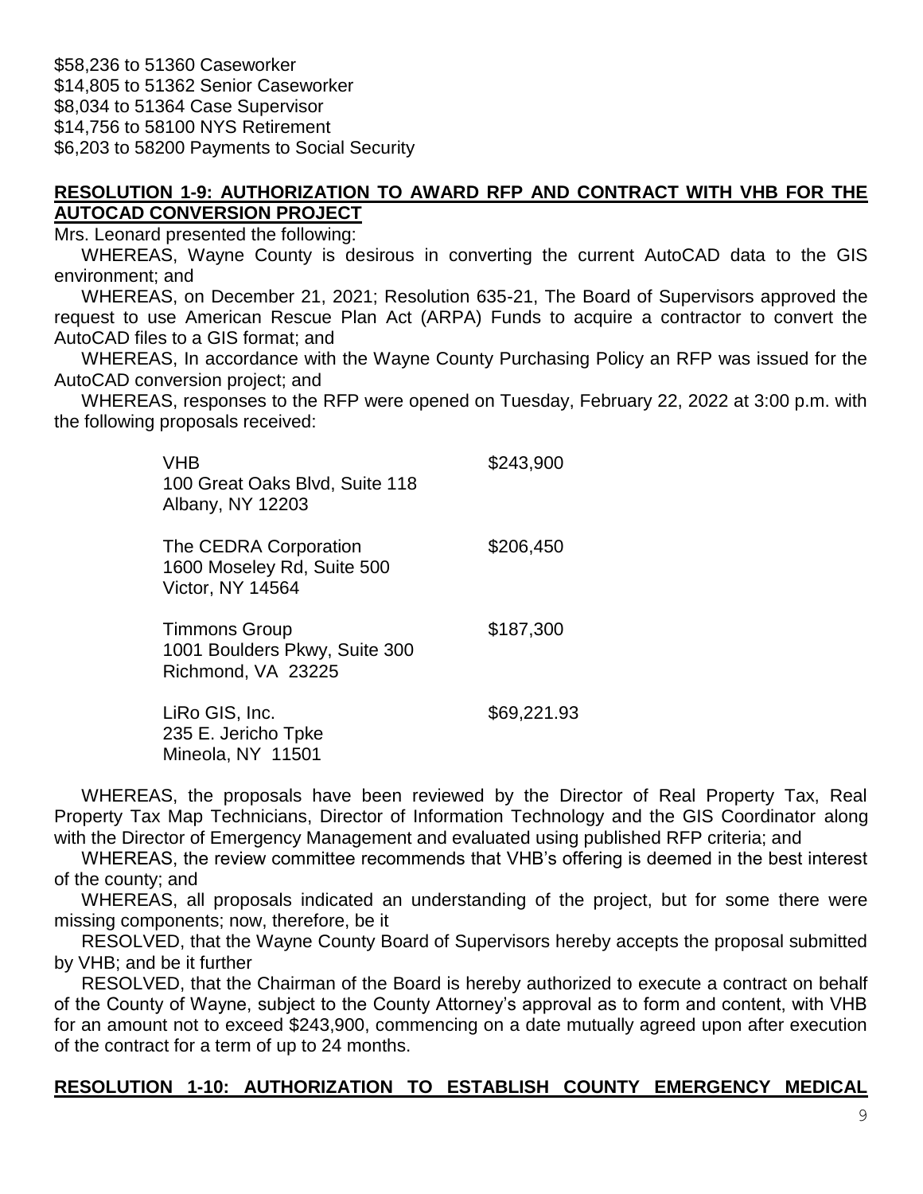$58,236 to 51360 Caseworker
$14,805 to 51362 Senior Caseworker
$8,034 to 51364 Case Supervisor
$14,756 to 58100 NYS Retirement
$6,203 to 58200 Payments to Social Security

**RESOLUTION 1-9: AUTHORIZATION TO AWARD RFP AND CONTRACT WITH VHB FOR THE AUTOCAD CONVERSION PROJECT**

Mrs. Leonard presented the following:

WHEREAS, Wayne County is desirous in converting the current AutoCAD data to the GIS environment; and

WHEREAS, on December 21, 2021; Resolution 635-21, The Board of Supervisors approved the request to use American Rescue Plan Act (ARPA) Funds to acquire a contractor to convert the AutoCAD files to a GIS format; and

WHEREAS, In accordance with the Wayne County Purchasing Policy an RFP was issued for the AutoCAD conversion project; and

WHEREAS, responses to the RFP were opened on Tuesday, February 22, 2022 at 3:00 p.m. with the following proposals received:

| | |
|---|---|
| VHB<br>100 Great Oaks Blvd, Suite 118<br>Albany, NY 12203 | $243,900 |
| The CEDRA Corporation<br>1600 Moseley Rd, Suite 500<br>Victor, NY 14564 | $206,450 |
| Timmons Group<br>1001 Boulders Pkwy, Suite 300<br>Richmond, VA 23225 | $187,300 |
| LiRo GIS, Inc.<br>235 E. Jericho Tpke<br>Mineola, NY 11501 | $69,221.93 |

WHEREAS, the proposals have been reviewed by the Director of Real Property Tax, Real Property Tax Map Technicians, Director of Information Technology and the GIS Coordinator along with the Director of Emergency Management and evaluated using published RFP criteria; and

WHEREAS, the review committee recommends that VHB's offering is deemed in the best interest of the county; and

WHEREAS, all proposals indicated an understanding of the project, but for some there were missing components; now, therefore, be it

RESOLVED, that the Wayne County Board of Supervisors hereby accepts the proposal submitted by VHB; and be it further

RESOLVED, that the Chairman of the Board is hereby authorized to execute a contract on behalf of the County of Wayne, subject to the County Attorney's approval as to form and content, with VHB for an amount not to exceed $243,900, commencing on a date mutually agreed upon after execution of the contract for a term of up to 24 months.

**RESOLUTION 1-10: AUTHORIZATION TO ESTABLISH COUNTY EMERGENCY MEDICAL**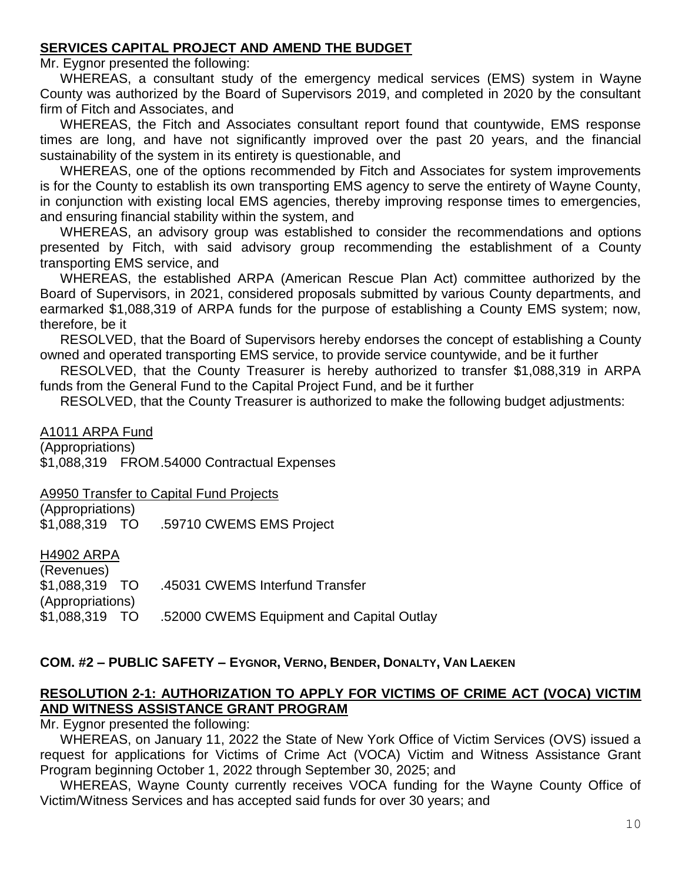**SERVICES CAPITAL PROJECT AND AMEND THE BUDGET**

Mr. Eygnor presented the following:

WHEREAS, a consultant study of the emergency medical services (EMS) system in Wayne County was authorized by the Board of Supervisors 2019, and completed in 2020 by the consultant firm of Fitch and Associates, and

WHEREAS, the Fitch and Associates consultant report found that countywide, EMS response times are long, and have not significantly improved over the past 20 years, and the financial sustainability of the system in its entirety is questionable, and

WHEREAS, one of the options recommended by Fitch and Associates for system improvements is for the County to establish its own transporting EMS agency to serve the entirety of Wayne County, in conjunction with existing local EMS agencies, thereby improving response times to emergencies, and ensuring financial stability within the system, and

WHEREAS, an advisory group was established to consider the recommendations and options presented by Fitch, with said advisory group recommending the establishment of a County transporting EMS service, and

WHEREAS, the established ARPA (American Rescue Plan Act) committee authorized by the Board of Supervisors, in 2021, considered proposals submitted by various County departments, and earmarked $1,088,319 of ARPA funds for the purpose of establishing a County EMS system; now, therefore, be it

RESOLVED, that the Board of Supervisors hereby endorses the concept of establishing a County owned and operated transporting EMS service, to provide service countywide, and be it further

RESOLVED, that the County Treasurer is hereby authorized to transfer $1,088,319 in ARPA funds from the General Fund to the Capital Project Fund, and be it further

RESOLVED, that the County Treasurer is authorized to make the following budget adjustments:

<u>A1011 ARPA Fund</u>
(Appropriations)
$1,088,319 FROM .54000 Contractual Expenses

<u>A9950 Transfer to Capital Fund Projects</u>
(Appropriations)
$1,088,319 TO .59710 CWEMS EMS Project

<u>H4902 ARPA</u>
(Revenues)
$1,088,319 TO .45031 CWEMS Interfund Transfer
(Appropriations)
$1,088,319 TO .52000 CWEMS Equipment and Capital Outlay

**COM. #2 – PUBLIC SAFETY – EYGNOR, VERNO, BENDER, DONALTY, VAN LAEKEN**

**RESOLUTION 2-1: AUTHORIZATION TO APPLY FOR VICTIMS OF CRIME ACT (VOCA) VICTIM AND WITNESS ASSISTANCE GRANT PROGRAM**

Mr. Eygnor presented the following:

WHEREAS, on January 11, 2022 the State of New York Office of Victim Services (OVS) issued a request for applications for Victims of Crime Act (VOCA) Victim and Witness Assistance Grant Program beginning October 1, 2022 through September 30, 2025; and

WHEREAS, Wayne County currently receives VOCA funding for the Wayne County Office of Victim/Witness Services and has accepted said funds for over 30 years; and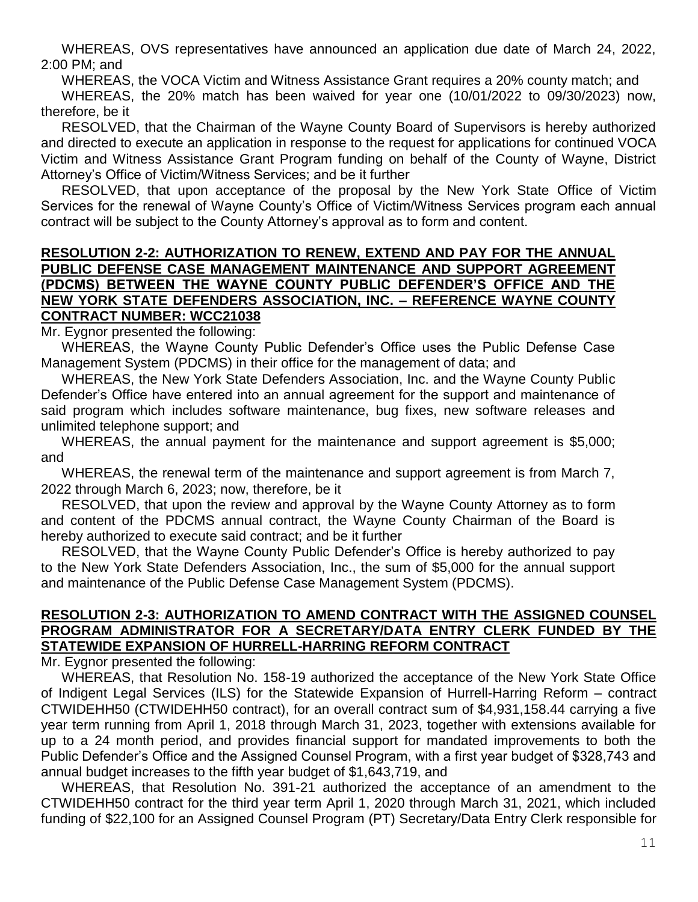WHEREAS, OVS representatives have announced an application due date of March 24, 2022, 2:00 PM; and

WHEREAS, the VOCA Victim and Witness Assistance Grant requires a 20% county match; and

WHEREAS, the 20% match has been waived for year one (10/01/2022 to 09/30/2023) now, therefore, be it

RESOLVED, that the Chairman of the Wayne County Board of Supervisors is hereby authorized and directed to execute an application in response to the request for applications for continued VOCA Victim and Witness Assistance Grant Program funding on behalf of the County of Wayne, District Attorney's Office of Victim/Witness Services; and be it further

RESOLVED, that upon acceptance of the proposal by the New York State Office of Victim Services for the renewal of Wayne County's Office of Victim/Witness Services program each annual contract will be subject to the County Attorney's approval as to form and content.

**RESOLUTION 2-2: AUTHORIZATION TO RENEW, EXTEND AND PAY FOR THE ANNUAL PUBLIC DEFENSE CASE MANAGEMENT MAINTENANCE AND SUPPORT AGREEMENT (PDCMS) BETWEEN THE WAYNE COUNTY PUBLIC DEFENDER'S OFFICE AND THE NEW YORK STATE DEFENDERS ASSOCIATION, INC. – REFERENCE WAYNE COUNTY CONTRACT NUMBER: WCC21038**

Mr. Eygnor presented the following:

WHEREAS, the Wayne County Public Defender's Office uses the Public Defense Case Management System (PDCMS) in their office for the management of data; and

WHEREAS, the New York State Defenders Association, Inc. and the Wayne County Public Defender's Office have entered into an annual agreement for the support and maintenance of said program which includes software maintenance, bug fixes, new software releases and unlimited telephone support; and

WHEREAS, the annual payment for the maintenance and support agreement is $5,000; and

WHEREAS, the renewal term of the maintenance and support agreement is from March 7, 2022 through March 6, 2023; now, therefore, be it

RESOLVED, that upon the review and approval by the Wayne County Attorney as to form and content of the PDCMS annual contract, the Wayne County Chairman of the Board is hereby authorized to execute said contract; and be it further

RESOLVED, that the Wayne County Public Defender's Office is hereby authorized to pay to the New York State Defenders Association, Inc., the sum of $5,000 for the annual support and maintenance of the Public Defense Case Management System (PDCMS).

**RESOLUTION 2-3: AUTHORIZATION TO AMEND CONTRACT WITH THE ASSIGNED COUNSEL PROGRAM ADMINISTRATOR FOR A SECRETARY/DATA ENTRY CLERK FUNDED BY THE STATEWIDE EXPANSION OF HURRELL-HARRING REFORM CONTRACT**

Mr. Eygnor presented the following:

WHEREAS, that Resolution No. 158-19 authorized the acceptance of the New York State Office of Indigent Legal Services (ILS) for the Statewide Expansion of Hurrell-Harring Reform – contract CTWIDEHH50 (CTWIDEHH50 contract), for an overall contract sum of $4,931,158.44 carrying a five year term running from April 1, 2018 through March 31, 2023, together with extensions available for up to a 24 month period, and provides financial support for mandated improvements to both the Public Defender's Office and the Assigned Counsel Program, with a first year budget of $328,743 and annual budget increases to the fifth year budget of $1,643,719, and

WHEREAS, that Resolution No. 391-21 authorized the acceptance of an amendment to the CTWIDEHH50 contract for the third year term April 1, 2020 through March 31, 2021, which included funding of $22,100 for an Assigned Counsel Program (PT) Secretary/Data Entry Clerk responsible for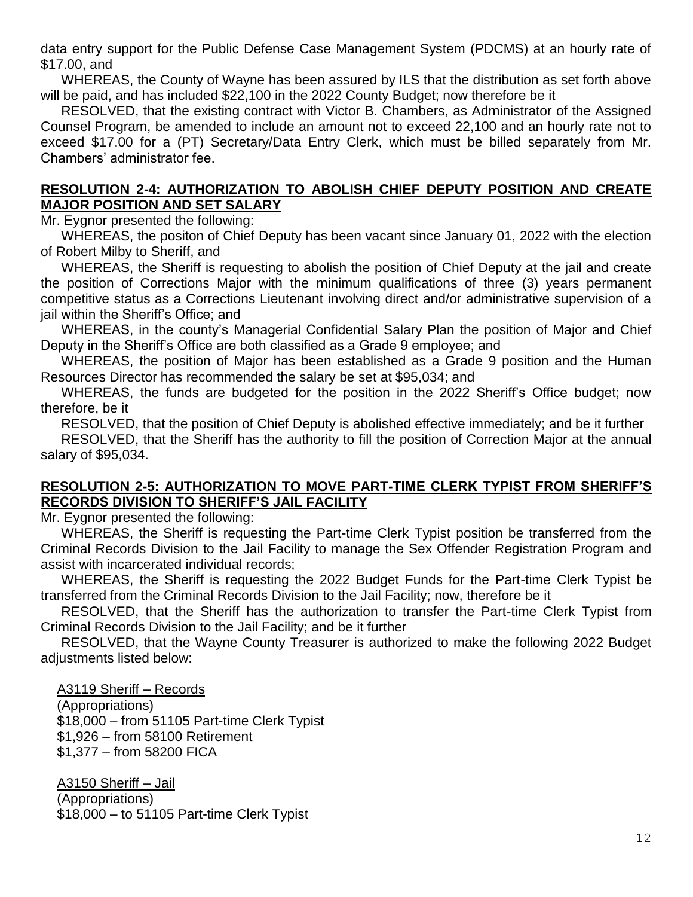data entry support for the Public Defense Case Management System (PDCMS) at an hourly rate of $17.00, and

WHEREAS, the County of Wayne has been assured by ILS that the distribution as set forth above will be paid, and has included $22,100 in the 2022 County Budget; now therefore be it

RESOLVED, that the existing contract with Victor B. Chambers, as Administrator of the Assigned Counsel Program, be amended to include an amount not to exceed 22,100 and an hourly rate not to exceed $17.00 for a (PT) Secretary/Data Entry Clerk, which must be billed separately from Mr. Chambers' administrator fee.

**RESOLUTION 2-4: AUTHORIZATION TO ABOLISH CHIEF DEPUTY POSITION AND CREATE MAJOR POSITION AND SET SALARY**

Mr. Eygnor presented the following:

WHEREAS, the positon of Chief Deputy has been vacant since January 01, 2022 with the election of Robert Milby to Sheriff, and

WHEREAS, the Sheriff is requesting to abolish the position of Chief Deputy at the jail and create the position of Corrections Major with the minimum qualifications of three (3) years permanent competitive status as a Corrections Lieutenant involving direct and/or administrative supervision of a jail within the Sheriff's Office; and

WHEREAS, in the county's Managerial Confidential Salary Plan the position of Major and Chief Deputy in the Sheriff's Office are both classified as a Grade 9 employee; and

WHEREAS, the position of Major has been established as a Grade 9 position and the Human Resources Director has recommended the salary be set at $95,034; and

WHEREAS, the funds are budgeted for the position in the 2022 Sheriff's Office budget; now therefore, be it

RESOLVED, that the position of Chief Deputy is abolished effective immediately; and be it further

RESOLVED, that the Sheriff has the authority to fill the position of Correction Major at the annual salary of $95,034.

**RESOLUTION 2-5: AUTHORIZATION TO MOVE PART-TIME CLERK TYPIST FROM SHERIFF'S RECORDS DIVISION TO SHERIFF'S JAIL FACILITY**

Mr. Eygnor presented the following:

WHEREAS, the Sheriff is requesting the Part-time Clerk Typist position be transferred from the Criminal Records Division to the Jail Facility to manage the Sex Offender Registration Program and assist with incarcerated individual records;

WHEREAS, the Sheriff is requesting the 2022 Budget Funds for the Part-time Clerk Typist be transferred from the Criminal Records Division to the Jail Facility; now, therefore be it

RESOLVED, that the Sheriff has the authorization to transfer the Part-time Clerk Typist from Criminal Records Division to the Jail Facility; and be it further

RESOLVED, that the Wayne County Treasurer is authorized to make the following 2022 Budget adjustments listed below:

A3119 Sheriff – Records
(Appropriations)
$18,000 – from 51105 Part-time Clerk Typist
$1,926 – from 58100 Retirement
$1,377 – from 58200 FICA

A3150 Sheriff – Jail
(Appropriations)
$18,000 – to 51105 Part-time Clerk Typist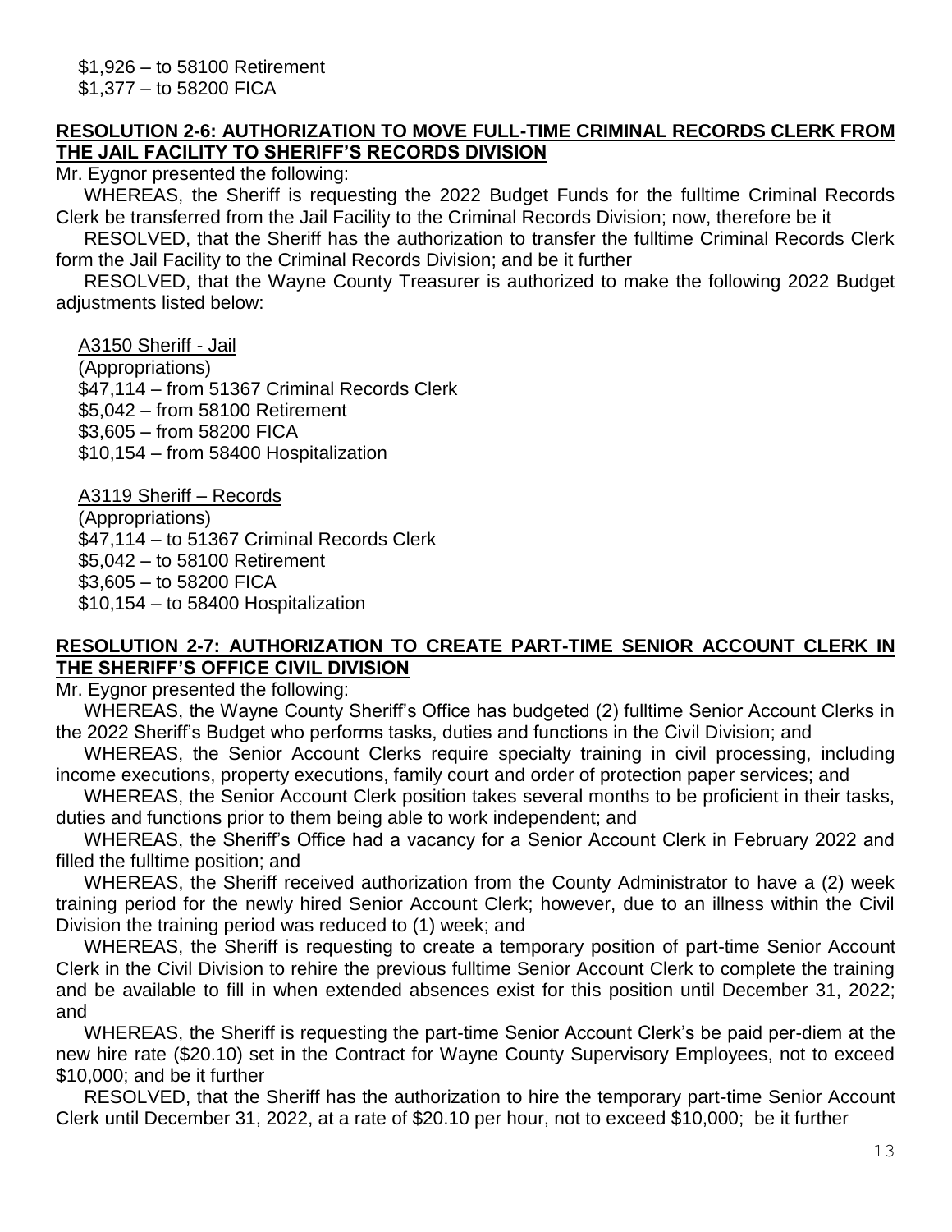$1,926 – to 58100 Retirement
$1,377 – to 58200 FICA

**RESOLUTION 2-6: AUTHORIZATION TO MOVE FULL-TIME CRIMINAL RECORDS CLERK FROM THE JAIL FACILITY TO SHERIFF'S RECORDS DIVISION**

Mr. Eygnor presented the following:

WHEREAS, the Sheriff is requesting the 2022 Budget Funds for the fulltime Criminal Records Clerk be transferred from the Jail Facility to the Criminal Records Division; now, therefore be it

RESOLVED, that the Sheriff has the authorization to transfer the fulltime Criminal Records Clerk form the Jail Facility to the Criminal Records Division; and be it further

RESOLVED, that the Wayne County Treasurer is authorized to make the following 2022 Budget adjustments listed below:

A3150 Sheriff - Jail
(Appropriations)
$47,114 – from 51367 Criminal Records Clerk
$5,042 – from 58100 Retirement
$3,605 – from 58200 FICA
$10,154 – from 58400 Hospitalization

A3119 Sheriff – Records
(Appropriations)
$47,114 – to 51367 Criminal Records Clerk
$5,042 – to 58100 Retirement
$3,605 – to 58200 FICA
$10,154 – to 58400 Hospitalization

**RESOLUTION 2-7: AUTHORIZATION TO CREATE PART-TIME SENIOR ACCOUNT CLERK IN THE SHERIFF'S OFFICE CIVIL DIVISION**

Mr. Eygnor presented the following:

WHEREAS, the Wayne County Sheriff's Office has budgeted (2) fulltime Senior Account Clerks in the 2022 Sheriff's Budget who performs tasks, duties and functions in the Civil Division; and

WHEREAS, the Senior Account Clerks require specialty training in civil processing, including income executions, property executions, family court and order of protection paper services; and

WHEREAS, the Senior Account Clerk position takes several months to be proficient in their tasks, duties and functions prior to them being able to work independent; and

WHEREAS, the Sheriff's Office had a vacancy for a Senior Account Clerk in February 2022 and filled the fulltime position; and

WHEREAS, the Sheriff received authorization from the County Administrator to have a (2) week training period for the newly hired Senior Account Clerk; however, due to an illness within the Civil Division the training period was reduced to (1) week; and

WHEREAS, the Sheriff is requesting to create a temporary position of part-time Senior Account Clerk in the Civil Division to rehire the previous fulltime Senior Account Clerk to complete the training and be available to fill in when extended absences exist for this position until December 31, 2022; and

WHEREAS, the Sheriff is requesting the part-time Senior Account Clerk's be paid per-diem at the new hire rate ($20.10) set in the Contract for Wayne County Supervisory Employees, not to exceed $10,000; and be it further

RESOLVED, that the Sheriff has the authorization to hire the temporary part-time Senior Account Clerk until December 31, 2022, at a rate of $20.10 per hour, not to exceed $10,000; be it further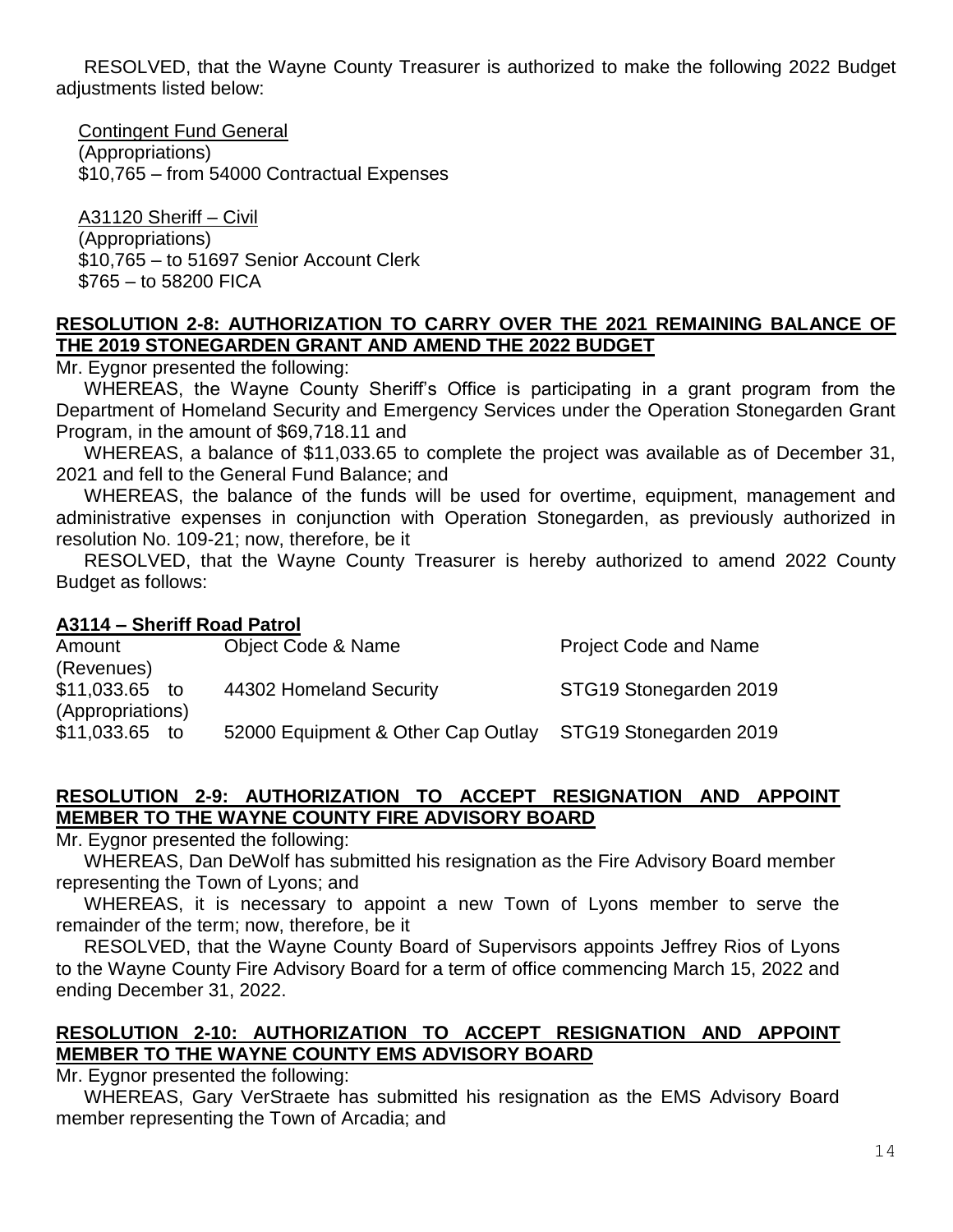RESOLVED, that the Wayne County Treasurer is authorized to make the following 2022 Budget adjustments listed below:

Contingent Fund General
(Appropriations)
$10,765 – from 54000 Contractual Expenses

A31120 Sheriff – Civil
(Appropriations)
$10,765 – to 51697 Senior Account Clerk
$765 – to 58200 FICA

**RESOLUTION 2-8: AUTHORIZATION TO CARRY OVER THE 2021 REMAINING BALANCE OF THE 2019 STONEGARDEN GRANT AND AMEND THE 2022 BUDGET**

Mr. Eygnor presented the following:

WHEREAS, the Wayne County Sheriff's Office is participating in a grant program from the Department of Homeland Security and Emergency Services under the Operation Stonegarden Grant Program, in the amount of $69,718.11 and

WHEREAS, a balance of $11,033.65 to complete the project was available as of December 31, 2021 and fell to the General Fund Balance; and

WHEREAS, the balance of the funds will be used for overtime, equipment, management and administrative expenses in conjunction with Operation Stonegarden, as previously authorized in resolution No. 109-21; now, therefore, be it

RESOLVED, that the Wayne County Treasurer is hereby authorized to amend 2022 County Budget as follows:

**A3114 – Sheriff Road Patrol**

| Amount | Object Code & Name | Project Code and Name |
|---|---|---|
| (Revenues) | | |
| $11,033.65 to | 44302 Homeland Security | STG19 Stonegarden 2019 |
| (Appropriations) | | |
| $11,033.65 to | 52000 Equipment & Other Cap Outlay | STG19 Stonegarden 2019 |

**RESOLUTION 2-9: AUTHORIZATION TO ACCEPT RESIGNATION AND APPOINT MEMBER TO THE WAYNE COUNTY FIRE ADVISORY BOARD**

Mr. Eygnor presented the following:

WHEREAS, Dan DeWolf has submitted his resignation as the Fire Advisory Board member representing the Town of Lyons; and

WHEREAS, it is necessary to appoint a new Town of Lyons member to serve the remainder of the term; now, therefore, be it

RESOLVED, that the Wayne County Board of Supervisors appoints Jeffrey Rios of Lyons to the Wayne County Fire Advisory Board for a term of office commencing March 15, 2022 and ending December 31, 2022.

**RESOLUTION 2-10: AUTHORIZATION TO ACCEPT RESIGNATION AND APPOINT MEMBER TO THE WAYNE COUNTY EMS ADVISORY BOARD**

Mr. Eygnor presented the following:

WHEREAS, Gary VerStraete has submitted his resignation as the EMS Advisory Board member representing the Town of Arcadia; and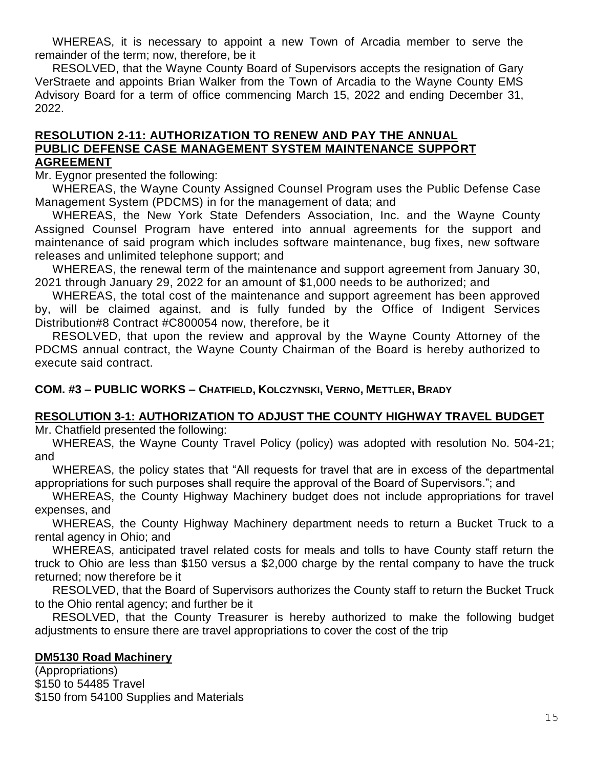WHEREAS, it is necessary to appoint a new Town of Arcadia member to serve the remainder of the term; now, therefore, be it

RESOLVED, that the Wayne County Board of Supervisors accepts the resignation of Gary VerStraete and appoints Brian Walker from the Town of Arcadia to the Wayne County EMS Advisory Board for a term of office commencing March 15, 2022 and ending December 31, 2022.

**RESOLUTION 2-11: AUTHORIZATION TO RENEW AND PAY THE ANNUAL PUBLIC DEFENSE CASE MANAGEMENT SYSTEM MAINTENANCE SUPPORT AGREEMENT**

Mr. Eygnor presented the following:

WHEREAS, the Wayne County Assigned Counsel Program uses the Public Defense Case Management System (PDCMS) in for the management of data; and

WHEREAS, the New York State Defenders Association, Inc. and the Wayne County Assigned Counsel Program have entered into annual agreements for the support and maintenance of said program which includes software maintenance, bug fixes, new software releases and unlimited telephone support; and

WHEREAS, the renewal term of the maintenance and support agreement from January 30, 2021 through January 29, 2022 for an amount of $1,000 needs to be authorized; and

WHEREAS, the total cost of the maintenance and support agreement has been approved by, will be claimed against, and is fully funded by the Office of Indigent Services Distribution#8 Contract #C800054 now, therefore, be it

RESOLVED, that upon the review and approval by the Wayne County Attorney of the PDCMS annual contract, the Wayne County Chairman of the Board is hereby authorized to execute said contract.

**COM. #3 – PUBLIC WORKS – CHATFIELD, KOLCZYNSKI, VERNO, METTLER, BRADY**

**RESOLUTION 3-1: AUTHORIZATION TO ADJUST THE COUNTY HIGHWAY TRAVEL BUDGET**

Mr. Chatfield presented the following:

WHEREAS, the Wayne County Travel Policy (policy) was adopted with resolution No. 504-21; and

WHEREAS, the policy states that "All requests for travel that are in excess of the departmental appropriations for such purposes shall require the approval of the Board of Supervisors."; and

WHEREAS, the County Highway Machinery budget does not include appropriations for travel expenses, and

WHEREAS, the County Highway Machinery department needs to return a Bucket Truck to a rental agency in Ohio; and

WHEREAS, anticipated travel related costs for meals and tolls to have County staff return the truck to Ohio are less than $150 versus a $2,000 charge by the rental company to have the truck returned; now therefore be it

RESOLVED, that the Board of Supervisors authorizes the County staff to return the Bucket Truck to the Ohio rental agency; and further be it

RESOLVED, that the County Treasurer is hereby authorized to make the following budget adjustments to ensure there are travel appropriations to cover the cost of the trip

**DM5130 Road Machinery**

(Appropriations)
$150 to 54485 Travel
$150 from 54100 Supplies and Materials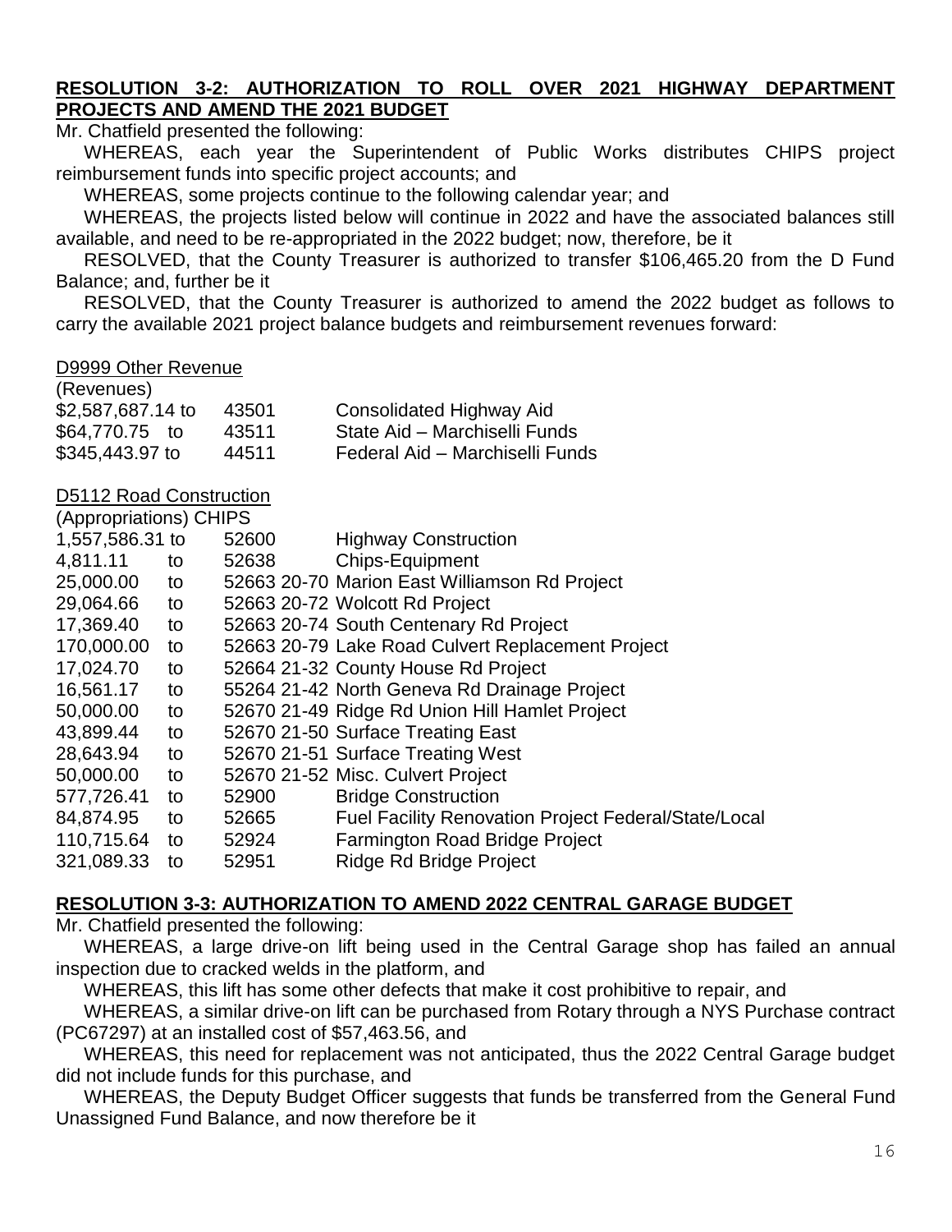**RESOLUTION 3-2: AUTHORIZATION TO ROLL OVER 2021 HIGHWAY DEPARTMENT PROJECTS AND AMEND THE 2021 BUDGET**

Mr. Chatfield presented the following:

WHEREAS, each year the Superintendent of Public Works distributes CHIPS project reimbursement funds into specific project accounts; and

WHEREAS, some projects continue to the following calendar year; and

WHEREAS, the projects listed below will continue in 2022 and have the associated balances still available, and need to be re-appropriated in the 2022 budget; now, therefore, be it

RESOLVED, that the County Treasurer is authorized to transfer $106,465.20 from the D Fund Balance; and, further be it

RESOLVED, that the County Treasurer is authorized to amend the 2022 budget as follows to carry the available 2021 project balance budgets and reimbursement revenues forward:

D9999 Other Revenue

(Revenues)

| | | | |
|---|---|---|---|
| $2,587,687.14 | to | 43501 | Consolidated Highway Aid |
| $64,770.75 | to | 43511 | State Aid – Marchiselli Funds |
| $345,443.97 | to | 44511 | Federal Aid – Marchiselli Funds |

D5112 Road Construction

(Appropriations) CHIPS

| | | | |
|---|---|---|---|
| 1,557,586.31 | to | 52600 | Highway Construction |
| 4,811.11 | to | 52638 | Chips-Equipment |
| 25,000.00 | to | 52663 20-70 | Marion East Williamson Rd Project |
| 29,064.66 | to | 52663 20-72 | Wolcott Rd Project |
| 17,369.40 | to | 52663 20-74 | South Centenary Rd Project |
| 170,000.00 | to | 52663 20-79 | Lake Road Culvert Replacement Project |
| 17,024.70 | to | 52664 21-32 | County House Rd Project |
| 16,561.17 | to | 55264 21-42 | North Geneva Rd Drainage Project |
| 50,000.00 | to | 52670 21-49 | Ridge Rd Union Hill Hamlet Project |
| 43,899.44 | to | 52670 21-50 | Surface Treating East |
| 28,643.94 | to | 52670 21-51 | Surface Treating West |
| 50,000.00 | to | 52670 21-52 | Misc. Culvert Project |
| 577,726.41 | to | 52900 | Bridge Construction |
| 84,874.95 | to | 52665 | Fuel Facility Renovation Project Federal/State/Local |
| 110,715.64 | to | 52924 | Farmington Road Bridge Project |
| 321,089.33 | to | 52951 | Ridge Rd Bridge Project |

**RESOLUTION 3-3: AUTHORIZATION TO AMEND 2022 CENTRAL GARAGE BUDGET**

Mr. Chatfield presented the following:

WHEREAS, a large drive-on lift being used in the Central Garage shop has failed an annual inspection due to cracked welds in the platform, and

WHEREAS, this lift has some other defects that make it cost prohibitive to repair, and

WHEREAS, a similar drive-on lift can be purchased from Rotary through a NYS Purchase contract (PC67297) at an installed cost of $57,463.56, and

WHEREAS, this need for replacement was not anticipated, thus the 2022 Central Garage budget did not include funds for this purchase, and

WHEREAS, the Deputy Budget Officer suggests that funds be transferred from the General Fund Unassigned Fund Balance, and now therefore be it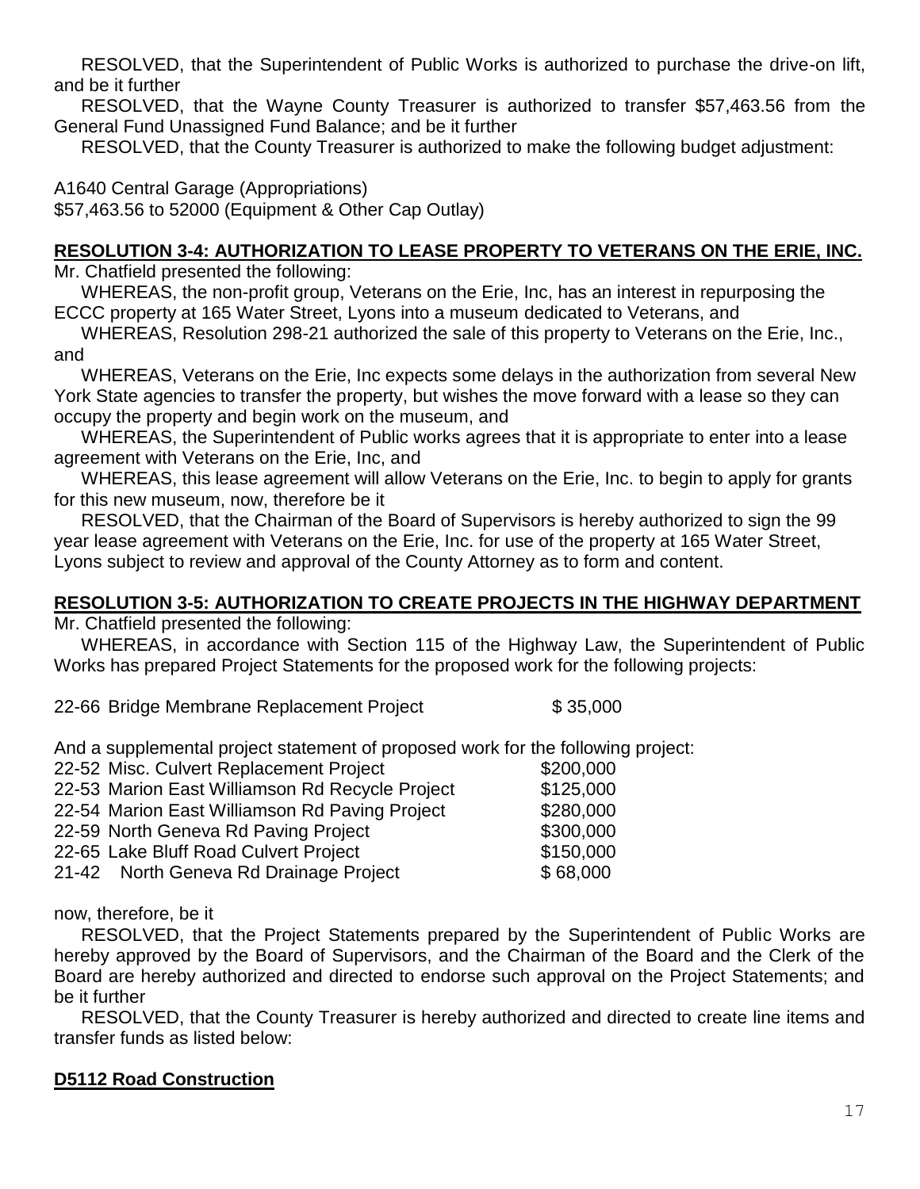RESOLVED, that the Superintendent of Public Works is authorized to purchase the drive-on lift, and be it further

RESOLVED, that the Wayne County Treasurer is authorized to transfer $57,463.56 from the General Fund Unassigned Fund Balance; and be it further

RESOLVED, that the County Treasurer is authorized to make the following budget adjustment:

A1640 Central Garage (Appropriations)
$57,463.56 to 52000 (Equipment & Other Cap Outlay)

## RESOLUTION 3-4: AUTHORIZATION TO LEASE PROPERTY TO VETERANS ON THE ERIE, INC.

Mr. Chatfield presented the following:

WHEREAS, the non-profit group, Veterans on the Erie, Inc, has an interest in repurposing the ECCC property at 165 Water Street, Lyons into a museum dedicated to Veterans, and

WHEREAS, Resolution 298-21 authorized the sale of this property to Veterans on the Erie, Inc., and

WHEREAS, Veterans on the Erie, Inc expects some delays in the authorization from several New York State agencies to transfer the property, but wishes the move forward with a lease so they can occupy the property and begin work on the museum, and

WHEREAS, the Superintendent of Public works agrees that it is appropriate to enter into a lease agreement with Veterans on the Erie, Inc, and

WHEREAS, this lease agreement will allow Veterans on the Erie, Inc. to begin to apply for grants for this new museum, now, therefore be it

RESOLVED, that the Chairman of the Board of Supervisors is hereby authorized to sign the 99 year lease agreement with Veterans on the Erie, Inc. for use of the property at 165 Water Street, Lyons subject to review and approval of the County Attorney as to form and content.

## RESOLUTION 3-5: AUTHORIZATION TO CREATE PROJECTS IN THE HIGHWAY DEPARTMENT

Mr. Chatfield presented the following:

WHEREAS, in accordance with Section 115 of the Highway Law, the Superintendent of Public Works has prepared Project Statements for the proposed work for the following projects:

| | |
|---|---|
| 22-66 Bridge Membrane Replacement Project | $ 35,000 |

And a supplemental project statement of proposed work for the following project:

| | |
|---|---|
| 22-52 Misc. Culvert Replacement Project | $200,000 |
| 22-53 Marion East Williamson Rd Recycle Project | $125,000 |
| 22-54 Marion East Williamson Rd Paving Project | $280,000 |
| 22-59 North Geneva Rd Paving Project | $300,000 |
| 22-65 Lake Bluff Road Culvert Project | $150,000 |
| 21-42 North Geneva Rd Drainage Project | $ 68,000 |

now, therefore, be it

RESOLVED, that the Project Statements prepared by the Superintendent of Public Works are hereby approved by the Board of Supervisors, and the Chairman of the Board and the Clerk of the Board are hereby authorized and directed to endorse such approval on the Project Statements; and be it further

RESOLVED, that the County Treasurer is hereby authorized and directed to create line items and transfer funds as listed below:

**D5112 Road Construction**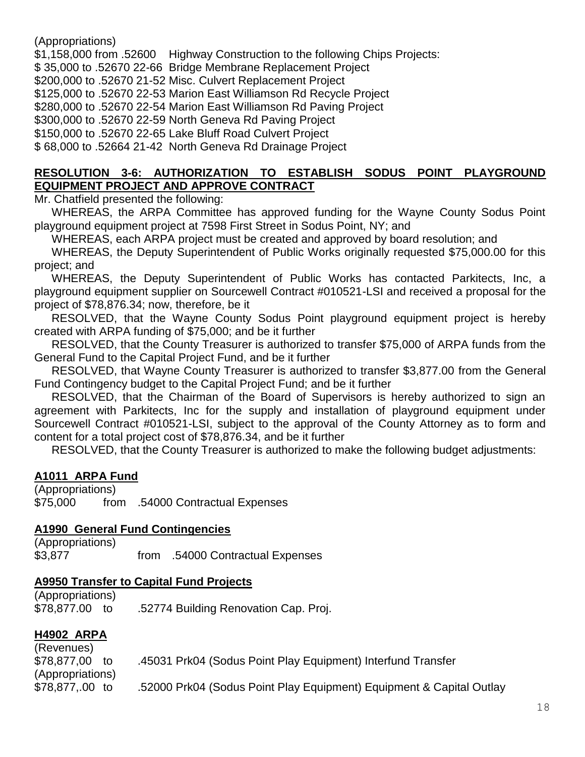(Appropriations)
$1,158,000 from .52600 Highway Construction to the following Chips Projects:
$ 35,000 to .52670 22-66 Bridge Membrane Replacement Project
$200,000 to .52670 21-52 Misc. Culvert Replacement Project
$125,000 to .52670 22-53 Marion East Williamson Rd Recycle Project
$280,000 to .52670 22-54 Marion East Williamson Rd Paving Project
$300,000 to .52670 22-59 North Geneva Rd Paving Project
$150,000 to .52670 22-65 Lake Bluff Road Culvert Project
$ 68,000 to .52664 21-42 North Geneva Rd Drainage Project

**RESOLUTION 3-6: AUTHORIZATION TO ESTABLISH SODUS POINT PLAYGROUND EQUIPMENT PROJECT AND APPROVE CONTRACT**

Mr. Chatfield presented the following:

WHEREAS, the ARPA Committee has approved funding for the Wayne County Sodus Point playground equipment project at 7598 First Street in Sodus Point, NY; and

WHEREAS, each ARPA project must be created and approved by board resolution; and

WHEREAS, the Deputy Superintendent of Public Works originally requested $75,000.00 for this project; and

WHEREAS, the Deputy Superintendent of Public Works has contacted Parkitects, Inc, a playground equipment supplier on Sourcewell Contract #010521-LSI and received a proposal for the project of $78,876.34; now, therefore, be it

RESOLVED, that the Wayne County Sodus Point playground equipment project is hereby created with ARPA funding of $75,000; and be it further

RESOLVED, that the County Treasurer is authorized to transfer $75,000 of ARPA funds from the General Fund to the Capital Project Fund, and be it further

RESOLVED, that Wayne County Treasurer is authorized to transfer $3,877.00 from the General Fund Contingency budget to the Capital Project Fund; and be it further

RESOLVED, that the Chairman of the Board of Supervisors is hereby authorized to sign an agreement with Parkitects, Inc for the supply and installation of playground equipment under Sourcewell Contract #010521-LSI, subject to the approval of the County Attorney as to form and content for a total project cost of $78,876.34, and be it further

RESOLVED, that the County Treasurer is authorized to make the following budget adjustments:

**A1011 ARPA Fund**

(Appropriations)
$75,000 from .54000 Contractual Expenses

**A1990 General Fund Contingencies**

(Appropriations)
$3,877 from .54000 Contractual Expenses

**A9950 Transfer to Capital Fund Projects**

(Appropriations)
$78,877.00 to .52774 Building Renovation Cap. Proj.

**H4902 ARPA**

(Revenues)
$78,877,00 to .45031 Prk04 (Sodus Point Play Equipment) Interfund Transfer
(Appropriations)
$78,877,.00 to .52000 Prk04 (Sodus Point Play Equipment) Equipment & Capital Outlay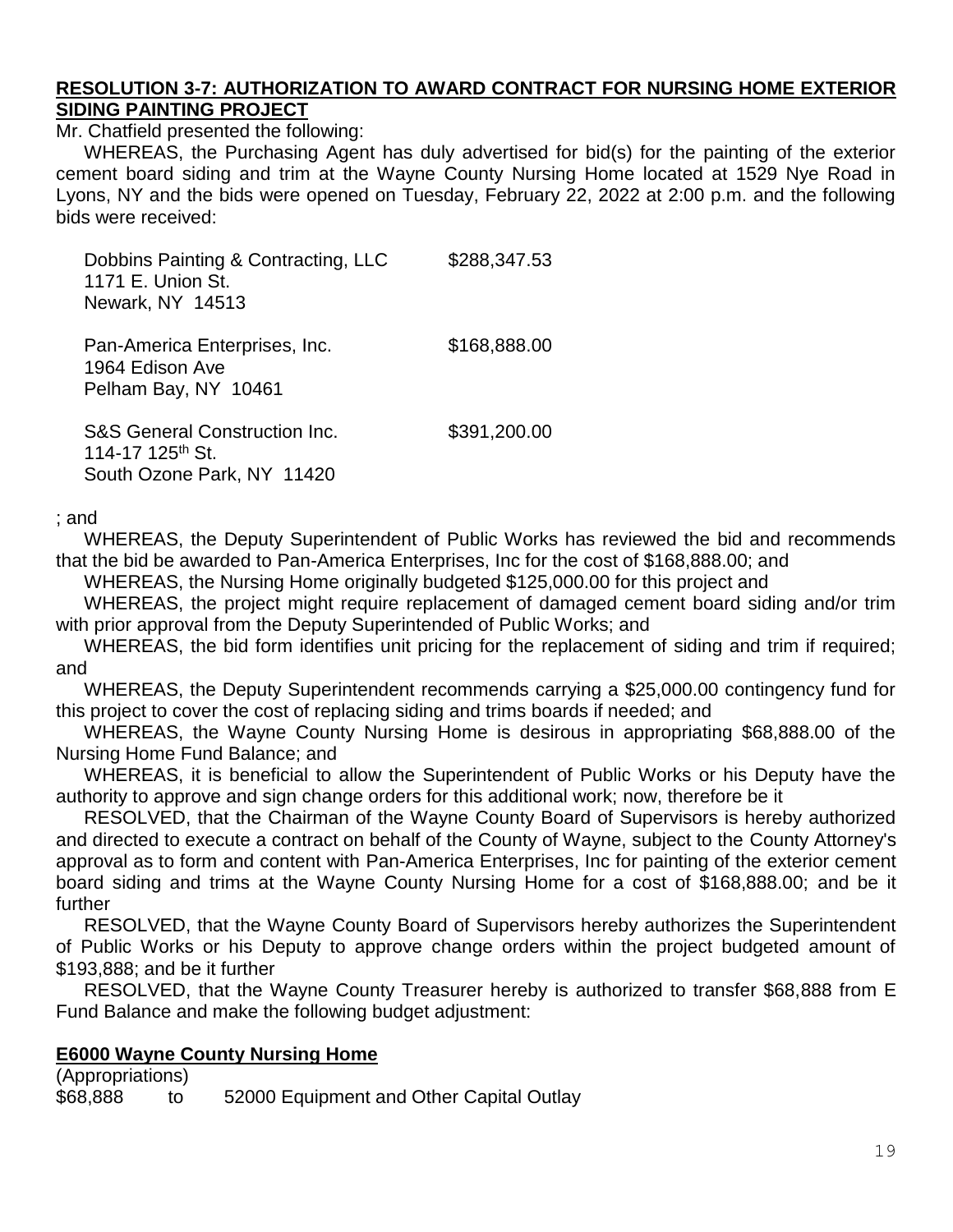**RESOLUTION 3-7: AUTHORIZATION TO AWARD CONTRACT FOR NURSING HOME EXTERIOR SIDING PAINTING PROJECT**

Mr. Chatfield presented the following:

WHEREAS, the Purchasing Agent has duly advertised for bid(s) for the painting of the exterior cement board siding and trim at the Wayne County Nursing Home located at 1529 Nye Road in Lyons, NY and the bids were opened on Tuesday, February 22, 2022 at 2:00 p.m. and the following bids were received:

| | |
|---|---|
| Dobbins Painting & Contracting, LLC<br>1171 E. Union St.<br>Newark, NY 14513 | $288,347.53 |
| Pan-America Enterprises, Inc.<br>1964 Edison Ave<br>Pelham Bay, NY 10461 | $168,888.00 |
| S&S General Construction Inc.<br>114-17 125th St.<br>South Ozone Park, NY 11420 | $391,200.00 |

; and

WHEREAS, the Deputy Superintendent of Public Works has reviewed the bid and recommends that the bid be awarded to Pan-America Enterprises, Inc for the cost of $168,888.00; and

WHEREAS, the Nursing Home originally budgeted $125,000.00 for this project and

WHEREAS, the project might require replacement of damaged cement board siding and/or trim with prior approval from the Deputy Superintended of Public Works; and

WHEREAS, the bid form identifies unit pricing for the replacement of siding and trim if required; and

WHEREAS, the Deputy Superintendent recommends carrying a $25,000.00 contingency fund for this project to cover the cost of replacing siding and trims boards if needed; and

WHEREAS, the Wayne County Nursing Home is desirous in appropriating $68,888.00 of the Nursing Home Fund Balance; and

WHEREAS, it is beneficial to allow the Superintendent of Public Works or his Deputy have the authority to approve and sign change orders for this additional work; now, therefore be it

RESOLVED, that the Chairman of the Wayne County Board of Supervisors is hereby authorized and directed to execute a contract on behalf of the County of Wayne, subject to the County Attorney's approval as to form and content with Pan-America Enterprises, Inc for painting of the exterior cement board siding and trims at the Wayne County Nursing Home for a cost of $168,888.00; and be it further

RESOLVED, that the Wayne County Board of Supervisors hereby authorizes the Superintendent of Public Works or his Deputy to approve change orders within the project budgeted amount of $193,888; and be it further

RESOLVED, that the Wayne County Treasurer hereby is authorized to transfer $68,888 from E Fund Balance and make the following budget adjustment:

**E6000 Wayne County Nursing Home**

(Appropriations)
$68,888 to 52000 Equipment and Other Capital Outlay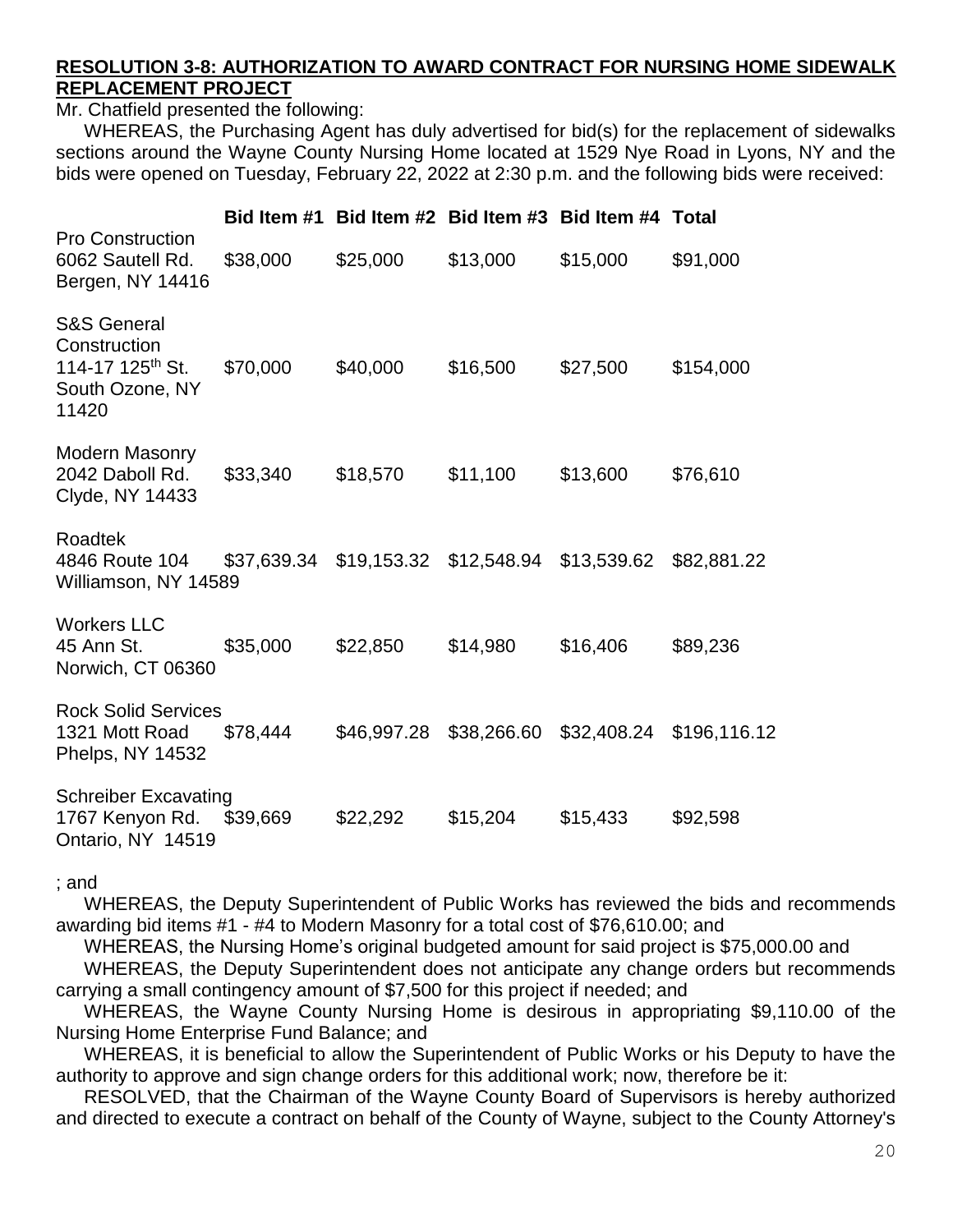**RESOLUTION 3-8: AUTHORIZATION TO AWARD CONTRACT FOR NURSING HOME SIDEWALK REPLACEMENT PROJECT**

Mr. Chatfield presented the following:

WHEREAS, the Purchasing Agent has duly advertised for bid(s) for the replacement of sidewalks sections around the Wayne County Nursing Home located at 1529 Nye Road in Lyons, NY and the bids were opened on Tuesday, February 22, 2022 at 2:30 p.m. and the following bids were received:

| | Bid Item #1 | Bid Item #2 | Bid Item #3 | Bid Item #4 | Total |
|---|---|---|---|---|---|
| Pro Construction 6062 Sautell Rd. Bergen, NY 14416 | $38,000 | $25,000 | $13,000 | $15,000 | $91,000 |
| S&S General Construction 114-17 125th St. South Ozone, NY 11420 | $70,000 | $40,000 | $16,500 | $27,500 | $154,000 |
| Modern Masonry 2042 Daboll Rd. Clyde, NY 14433 | $33,340 | $18,570 | $11,100 | $13,600 | $76,610 |
| Roadtek 4846 Route 104 Williamson, NY 14589 | $37,639.34 | $19,153.32 | $12,548.94 | $13,539.62 | $82,881.22 |
| Workers LLC 45 Ann St. Norwich, CT 06360 | $35,000 | $22,850 | $14,980 | $16,406 | $89,236 |
| Rock Solid Services 1321 Mott Road Phelps, NY 14532 | $78,444 | $46,997.28 | $38,266.60 | $32,408.24 | $196,116.12 |
| Schreiber Excavating 1767 Kenyon Rd. Ontario, NY 14519 | $39,669 | $22,292 | $15,204 | $15,433 | $92,598 |

; and

WHEREAS, the Deputy Superintendent of Public Works has reviewed the bids and recommends awarding bid items #1 - #4 to Modern Masonry for a total cost of $76,610.00; and

WHEREAS, the Nursing Home's original budgeted amount for said project is $75,000.00 and

WHEREAS, the Deputy Superintendent does not anticipate any change orders but recommends carrying a small contingency amount of $7,500 for this project if needed; and

WHEREAS, the Wayne County Nursing Home is desirous in appropriating $9,110.00 of the Nursing Home Enterprise Fund Balance; and

WHEREAS, it is beneficial to allow the Superintendent of Public Works or his Deputy to have the authority to approve and sign change orders for this additional work; now, therefore be it:

RESOLVED, that the Chairman of the Wayne County Board of Supervisors is hereby authorized and directed to execute a contract on behalf of the County of Wayne, subject to the County Attorney's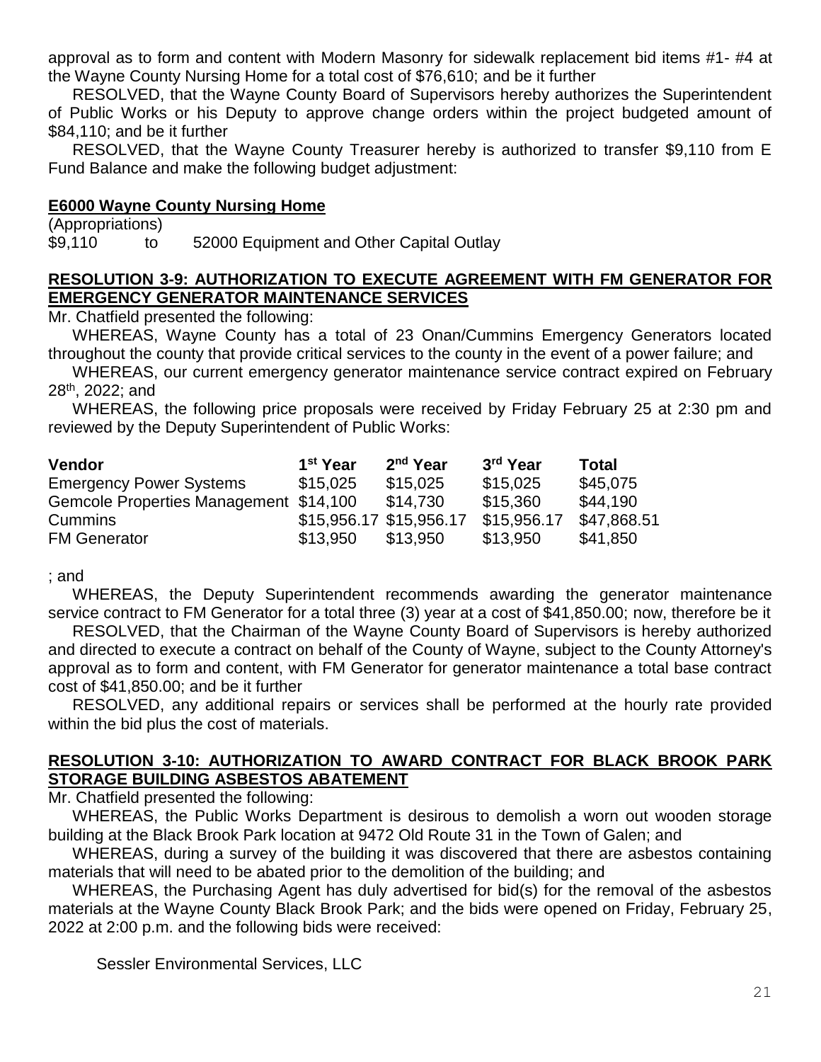approval as to form and content with Modern Masonry for sidewalk replacement bid items #1- #4 at the Wayne County Nursing Home for a total cost of $76,610; and be it further

RESOLVED, that the Wayne County Board of Supervisors hereby authorizes the Superintendent of Public Works or his Deputy to approve change orders within the project budgeted amount of $84,110; and be it further

RESOLVED, that the Wayne County Treasurer hereby is authorized to transfer $9,110 from E Fund Balance and make the following budget adjustment:

**E6000 Wayne County Nursing Home**

(Appropriations)
$9,110 to 52000 Equipment and Other Capital Outlay

**RESOLUTION 3-9: AUTHORIZATION TO EXECUTE AGREEMENT WITH FM GENERATOR FOR EMERGENCY GENERATOR MAINTENANCE SERVICES**

Mr. Chatfield presented the following:

WHEREAS, Wayne County has a total of 23 Onan/Cummins Emergency Generators located throughout the county that provide critical services to the county in the event of a power failure; and

WHEREAS, our current emergency generator maintenance service contract expired on February 28th, 2022; and

WHEREAS, the following price proposals were received by Friday February 25 at 2:30 pm and reviewed by the Deputy Superintendent of Public Works:

| Vendor | 1st Year | 2nd Year | 3rd Year | Total |
|---|---|---|---|---|
| Emergency Power Systems | $15,025 | $15,025 | $15,025 | $45,075 |
| Gemcole Properties Management | $14,100 | $14,730 | $15,360 | $44,190 |
| Cummins | $15,956.17 | $15,956.17 | $15,956.17 | $47,868.51 |
| FM Generator | $13,950 | $13,950 | $13,950 | $41,850 |

; and

WHEREAS, the Deputy Superintendent recommends awarding the generator maintenance service contract to FM Generator for a total three (3) year at a cost of $41,850.00; now, therefore be it

RESOLVED, that the Chairman of the Wayne County Board of Supervisors is hereby authorized and directed to execute a contract on behalf of the County of Wayne, subject to the County Attorney's approval as to form and content, with FM Generator for generator maintenance a total base contract cost of $41,850.00; and be it further

RESOLVED, any additional repairs or services shall be performed at the hourly rate provided within the bid plus the cost of materials.

**RESOLUTION 3-10: AUTHORIZATION TO AWARD CONTRACT FOR BLACK BROOK PARK STORAGE BUILDING ASBESTOS ABATEMENT**

Mr. Chatfield presented the following:

WHEREAS, the Public Works Department is desirous to demolish a worn out wooden storage building at the Black Brook Park location at 9472 Old Route 31 in the Town of Galen; and

WHEREAS, during a survey of the building it was discovered that there are asbestos containing materials that will need to be abated prior to the demolition of the building; and

WHEREAS, the Purchasing Agent has duly advertised for bid(s) for the removal of the asbestos materials at the Wayne County Black Brook Park; and the bids were opened on Friday, February 25, 2022 at 2:00 p.m. and the following bids were received:

Sessler Environmental Services, LLC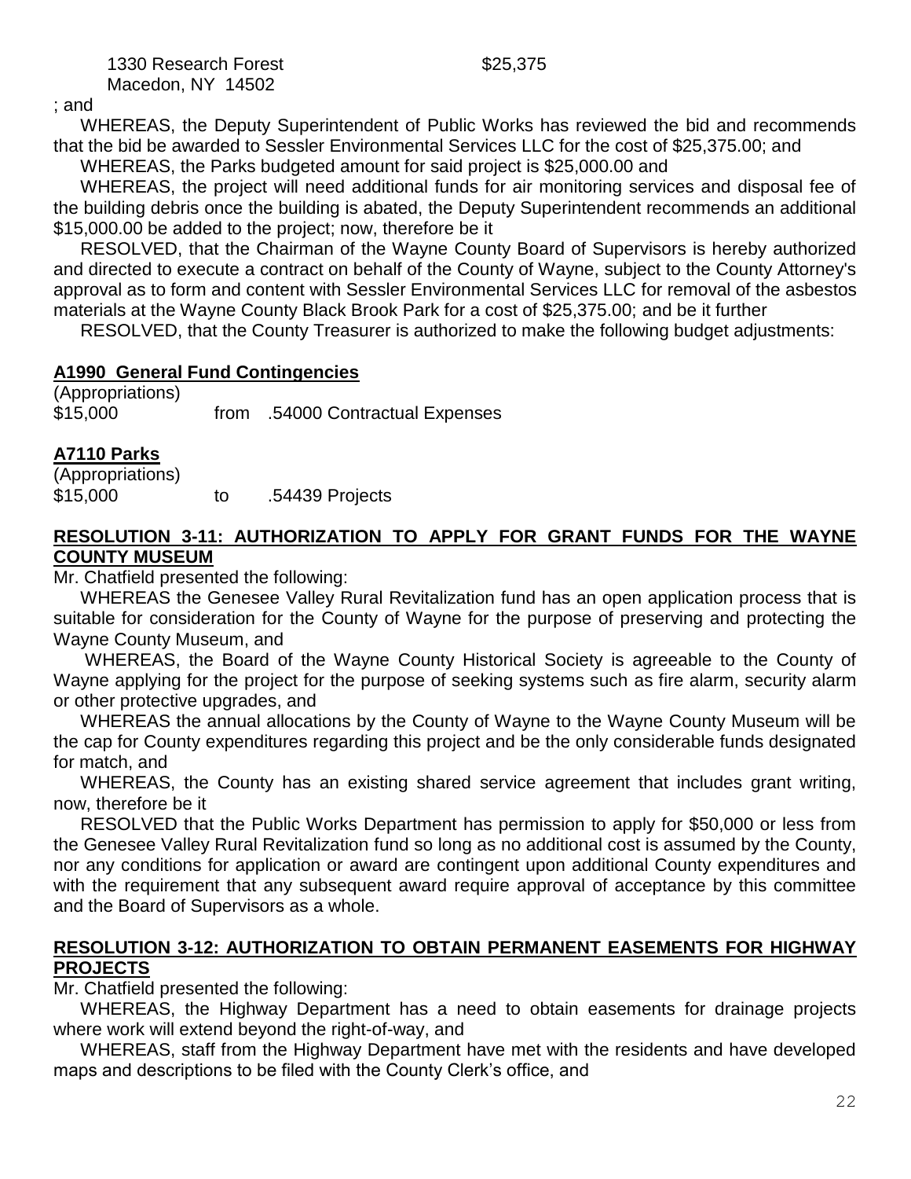1330 Research Forest $25,375
Macedon, NY 14502

; and

WHEREAS, the Deputy Superintendent of Public Works has reviewed the bid and recommends that the bid be awarded to Sessler Environmental Services LLC for the cost of $25,375.00; and

WHEREAS, the Parks budgeted amount for said project is $25,000.00 and

WHEREAS, the project will need additional funds for air monitoring services and disposal fee of the building debris once the building is abated, the Deputy Superintendent recommends an additional $15,000.00 be added to the project; now, therefore be it

RESOLVED, that the Chairman of the Wayne County Board of Supervisors is hereby authorized and directed to execute a contract on behalf of the County of Wayne, subject to the County Attorney's approval as to form and content with Sessler Environmental Services LLC for removal of the asbestos materials at the Wayne County Black Brook Park for a cost of $25,375.00; and be it further

RESOLVED, that the County Treasurer is authorized to make the following budget adjustments:

**A1990 General Fund Contingencies**

(Appropriations)
$15,000 from .54000 Contractual Expenses

**A7110 Parks**

(Appropriations)
$15,000 to .54439 Projects

## RESOLUTION 3-11: AUTHORIZATION TO APPLY FOR GRANT FUNDS FOR THE WAYNE COUNTY MUSEUM

Mr. Chatfield presented the following:

WHEREAS the Genesee Valley Rural Revitalization fund has an open application process that is suitable for consideration for the County of Wayne for the purpose of preserving and protecting the Wayne County Museum, and

WHEREAS, the Board of the Wayne County Historical Society is agreeable to the County of Wayne applying for the project for the purpose of seeking systems such as fire alarm, security alarm or other protective upgrades, and

WHEREAS the annual allocations by the County of Wayne to the Wayne County Museum will be the cap for County expenditures regarding this project and be the only considerable funds designated for match, and

WHEREAS, the County has an existing shared service agreement that includes grant writing, now, therefore be it

RESOLVED that the Public Works Department has permission to apply for $50,000 or less from the Genesee Valley Rural Revitalization fund so long as no additional cost is assumed by the County, nor any conditions for application or award are contingent upon additional County expenditures and with the requirement that any subsequent award require approval of acceptance by this committee and the Board of Supervisors as a whole.

## RESOLUTION 3-12: AUTHORIZATION TO OBTAIN PERMANENT EASEMENTS FOR HIGHWAY PROJECTS

Mr. Chatfield presented the following:

WHEREAS, the Highway Department has a need to obtain easements for drainage projects where work will extend beyond the right-of-way, and

WHEREAS, staff from the Highway Department have met with the residents and have developed maps and descriptions to be filed with the County Clerk's office, and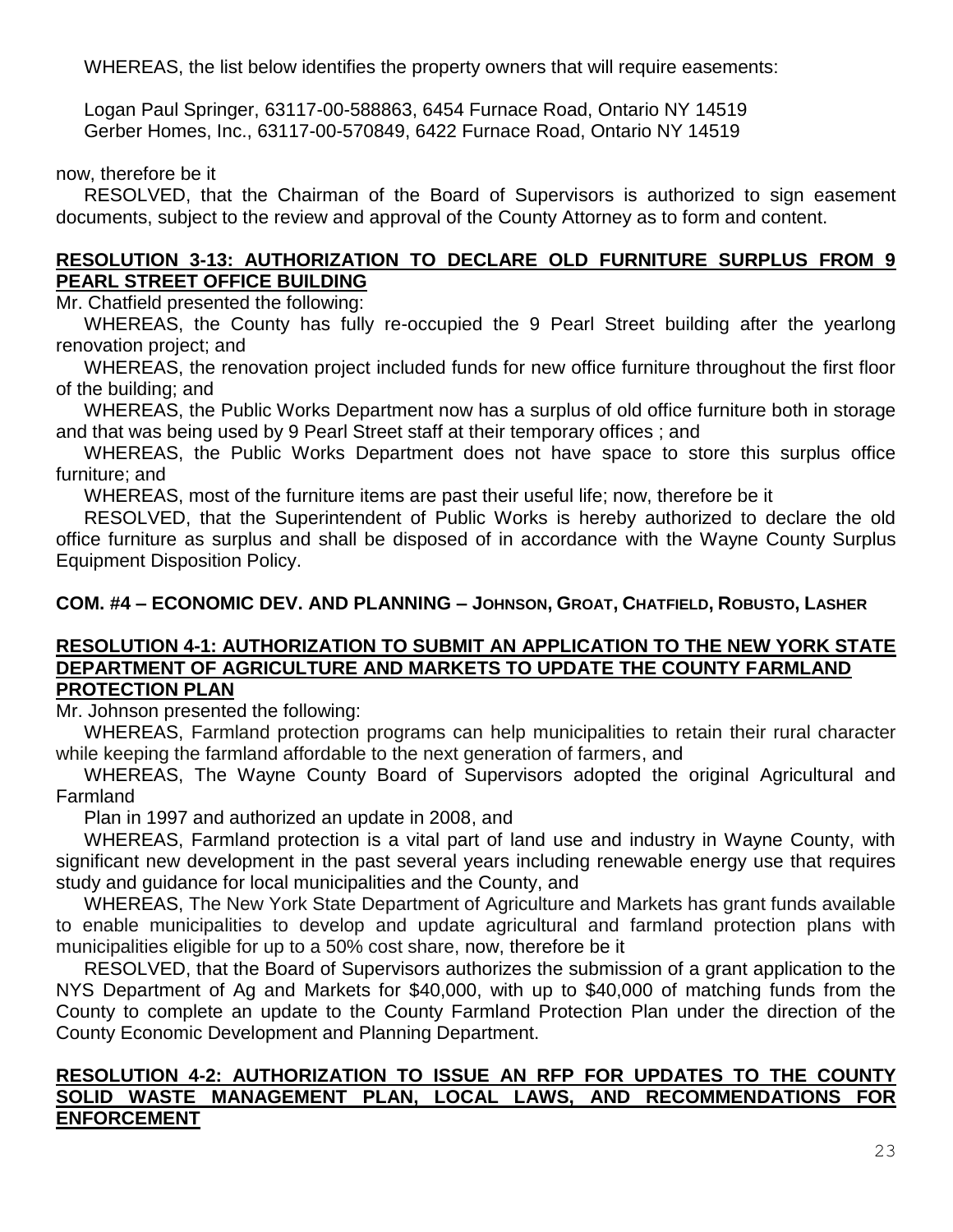WHEREAS, the list below identifies the property owners that will require easements:

Logan Paul Springer, 63117-00-588863, 6454 Furnace Road, Ontario NY 14519
Gerber Homes, Inc., 63117-00-570849, 6422 Furnace Road, Ontario NY 14519

now, therefore be it

RESOLVED, that the Chairman of the Board of Supervisors is authorized to sign easement documents, subject to the review and approval of the County Attorney as to form and content.

**RESOLUTION 3-13: AUTHORIZATION TO DECLARE OLD FURNITURE SURPLUS FROM 9 PEARL STREET OFFICE BUILDING**

Mr. Chatfield presented the following:

WHEREAS, the County has fully re-occupied the 9 Pearl Street building after the yearlong renovation project; and

WHEREAS, the renovation project included funds for new office furniture throughout the first floor of the building; and

WHEREAS, the Public Works Department now has a surplus of old office furniture both in storage and that was being used by 9 Pearl Street staff at their temporary offices ; and

WHEREAS, the Public Works Department does not have space to store this surplus office furniture; and

WHEREAS, most of the furniture items are past their useful life; now, therefore be it

RESOLVED, that the Superintendent of Public Works is hereby authorized to declare the old office furniture as surplus and shall be disposed of in accordance with the Wayne County Surplus Equipment Disposition Policy.

**COM. #4 – ECONOMIC DEV. AND PLANNING – JOHNSON, GROAT, CHATFIELD, ROBUSTO, LASHER**

**RESOLUTION 4-1: AUTHORIZATION TO SUBMIT AN APPLICATION TO THE NEW YORK STATE DEPARTMENT OF AGRICULTURE AND MARKETS TO UPDATE THE COUNTY FARMLAND PROTECTION PLAN**

Mr. Johnson presented the following:

WHEREAS, Farmland protection programs can help municipalities to retain their rural character while keeping the farmland affordable to the next generation of farmers, and

WHEREAS, The Wayne County Board of Supervisors adopted the original Agricultural and Farmland

Plan in 1997 and authorized an update in 2008, and

WHEREAS, Farmland protection is a vital part of land use and industry in Wayne County, with significant new development in the past several years including renewable energy use that requires study and guidance for local municipalities and the County, and

WHEREAS, The New York State Department of Agriculture and Markets has grant funds available to enable municipalities to develop and update agricultural and farmland protection plans with municipalities eligible for up to a 50% cost share, now, therefore be it

RESOLVED, that the Board of Supervisors authorizes the submission of a grant application to the NYS Department of Ag and Markets for $40,000, with up to $40,000 of matching funds from the County to complete an update to the County Farmland Protection Plan under the direction of the County Economic Development and Planning Department.

**RESOLUTION 4-2: AUTHORIZATION TO ISSUE AN RFP FOR UPDATES TO THE COUNTY SOLID WASTE MANAGEMENT PLAN, LOCAL LAWS, AND RECOMMENDATIONS FOR ENFORCEMENT**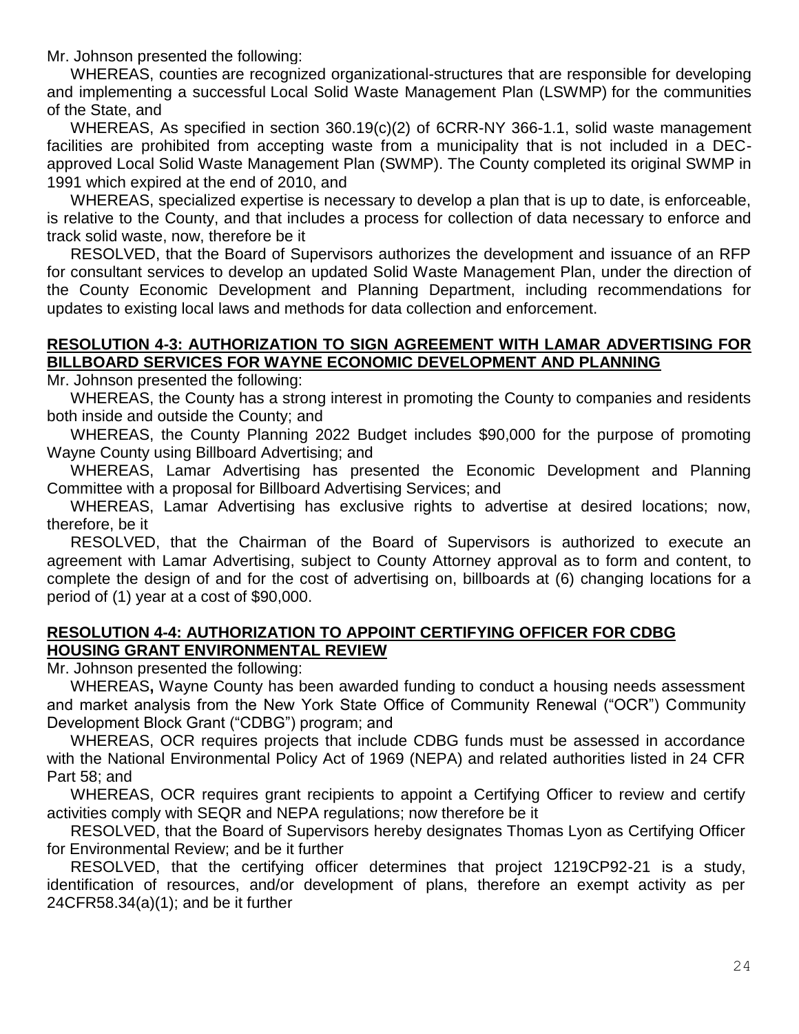Mr. Johnson presented the following:

WHEREAS, counties are recognized organizational-structures that are responsible for developing and implementing a successful Local Solid Waste Management Plan (LSWMP) for the communities of the State, and

WHEREAS, As specified in section 360.19(c)(2) of 6CRR-NY 366-1.1, solid waste management facilities are prohibited from accepting waste from a municipality that is not included in a DEC-approved Local Solid Waste Management Plan (SWMP). The County completed its original SWMP in 1991 which expired at the end of 2010, and

WHEREAS, specialized expertise is necessary to develop a plan that is up to date, is enforceable, is relative to the County, and that includes a process for collection of data necessary to enforce and track solid waste, now, therefore be it

RESOLVED, that the Board of Supervisors authorizes the development and issuance of an RFP for consultant services to develop an updated Solid Waste Management Plan, under the direction of the County Economic Development and Planning Department, including recommendations for updates to existing local laws and methods for data collection and enforcement.

**RESOLUTION 4-3: AUTHORIZATION TO SIGN AGREEMENT WITH LAMAR ADVERTISING FOR BILLBOARD SERVICES FOR WAYNE ECONOMIC DEVELOPMENT AND PLANNING**

Mr. Johnson presented the following:

WHEREAS, the County has a strong interest in promoting the County to companies and residents both inside and outside the County; and

WHEREAS, the County Planning 2022 Budget includes $90,000 for the purpose of promoting Wayne County using Billboard Advertising; and

WHEREAS, Lamar Advertising has presented the Economic Development and Planning Committee with a proposal for Billboard Advertising Services; and

WHEREAS, Lamar Advertising has exclusive rights to advertise at desired locations; now, therefore, be it

RESOLVED, that the Chairman of the Board of Supervisors is authorized to execute an agreement with Lamar Advertising, subject to County Attorney approval as to form and content, to complete the design of and for the cost of advertising on, billboards at (6) changing locations for a period of (1) year at a cost of $90,000.

**RESOLUTION 4-4: AUTHORIZATION TO APPOINT CERTIFYING OFFICER FOR CDBG HOUSING GRANT ENVIRONMENTAL REVIEW**

Mr. Johnson presented the following:

WHEREAS**,** Wayne County has been awarded funding to conduct a housing needs assessment and market analysis from the New York State Office of Community Renewal ("OCR") Community Development Block Grant ("CDBG") program; and

WHEREAS, OCR requires projects that include CDBG funds must be assessed in accordance with the National Environmental Policy Act of 1969 (NEPA) and related authorities listed in 24 CFR Part 58; and

WHEREAS, OCR requires grant recipients to appoint a Certifying Officer to review and certify activities comply with SEQR and NEPA regulations; now therefore be it

RESOLVED, that the Board of Supervisors hereby designates Thomas Lyon as Certifying Officer for Environmental Review; and be it further

RESOLVED, that the certifying officer determines that project 1219CP92-21 is a study, identification of resources, and/or development of plans, therefore an exempt activity as per 24CFR58.34(a)(1); and be it further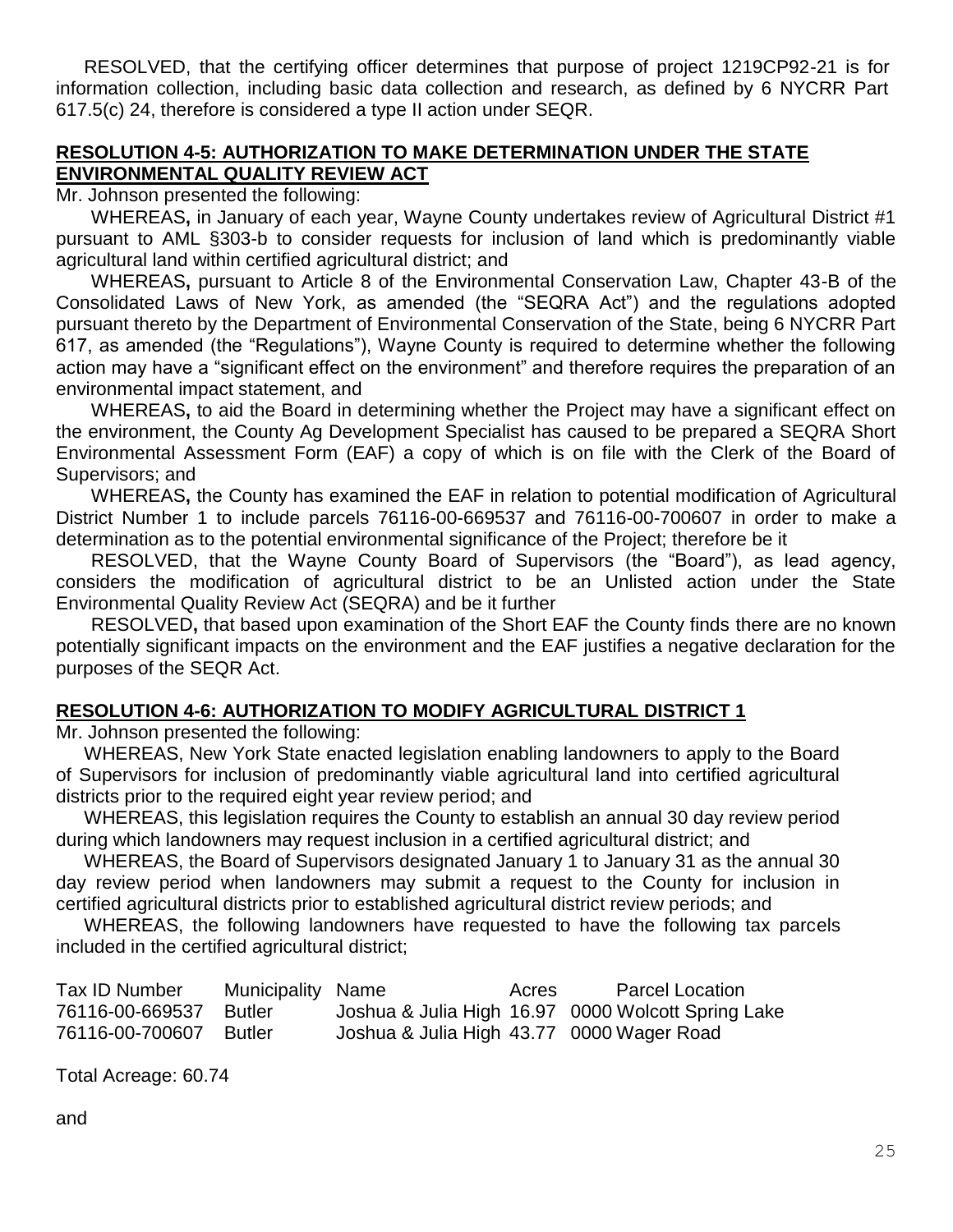RESOLVED, that the certifying officer determines that purpose of project 1219CP92-21 is for information collection, including basic data collection and research, as defined by 6 NYCRR Part 617.5(c) 24, therefore is considered a type II action under SEQR.

**RESOLUTION 4-5: AUTHORIZATION TO MAKE DETERMINATION UNDER THE STATE ENVIRONMENTAL QUALITY REVIEW ACT**

Mr. Johnson presented the following:

WHEREAS**,** in January of each year, Wayne County undertakes review of Agricultural District #1 pursuant to AML §303-b to consider requests for inclusion of land which is predominantly viable agricultural land within certified agricultural district; and

WHEREAS**,** pursuant to Article 8 of the Environmental Conservation Law, Chapter 43-B of the Consolidated Laws of New York, as amended (the "SEQRA Act") and the regulations adopted pursuant thereto by the Department of Environmental Conservation of the State, being 6 NYCRR Part 617, as amended (the "Regulations"), Wayne County is required to determine whether the following action may have a "significant effect on the environment" and therefore requires the preparation of an environmental impact statement, and

WHEREAS**,** to aid the Board in determining whether the Project may have a significant effect on the environment, the County Ag Development Specialist has caused to be prepared a SEQRA Short Environmental Assessment Form (EAF) a copy of which is on file with the Clerk of the Board of Supervisors; and

WHEREAS**,** the County has examined the EAF in relation to potential modification of Agricultural District Number 1 to include parcels 76116-00-669537 and 76116-00-700607 in order to make a determination as to the potential environmental significance of the Project; therefore be it

RESOLVED, that the Wayne County Board of Supervisors (the "Board"), as lead agency, considers the modification of agricultural district to be an Unlisted action under the State Environmental Quality Review Act (SEQRA) and be it further

RESOLVED**,** that based upon examination of the Short EAF the County finds there are no known potentially significant impacts on the environment and the EAF justifies a negative declaration for the purposes of the SEQR Act.

**RESOLUTION 4-6: AUTHORIZATION TO MODIFY AGRICULTURAL DISTRICT 1**

Mr. Johnson presented the following:

WHEREAS, New York State enacted legislation enabling landowners to apply to the Board of Supervisors for inclusion of predominantly viable agricultural land into certified agricultural districts prior to the required eight year review period; and

WHEREAS, this legislation requires the County to establish an annual 30 day review period during which landowners may request inclusion in a certified agricultural district; and

WHEREAS, the Board of Supervisors designated January 1 to January 31 as the annual 30 day review period when landowners may submit a request to the County for inclusion in certified agricultural districts prior to established agricultural district review periods; and

WHEREAS, the following landowners have requested to have the following tax parcels included in the certified agricultural district;

| Tax ID Number | Municipality | Name | Acres | Parcel Location |
|---|---|---|---|---|
| 76116-00-669537 | Butler | Joshua & Julia High | 16.97 | 0000 Wolcott Spring Lake |
| 76116-00-700607 | Butler | Joshua & Julia High | 43.77 | 0000 Wager Road |

Total Acreage: 60.74

and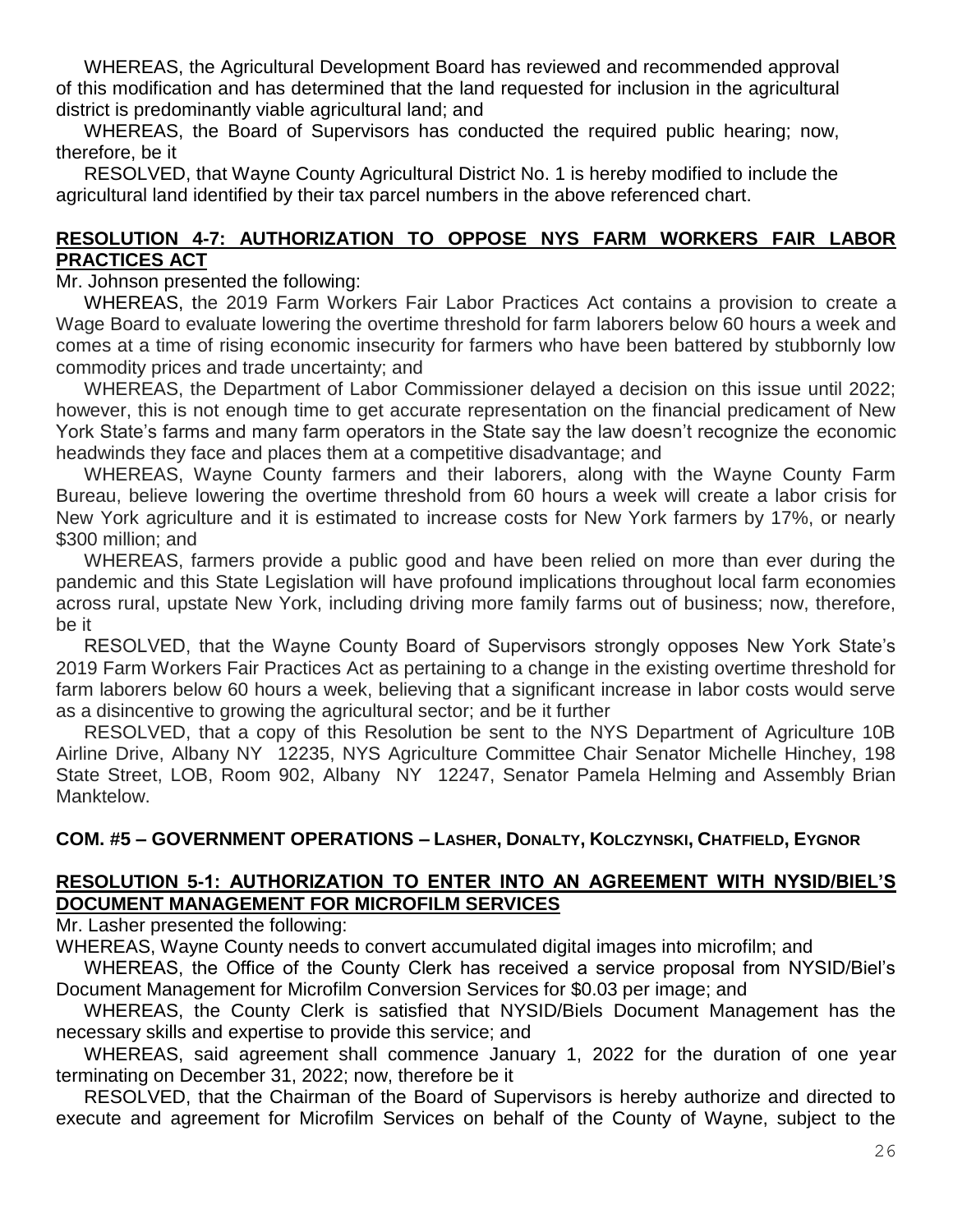WHEREAS, the Agricultural Development Board has reviewed and recommended approval of this modification and has determined that the land requested for inclusion in the agricultural district is predominantly viable agricultural land; and

WHEREAS, the Board of Supervisors has conducted the required public hearing; now, therefore, be it

RESOLVED, that Wayne County Agricultural District No. 1 is hereby modified to include the agricultural land identified by their tax parcel numbers in the above referenced chart.

## RESOLUTION 4-7: AUTHORIZATION TO OPPOSE NYS FARM WORKERS FAIR LABOR PRACTICES ACT

Mr. Johnson presented the following:

WHEREAS, the 2019 Farm Workers Fair Labor Practices Act contains a provision to create a Wage Board to evaluate lowering the overtime threshold for farm laborers below 60 hours a week and comes at a time of rising economic insecurity for farmers who have been battered by stubbornly low commodity prices and trade uncertainty; and

WHEREAS, the Department of Labor Commissioner delayed a decision on this issue until 2022; however, this is not enough time to get accurate representation on the financial predicament of New York State's farms and many farm operators in the State say the law doesn't recognize the economic headwinds they face and places them at a competitive disadvantage; and

WHEREAS, Wayne County farmers and their laborers, along with the Wayne County Farm Bureau, believe lowering the overtime threshold from 60 hours a week will create a labor crisis for New York agriculture and it is estimated to increase costs for New York farmers by 17%, or nearly $300 million; and

WHEREAS, farmers provide a public good and have been relied on more than ever during the pandemic and this State Legislation will have profound implications throughout local farm economies across rural, upstate New York, including driving more family farms out of business; now, therefore, be it

RESOLVED, that the Wayne County Board of Supervisors strongly opposes New York State's 2019 Farm Workers Fair Practices Act as pertaining to a change in the existing overtime threshold for farm laborers below 60 hours a week, believing that a significant increase in labor costs would serve as a disincentive to growing the agricultural sector; and be it further

RESOLVED, that a copy of this Resolution be sent to the NYS Department of Agriculture 10B Airline Drive, Albany NY 12235, NYS Agriculture Committee Chair Senator Michelle Hinchey, 198 State Street, LOB, Room 902, Albany NY 12247, Senator Pamela Helming and Assembly Brian Manktelow.

## COM. #5 – GOVERNMENT OPERATIONS – LASHER, DONALTY, KOLCZYNSKI, CHATFIELD, EYGNOR

## RESOLUTION 5-1: AUTHORIZATION TO ENTER INTO AN AGREEMENT WITH NYSID/BIEL'S DOCUMENT MANAGEMENT FOR MICROFILM SERVICES

Mr. Lasher presented the following:

WHEREAS, Wayne County needs to convert accumulated digital images into microfilm; and

WHEREAS, the Office of the County Clerk has received a service proposal from NYSID/Biel's Document Management for Microfilm Conversion Services for $0.03 per image; and

WHEREAS, the County Clerk is satisfied that NYSID/Biels Document Management has the necessary skills and expertise to provide this service; and

WHEREAS, said agreement shall commence January 1, 2022 for the duration of one year terminating on December 31, 2022; now, therefore be it

RESOLVED, that the Chairman of the Board of Supervisors is hereby authorize and directed to execute and agreement for Microfilm Services on behalf of the County of Wayne, subject to the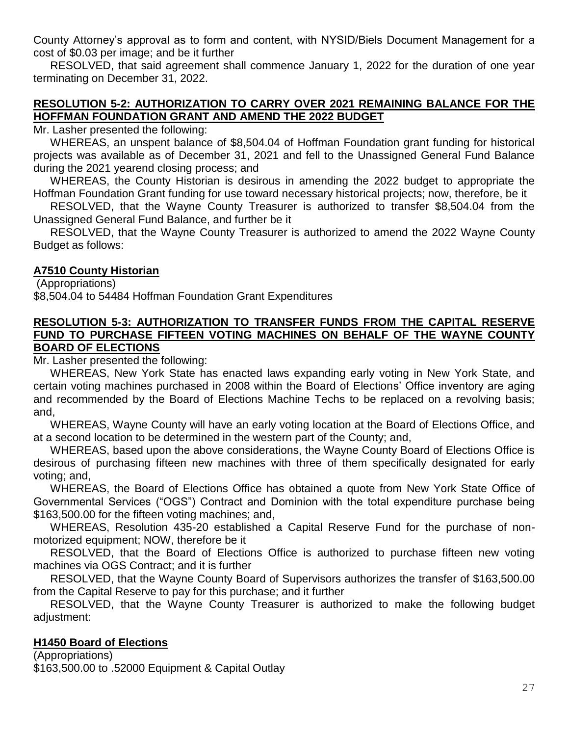County Attorney's approval as to form and content, with NYSID/Biels Document Management for a cost of $0.03 per image; and be it further

RESOLVED, that said agreement shall commence January 1, 2022 for the duration of one year terminating on December 31, 2022.

## RESOLUTION 5-2: AUTHORIZATION TO CARRY OVER 2021 REMAINING BALANCE FOR THE HOFFMAN FOUNDATION GRANT AND AMEND THE 2022 BUDGET

Mr. Lasher presented the following:

WHEREAS, an unspent balance of $8,504.04 of Hoffman Foundation grant funding for historical projects was available as of December 31, 2021 and fell to the Unassigned General Fund Balance during the 2021 yearend closing process; and

WHEREAS, the County Historian is desirous in amending the 2022 budget to appropriate the Hoffman Foundation Grant funding for use toward necessary historical projects; now, therefore, be it

RESOLVED, that the Wayne County Treasurer is authorized to transfer $8,504.04 from the Unassigned General Fund Balance, and further be it

RESOLVED, that the Wayne County Treasurer is authorized to amend the 2022 Wayne County Budget as follows:

**A7510 County Historian**

(Appropriations)
$8,504.04 to 54484 Hoffman Foundation Grant Expenditures

## RESOLUTION 5-3: AUTHORIZATION TO TRANSFER FUNDS FROM THE CAPITAL RESERVE FUND TO PURCHASE FIFTEEN VOTING MACHINES ON BEHALF OF THE WAYNE COUNTY BOARD OF ELECTIONS

Mr. Lasher presented the following:

WHEREAS, New York State has enacted laws expanding early voting in New York State, and certain voting machines purchased in 2008 within the Board of Elections' Office inventory are aging and recommended by the Board of Elections Machine Techs to be replaced on a revolving basis; and,

WHEREAS, Wayne County will have an early voting location at the Board of Elections Office, and at a second location to be determined in the western part of the County; and,

WHEREAS, based upon the above considerations, the Wayne County Board of Elections Office is desirous of purchasing fifteen new machines with three of them specifically designated for early voting; and,

WHEREAS, the Board of Elections Office has obtained a quote from New York State Office of Governmental Services ("OGS") Contract and Dominion with the total expenditure purchase being $163,500.00 for the fifteen voting machines; and,

WHEREAS, Resolution 435-20 established a Capital Reserve Fund for the purchase of non-motorized equipment; NOW, therefore be it

RESOLVED, that the Board of Elections Office is authorized to purchase fifteen new voting machines via OGS Contract; and it is further

RESOLVED, that the Wayne County Board of Supervisors authorizes the transfer of $163,500.00 from the Capital Reserve to pay for this purchase; and it further

RESOLVED, that the Wayne County Treasurer is authorized to make the following budget adjustment:

**H1450 Board of Elections**

(Appropriations)
$163,500.00 to .52000 Equipment & Capital Outlay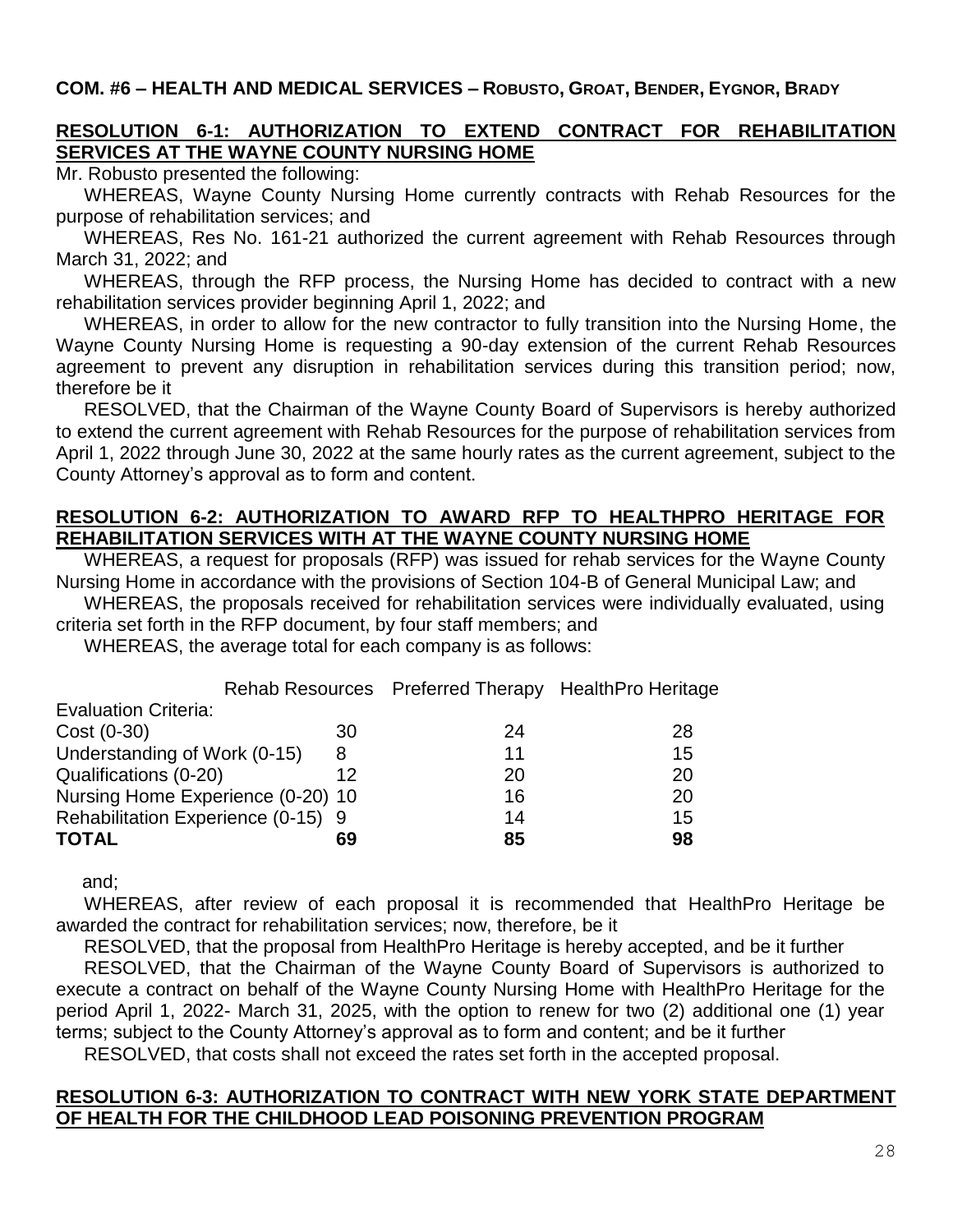**COM. #6 – HEALTH AND MEDICAL SERVICES – ROBUSTO, GROAT, BENDER, EYGNOR, BRADY**

**RESOLUTION 6-1: AUTHORIZATION TO EXTEND CONTRACT FOR REHABILITATION SERVICES AT THE WAYNE COUNTY NURSING HOME**

Mr. Robusto presented the following:

WHEREAS, Wayne County Nursing Home currently contracts with Rehab Resources for the purpose of rehabilitation services; and

WHEREAS, Res No. 161-21 authorized the current agreement with Rehab Resources through March 31, 2022; and

WHEREAS, through the RFP process, the Nursing Home has decided to contract with a new rehabilitation services provider beginning April 1, 2022; and

WHEREAS, in order to allow for the new contractor to fully transition into the Nursing Home, the Wayne County Nursing Home is requesting a 90-day extension of the current Rehab Resources agreement to prevent any disruption in rehabilitation services during this transition period; now, therefore be it

RESOLVED, that the Chairman of the Wayne County Board of Supervisors is hereby authorized to extend the current agreement with Rehab Resources for the purpose of rehabilitation services from April 1, 2022 through June 30, 2022 at the same hourly rates as the current agreement, subject to the County Attorney's approval as to form and content.

**RESOLUTION 6-2: AUTHORIZATION TO AWARD RFP TO HEALTHPRO HERITAGE FOR REHABILITATION SERVICES WITH AT THE WAYNE COUNTY NURSING HOME**

WHEREAS, a request for proposals (RFP) was issued for rehab services for the Wayne County Nursing Home in accordance with the provisions of Section 104-B of General Municipal Law; and

WHEREAS, the proposals received for rehabilitation services were individually evaluated, using criteria set forth in the RFP document, by four staff members; and

WHEREAS, the average total for each company is as follows:

| Evaluation Criteria: | Rehab Resources | Preferred Therapy | HealthPro Heritage |
|---|---|---|---|
| Cost (0-30) | 30 | 24 | 28 |
| Understanding of Work (0-15) | 8 | 11 | 15 |
| Qualifications (0-20) | 12 | 20 | 20 |
| Nursing Home Experience (0-20) | 10 | 16 | 20 |
| Rehabilitation Experience (0-15) | 9 | 14 | 15 |
| **TOTAL** | **69** | **85** | **98** |

and;

WHEREAS, after review of each proposal it is recommended that HealthPro Heritage be awarded the contract for rehabilitation services; now, therefore, be it

RESOLVED, that the proposal from HealthPro Heritage is hereby accepted, and be it further

RESOLVED, that the Chairman of the Wayne County Board of Supervisors is authorized to execute a contract on behalf of the Wayne County Nursing Home with HealthPro Heritage for the period April 1, 2022- March 31, 2025, with the option to renew for two (2) additional one (1) year terms; subject to the County Attorney's approval as to form and content; and be it further

RESOLVED, that costs shall not exceed the rates set forth in the accepted proposal.

**RESOLUTION 6-3: AUTHORIZATION TO CONTRACT WITH NEW YORK STATE DEPARTMENT OF HEALTH FOR THE CHILDHOOD LEAD POISONING PREVENTION PROGRAM**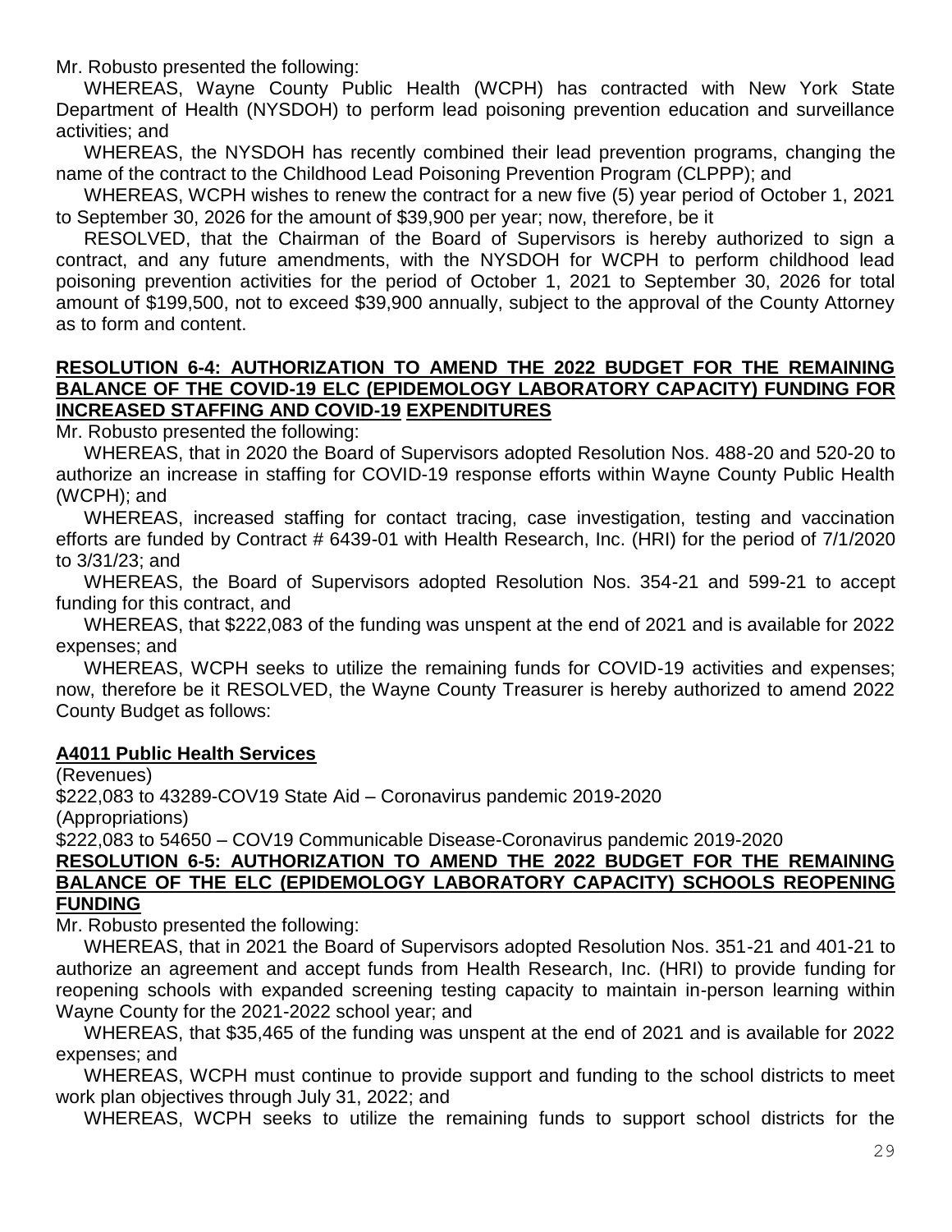Mr. Robusto presented the following:

WHEREAS, Wayne County Public Health (WCPH) has contracted with New York State Department of Health (NYSDOH) to perform lead poisoning prevention education and surveillance activities; and

WHEREAS, the NYSDOH has recently combined their lead prevention programs, changing the name of the contract to the Childhood Lead Poisoning Prevention Program (CLPPP); and

WHEREAS, WCPH wishes to renew the contract for a new five (5) year period of October 1, 2021 to September 30, 2026 for the amount of $39,900 per year; now, therefore, be it

RESOLVED, that the Chairman of the Board of Supervisors is hereby authorized to sign a contract, and any future amendments, with the NYSDOH for WCPH to perform childhood lead poisoning prevention activities for the period of October 1, 2021 to September 30, 2026 for total amount of $199,500, not to exceed $39,900 annually, subject to the approval of the County Attorney as to form and content.

**RESOLUTION 6-4: AUTHORIZATION TO AMEND THE 2022 BUDGET FOR THE REMAINING BALANCE OF THE COVID-19 ELC (EPIDEMOLOGY LABORATORY CAPACITY) FUNDING FOR INCREASED STAFFING AND COVID-19 EXPENDITURES**

Mr. Robusto presented the following:

WHEREAS, that in 2020 the Board of Supervisors adopted Resolution Nos. 488-20 and 520-20 to authorize an increase in staffing for COVID-19 response efforts within Wayne County Public Health (WCPH); and

WHEREAS, increased staffing for contact tracing, case investigation, testing and vaccination efforts are funded by Contract # 6439-01 with Health Research, Inc. (HRI) for the period of 7/1/2020 to 3/31/23; and

WHEREAS, the Board of Supervisors adopted Resolution Nos. 354-21 and 599-21 to accept funding for this contract, and

WHEREAS, that $222,083 of the funding was unspent at the end of 2021 and is available for 2022 expenses; and

WHEREAS, WCPH seeks to utilize the remaining funds for COVID-19 activities and expenses; now, therefore be it RESOLVED, the Wayne County Treasurer is hereby authorized to amend 2022 County Budget as follows:

**A4011 Public Health Services**

(Revenues)

$222,083 to 43289-COV19 State Aid – Coronavirus pandemic 2019-2020

(Appropriations)

$222,083 to 54650 – COV19 Communicable Disease-Coronavirus pandemic 2019-2020

**RESOLUTION 6-5: AUTHORIZATION TO AMEND THE 2022 BUDGET FOR THE REMAINING BALANCE OF THE ELC (EPIDEMOLOGY LABORATORY CAPACITY) SCHOOLS REOPENING FUNDING**

Mr. Robusto presented the following:

WHEREAS, that in 2021 the Board of Supervisors adopted Resolution Nos. 351-21 and 401-21 to authorize an agreement and accept funds from Health Research, Inc. (HRI) to provide funding for reopening schools with expanded screening testing capacity to maintain in-person learning within Wayne County for the 2021-2022 school year; and

WHEREAS, that $35,465 of the funding was unspent at the end of 2021 and is available for 2022 expenses; and

WHEREAS, WCPH must continue to provide support and funding to the school districts to meet work plan objectives through July 31, 2022; and

WHEREAS, WCPH seeks to utilize the remaining funds to support school districts for the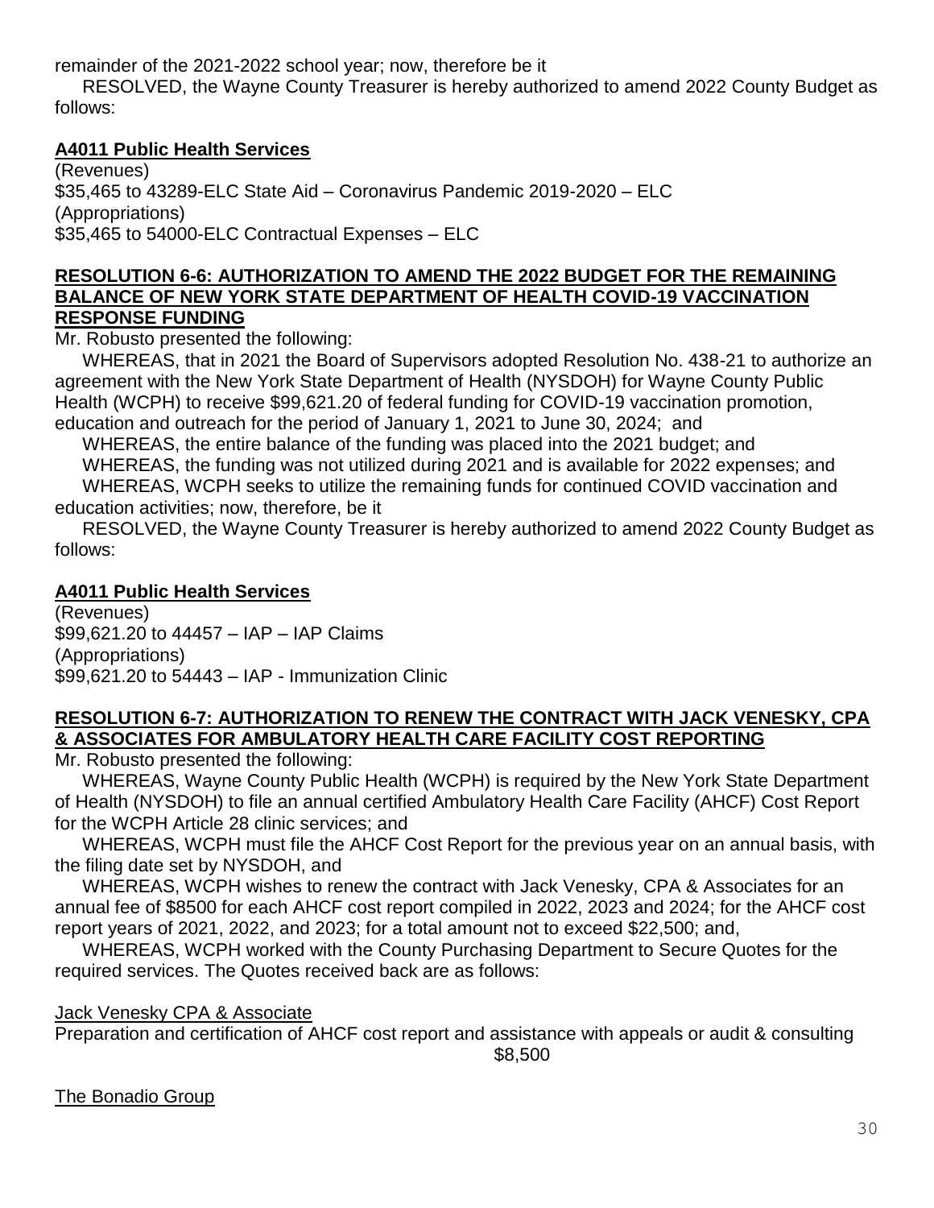remainder of the 2021-2022 school year; now, therefore be it

RESOLVED, the Wayne County Treasurer is hereby authorized to amend 2022 County Budget as follows:

**A4011 Public Health Services**

(Revenues)
$35,465 to 43289-ELC State Aid – Coronavirus Pandemic 2019-2020 – ELC
(Appropriations)
$35,465 to 54000-ELC Contractual Expenses – ELC

**RESOLUTION 6-6: AUTHORIZATION TO AMEND THE 2022 BUDGET FOR THE REMAINING BALANCE OF NEW YORK STATE DEPARTMENT OF HEALTH COVID-19 VACCINATION RESPONSE FUNDING**

Mr. Robusto presented the following:

WHEREAS, that in 2021 the Board of Supervisors adopted Resolution No. 438-21 to authorize an agreement with the New York State Department of Health (NYSDOH) for Wayne County Public Health (WCPH) to receive $99,621.20 of federal funding for COVID-19 vaccination promotion, education and outreach for the period of January 1, 2021 to June 30, 2024; and

WHEREAS, the entire balance of the funding was placed into the 2021 budget; and

WHEREAS, the funding was not utilized during 2021 and is available for 2022 expenses; and

WHEREAS, WCPH seeks to utilize the remaining funds for continued COVID vaccination and education activities; now, therefore, be it

RESOLVED, the Wayne County Treasurer is hereby authorized to amend 2022 County Budget as follows:

**A4011 Public Health Services**

(Revenues)
$99,621.20 to 44457 – IAP – IAP Claims
(Appropriations)
$99,621.20 to 54443 – IAP - Immunization Clinic

**RESOLUTION 6-7: AUTHORIZATION TO RENEW THE CONTRACT WITH JACK VENESKY, CPA & ASSOCIATES FOR AMBULATORY HEALTH CARE FACILITY COST REPORTING**

Mr. Robusto presented the following:

WHEREAS, Wayne County Public Health (WCPH) is required by the New York State Department of Health (NYSDOH) to file an annual certified Ambulatory Health Care Facility (AHCF) Cost Report for the WCPH Article 28 clinic services; and

WHEREAS, WCPH must file the AHCF Cost Report for the previous year on an annual basis, with the filing date set by NYSDOH, and

WHEREAS, WCPH wishes to renew the contract with Jack Venesky, CPA & Associates for an annual fee of $8500 for each AHCF cost report compiled in 2022, 2023 and 2024; for the AHCF cost report years of 2021, 2022, and 2023; for a total amount not to exceed $22,500; and,

WHEREAS, WCPH worked with the County Purchasing Department to Secure Quotes for the required services. The Quotes received back are as follows:

Jack Venesky CPA & Associate

Preparation and certification of AHCF cost report and assistance with appeals or audit & consulting
$8,500

The Bonadio Group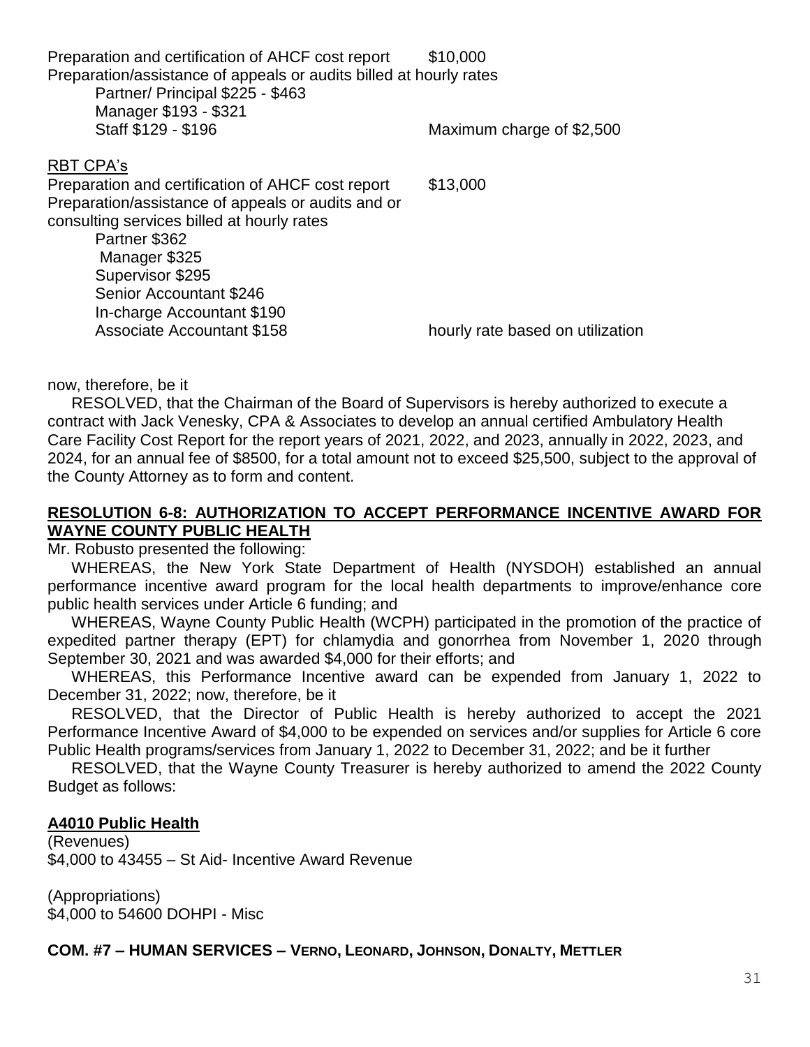Preparation and certification of AHCF cost report $10,000

Preparation/assistance of appeals or audits billed at hourly rates

Partner/ Principal $225 - $463

Manager $193 - $321

Staff $129 - $196 Maximum charge of $2,500

RBT CPA's

Preparation and certification of AHCF cost report $13,000

Preparation/assistance of appeals or audits and or consulting services billed at hourly rates

Partner $362

Manager $325

Supervisor $295

Senior Accountant $246

In-charge Accountant $190

Associate Accountant $158 hourly rate based on utilization

now, therefore, be it

RESOLVED, that the Chairman of the Board of Supervisors is hereby authorized to execute a contract with Jack Venesky, CPA & Associates to develop an annual certified Ambulatory Health Care Facility Cost Report for the report years of 2021, 2022, and 2023, annually in 2022, 2023, and 2024, for an annual fee of $8500, for a total amount not to exceed $25,500, subject to the approval of the County Attorney as to form and content.

**RESOLUTION 6-8: AUTHORIZATION TO ACCEPT PERFORMANCE INCENTIVE AWARD FOR WAYNE COUNTY PUBLIC HEALTH**

Mr. Robusto presented the following:

WHEREAS, the New York State Department of Health (NYSDOH) established an annual performance incentive award program for the local health departments to improve/enhance core public health services under Article 6 funding; and

WHEREAS, Wayne County Public Health (WCPH) participated in the promotion of the practice of expedited partner therapy (EPT) for chlamydia and gonorrhea from November 1, 2020 through September 30, 2021 and was awarded $4,000 for their efforts; and

WHEREAS, this Performance Incentive award can be expended from January 1, 2022 to December 31, 2022; now, therefore, be it

RESOLVED, that the Director of Public Health is hereby authorized to accept the 2021 Performance Incentive Award of $4,000 to be expended on services and/or supplies for Article 6 core Public Health programs/services from January 1, 2022 to December 31, 2022; and be it further

RESOLVED, that the Wayne County Treasurer is hereby authorized to amend the 2022 County Budget as follows:

**A4010 Public Health**

(Revenues)
$4,000 to 43455 – St Aid- Incentive Award Revenue

(Appropriations)
$4,000 to 54600 DOHPI - Misc

**COM. #7 – HUMAN SERVICES – VERNO, LEONARD, JOHNSON, DONALTY, METTLER**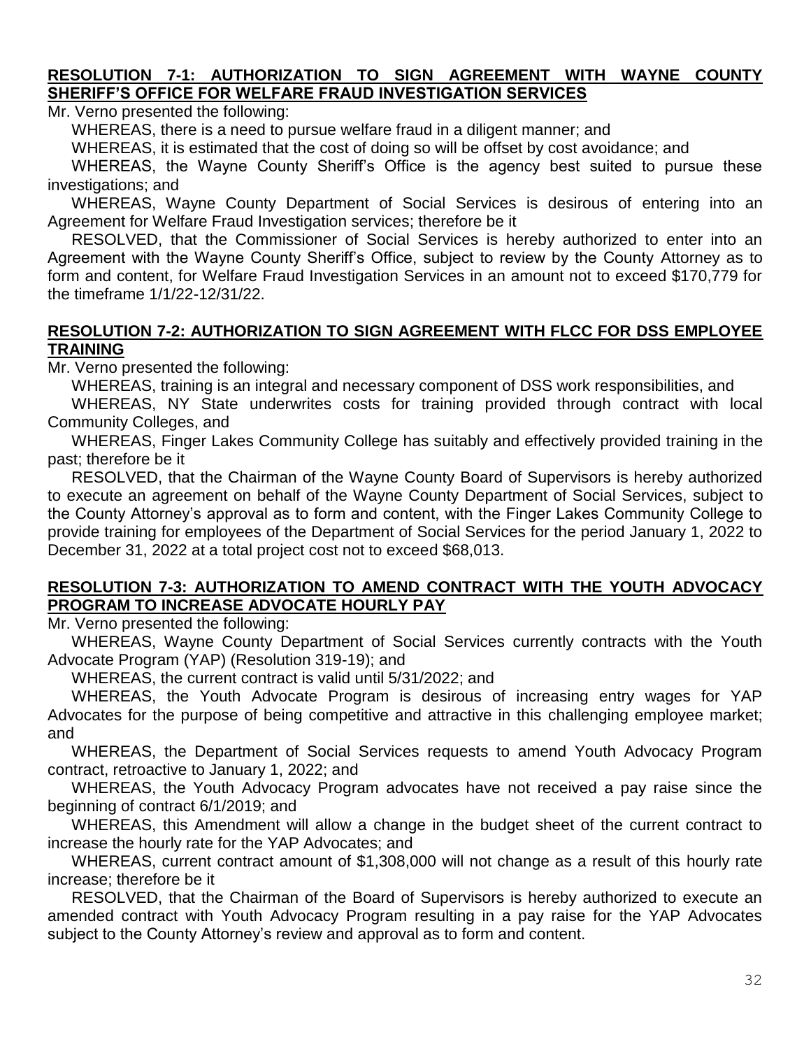**RESOLUTION 7-1: AUTHORIZATION TO SIGN AGREEMENT WITH WAYNE COUNTY SHERIFF'S OFFICE FOR WELFARE FRAUD INVESTIGATION SERVICES**

Mr. Verno presented the following:

WHEREAS, there is a need to pursue welfare fraud in a diligent manner; and

WHEREAS, it is estimated that the cost of doing so will be offset by cost avoidance; and

WHEREAS, the Wayne County Sheriff's Office is the agency best suited to pursue these investigations; and

WHEREAS, Wayne County Department of Social Services is desirous of entering into an Agreement for Welfare Fraud Investigation services; therefore be it

RESOLVED, that the Commissioner of Social Services is hereby authorized to enter into an Agreement with the Wayne County Sheriff's Office, subject to review by the County Attorney as to form and content, for Welfare Fraud Investigation Services in an amount not to exceed $170,779 for the timeframe 1/1/22-12/31/22.

**RESOLUTION 7-2: AUTHORIZATION TO SIGN AGREEMENT WITH FLCC FOR DSS EMPLOYEE TRAINING**

Mr. Verno presented the following:

WHEREAS, training is an integral and necessary component of DSS work responsibilities, and

WHEREAS, NY State underwrites costs for training provided through contract with local Community Colleges, and

WHEREAS, Finger Lakes Community College has suitably and effectively provided training in the past; therefore be it

RESOLVED, that the Chairman of the Wayne County Board of Supervisors is hereby authorized to execute an agreement on behalf of the Wayne County Department of Social Services, subject to the County Attorney's approval as to form and content, with the Finger Lakes Community College to provide training for employees of the Department of Social Services for the period January 1, 2022 to December 31, 2022 at a total project cost not to exceed $68,013.

**RESOLUTION 7-3: AUTHORIZATION TO AMEND CONTRACT WITH THE YOUTH ADVOCACY PROGRAM TO INCREASE ADVOCATE HOURLY PAY**

Mr. Verno presented the following:

WHEREAS, Wayne County Department of Social Services currently contracts with the Youth Advocate Program (YAP) (Resolution 319-19); and

WHEREAS, the current contract is valid until 5/31/2022; and

WHEREAS, the Youth Advocate Program is desirous of increasing entry wages for YAP Advocates for the purpose of being competitive and attractive in this challenging employee market; and

WHEREAS, the Department of Social Services requests to amend Youth Advocacy Program contract, retroactive to January 1, 2022; and

WHEREAS, the Youth Advocacy Program advocates have not received a pay raise since the beginning of contract 6/1/2019; and

WHEREAS, this Amendment will allow a change in the budget sheet of the current contract to increase the hourly rate for the YAP Advocates; and

WHEREAS, current contract amount of $1,308,000 will not change as a result of this hourly rate increase; therefore be it

RESOLVED, that the Chairman of the Board of Supervisors is hereby authorized to execute an amended contract with Youth Advocacy Program resulting in a pay raise for the YAP Advocates subject to the County Attorney's review and approval as to form and content.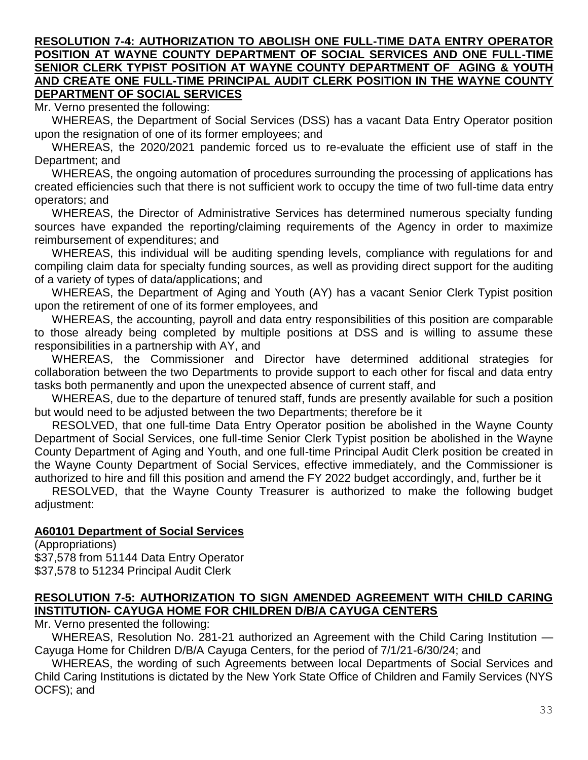**RESOLUTION 7-4: AUTHORIZATION TO ABOLISH ONE FULL-TIME DATA ENTRY OPERATOR POSITION AT WAYNE COUNTY DEPARTMENT OF SOCIAL SERVICES AND ONE FULL-TIME SENIOR CLERK TYPIST POSITION AT WAYNE COUNTY DEPARTMENT OF AGING & YOUTH AND CREATE ONE FULL-TIME PRINCIPAL AUDIT CLERK POSITION IN THE WAYNE COUNTY DEPARTMENT OF SOCIAL SERVICES**

Mr. Verno presented the following:

WHEREAS, the Department of Social Services (DSS) has a vacant Data Entry Operator position upon the resignation of one of its former employees; and

WHEREAS, the 2020/2021 pandemic forced us to re-evaluate the efficient use of staff in the Department; and

WHEREAS, the ongoing automation of procedures surrounding the processing of applications has created efficiencies such that there is not sufficient work to occupy the time of two full-time data entry operators; and

WHEREAS, the Director of Administrative Services has determined numerous specialty funding sources have expanded the reporting/claiming requirements of the Agency in order to maximize reimbursement of expenditures; and

WHEREAS, this individual will be auditing spending levels, compliance with regulations for and compiling claim data for specialty funding sources, as well as providing direct support for the auditing of a variety of types of data/applications; and

WHEREAS, the Department of Aging and Youth (AY) has a vacant Senior Clerk Typist position upon the retirement of one of its former employees, and

WHEREAS, the accounting, payroll and data entry responsibilities of this position are comparable to those already being completed by multiple positions at DSS and is willing to assume these responsibilities in a partnership with AY, and

WHEREAS, the Commissioner and Director have determined additional strategies for collaboration between the two Departments to provide support to each other for fiscal and data entry tasks both permanently and upon the unexpected absence of current staff, and

WHEREAS, due to the departure of tenured staff, funds are presently available for such a position but would need to be adjusted between the two Departments; therefore be it

RESOLVED, that one full-time Data Entry Operator position be abolished in the Wayne County Department of Social Services, one full-time Senior Clerk Typist position be abolished in the Wayne County Department of Aging and Youth, and one full-time Principal Audit Clerk position be created in the Wayne County Department of Social Services, effective immediately, and the Commissioner is authorized to hire and fill this position and amend the FY 2022 budget accordingly, and, further be it

RESOLVED, that the Wayne County Treasurer is authorized to make the following budget adjustment:

**A60101 Department of Social Services**

(Appropriations)
$37,578 from 51144 Data Entry Operator
$37,578 to 51234 Principal Audit Clerk

**RESOLUTION 7-5: AUTHORIZATION TO SIGN AMENDED AGREEMENT WITH CHILD CARING INSTITUTION- CAYUGA HOME FOR CHILDREN D/B/A CAYUGA CENTERS**

Mr. Verno presented the following:

WHEREAS, Resolution No. 281-21 authorized an Agreement with the Child Caring Institution — Cayuga Home for Children D/B/A Cayuga Centers, for the period of 7/1/21-6/30/24; and

WHEREAS, the wording of such Agreements between local Departments of Social Services and Child Caring Institutions is dictated by the New York State Office of Children and Family Services (NYS OCFS); and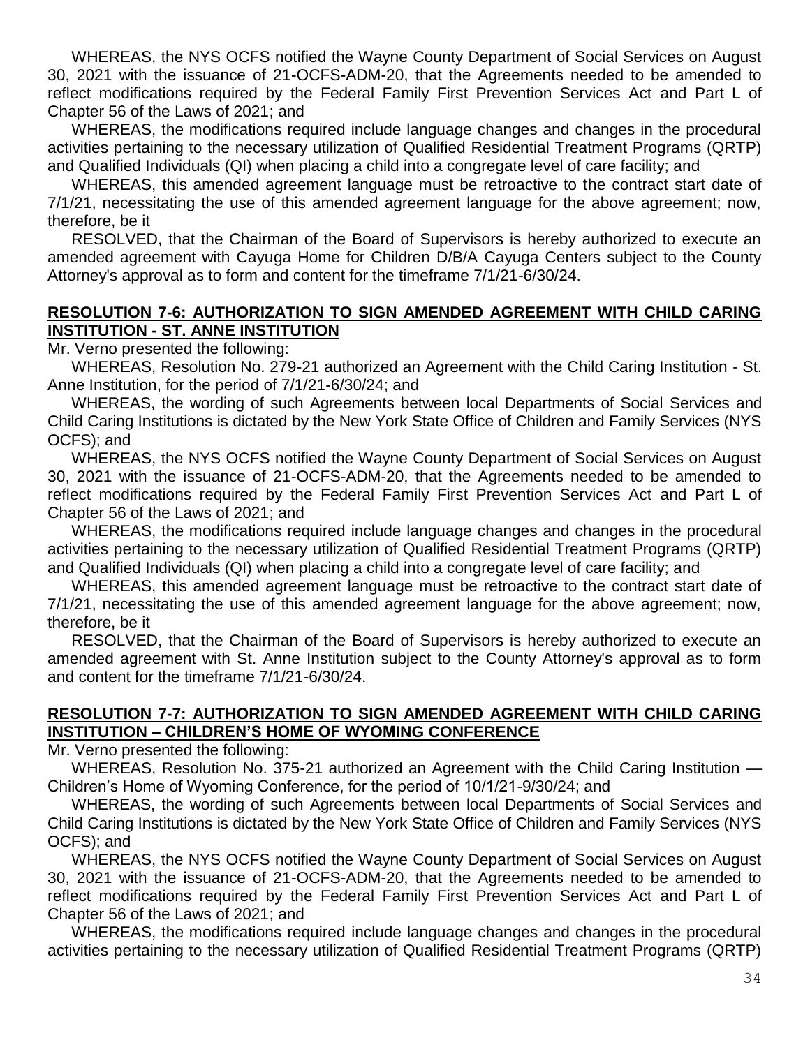WHEREAS, the NYS OCFS notified the Wayne County Department of Social Services on August 30, 2021 with the issuance of 21-OCFS-ADM-20, that the Agreements needed to be amended to reflect modifications required by the Federal Family First Prevention Services Act and Part L of Chapter 56 of the Laws of 2021; and

WHEREAS, the modifications required include language changes and changes in the procedural activities pertaining to the necessary utilization of Qualified Residential Treatment Programs (QRTP) and Qualified Individuals (QI) when placing a child into a congregate level of care facility; and

WHEREAS, this amended agreement language must be retroactive to the contract start date of 7/1/21, necessitating the use of this amended agreement language for the above agreement; now, therefore, be it

RESOLVED, that the Chairman of the Board of Supervisors is hereby authorized to execute an amended agreement with Cayuga Home for Children D/B/A Cayuga Centers subject to the County Attorney's approval as to form and content for the timeframe 7/1/21-6/30/24.

## RESOLUTION 7-6: AUTHORIZATION TO SIGN AMENDED AGREEMENT WITH CHILD CARING INSTITUTION - ST. ANNE INSTITUTION

Mr. Verno presented the following:

WHEREAS, Resolution No. 279-21 authorized an Agreement with the Child Caring Institution - St. Anne Institution, for the period of 7/1/21-6/30/24; and

WHEREAS, the wording of such Agreements between local Departments of Social Services and Child Caring Institutions is dictated by the New York State Office of Children and Family Services (NYS OCFS); and

WHEREAS, the NYS OCFS notified the Wayne County Department of Social Services on August 30, 2021 with the issuance of 21-OCFS-ADM-20, that the Agreements needed to be amended to reflect modifications required by the Federal Family First Prevention Services Act and Part L of Chapter 56 of the Laws of 2021; and

WHEREAS, the modifications required include language changes and changes in the procedural activities pertaining to the necessary utilization of Qualified Residential Treatment Programs (QRTP) and Qualified Individuals (QI) when placing a child into a congregate level of care facility; and

WHEREAS, this amended agreement language must be retroactive to the contract start date of 7/1/21, necessitating the use of this amended agreement language for the above agreement; now, therefore, be it

RESOLVED, that the Chairman of the Board of Supervisors is hereby authorized to execute an amended agreement with St. Anne Institution subject to the County Attorney's approval as to form and content for the timeframe 7/1/21-6/30/24.

## RESOLUTION 7-7: AUTHORIZATION TO SIGN AMENDED AGREEMENT WITH CHILD CARING INSTITUTION – CHILDREN'S HOME OF WYOMING CONFERENCE

Mr. Verno presented the following:

WHEREAS, Resolution No. 375-21 authorized an Agreement with the Child Caring Institution — Children's Home of Wyoming Conference, for the period of 10/1/21-9/30/24; and

WHEREAS, the wording of such Agreements between local Departments of Social Services and Child Caring Institutions is dictated by the New York State Office of Children and Family Services (NYS OCFS); and

WHEREAS, the NYS OCFS notified the Wayne County Department of Social Services on August 30, 2021 with the issuance of 21-OCFS-ADM-20, that the Agreements needed to be amended to reflect modifications required by the Federal Family First Prevention Services Act and Part L of Chapter 56 of the Laws of 2021; and

WHEREAS, the modifications required include language changes and changes in the procedural activities pertaining to the necessary utilization of Qualified Residential Treatment Programs (QRTP)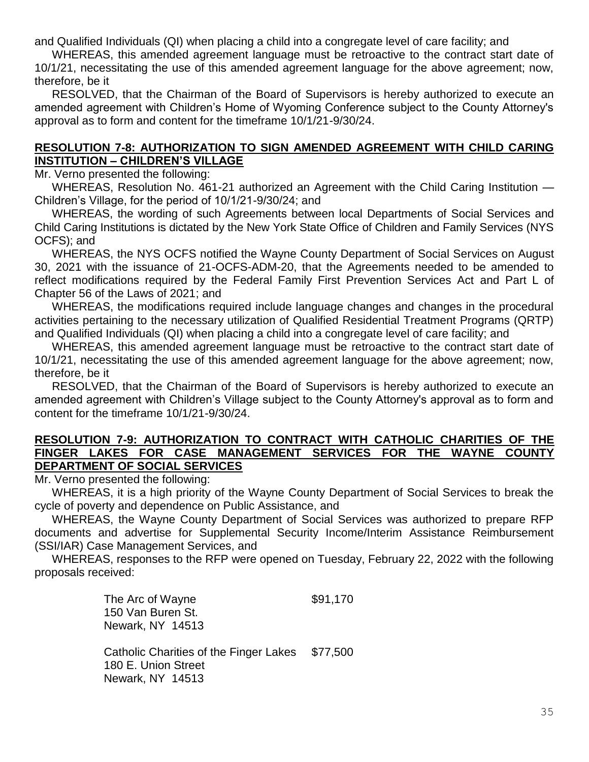and Qualified Individuals (QI) when placing a child into a congregate level of care facility; and

WHEREAS, this amended agreement language must be retroactive to the contract start date of 10/1/21, necessitating the use of this amended agreement language for the above agreement; now, therefore, be it

RESOLVED, that the Chairman of the Board of Supervisors is hereby authorized to execute an amended agreement with Children's Home of Wyoming Conference subject to the County Attorney's approval as to form and content for the timeframe 10/1/21-9/30/24.

**RESOLUTION 7-8: AUTHORIZATION TO SIGN AMENDED AGREEMENT WITH CHILD CARING INSTITUTION – CHILDREN'S VILLAGE**

Mr. Verno presented the following:

WHEREAS, Resolution No. 461-21 authorized an Agreement with the Child Caring Institution — Children's Village, for the period of 10/1/21-9/30/24; and

WHEREAS, the wording of such Agreements between local Departments of Social Services and Child Caring Institutions is dictated by the New York State Office of Children and Family Services (NYS OCFS); and

WHEREAS, the NYS OCFS notified the Wayne County Department of Social Services on August 30, 2021 with the issuance of 21-OCFS-ADM-20, that the Agreements needed to be amended to reflect modifications required by the Federal Family First Prevention Services Act and Part L of Chapter 56 of the Laws of 2021; and

WHEREAS, the modifications required include language changes and changes in the procedural activities pertaining to the necessary utilization of Qualified Residential Treatment Programs (QRTP) and Qualified Individuals (QI) when placing a child into a congregate level of care facility; and

WHEREAS, this amended agreement language must be retroactive to the contract start date of 10/1/21, necessitating the use of this amended agreement language for the above agreement; now, therefore, be it

RESOLVED, that the Chairman of the Board of Supervisors is hereby authorized to execute an amended agreement with Children's Village subject to the County Attorney's approval as to form and content for the timeframe 10/1/21-9/30/24.

**RESOLUTION 7-9: AUTHORIZATION TO CONTRACT WITH CATHOLIC CHARITIES OF THE FINGER LAKES FOR CASE MANAGEMENT SERVICES FOR THE WAYNE COUNTY DEPARTMENT OF SOCIAL SERVICES**

Mr. Verno presented the following:

WHEREAS, it is a high priority of the Wayne County Department of Social Services to break the cycle of poverty and dependence on Public Assistance, and

WHEREAS, the Wayne County Department of Social Services was authorized to prepare RFP documents and advertise for Supplemental Security Income/Interim Assistance Reimbursement (SSI/IAR) Case Management Services, and

WHEREAS, responses to the RFP were opened on Tuesday, February 22, 2022 with the following proposals received:

| | |
|---|---|
| The Arc of Wayne<br>150 Van Buren St.<br>Newark, NY 14513 | $91,170 |
| Catholic Charities of the Finger Lakes<br>180 E. Union Street<br>Newark, NY 14513 | $77,500 |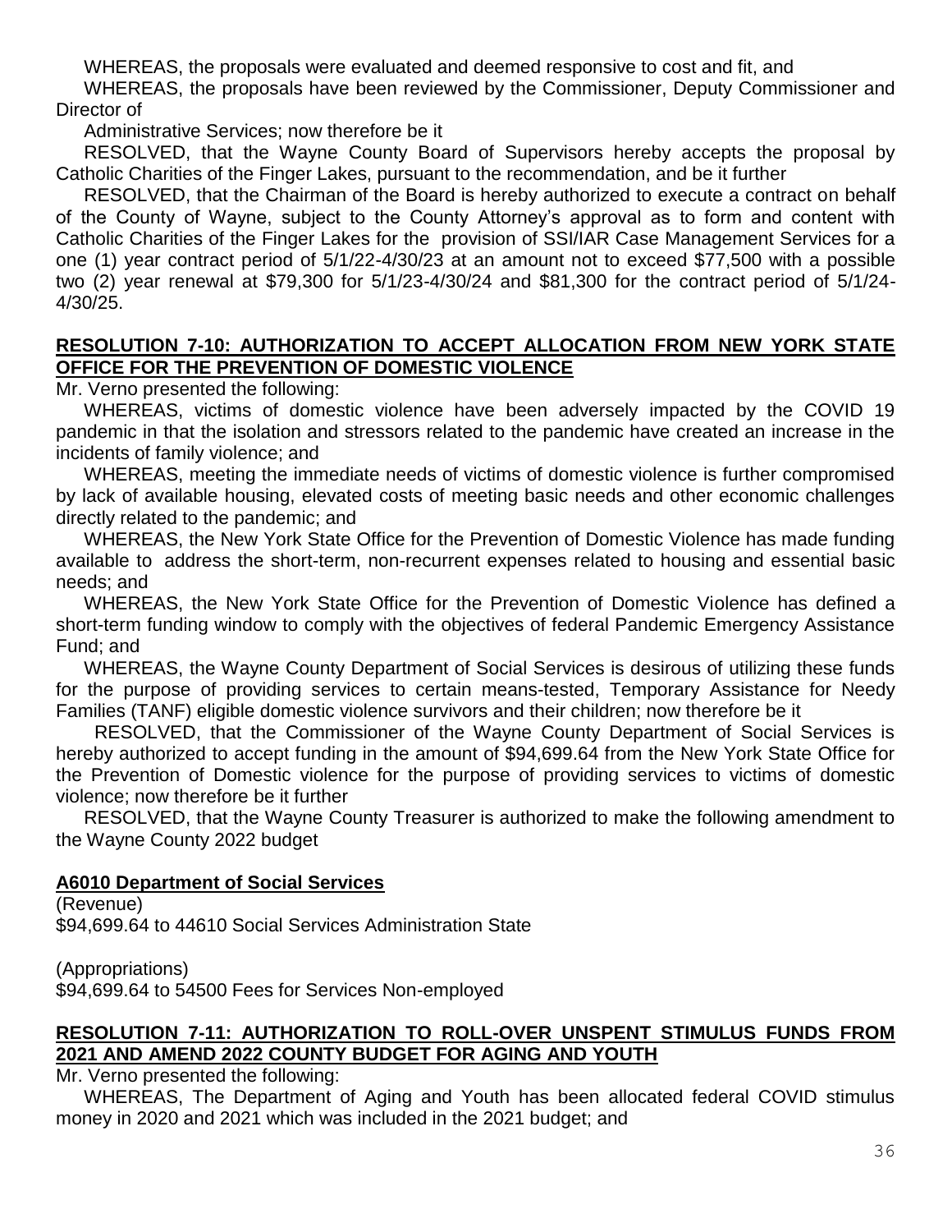WHEREAS, the proposals were evaluated and deemed responsive to cost and fit, and

WHEREAS, the proposals have been reviewed by the Commissioner, Deputy Commissioner and Director of Administrative Services; now therefore be it

RESOLVED, that the Wayne County Board of Supervisors hereby accepts the proposal by Catholic Charities of the Finger Lakes, pursuant to the recommendation, and be it further

RESOLVED, that the Chairman of the Board is hereby authorized to execute a contract on behalf of the County of Wayne, subject to the County Attorney's approval as to form and content with Catholic Charities of the Finger Lakes for the provision of SSI/IAR Case Management Services for a one (1) year contract period of 5/1/22-4/30/23 at an amount not to exceed $77,500 with a possible two (2) year renewal at $79,300 for 5/1/23-4/30/24 and $81,300 for the contract period of 5/1/24-4/30/25.

**RESOLUTION 7-10: AUTHORIZATION TO ACCEPT ALLOCATION FROM NEW YORK STATE OFFICE FOR THE PREVENTION OF DOMESTIC VIOLENCE**

Mr. Verno presented the following:

WHEREAS, victims of domestic violence have been adversely impacted by the COVID 19 pandemic in that the isolation and stressors related to the pandemic have created an increase in the incidents of family violence; and

WHEREAS, meeting the immediate needs of victims of domestic violence is further compromised by lack of available housing, elevated costs of meeting basic needs and other economic challenges directly related to the pandemic; and

WHEREAS, the New York State Office for the Prevention of Domestic Violence has made funding available to address the short-term, non-recurrent expenses related to housing and essential basic needs; and

WHEREAS, the New York State Office for the Prevention of Domestic Violence has defined a short-term funding window to comply with the objectives of federal Pandemic Emergency Assistance Fund; and

WHEREAS, the Wayne County Department of Social Services is desirous of utilizing these funds for the purpose of providing services to certain means-tested, Temporary Assistance for Needy Families (TANF) eligible domestic violence survivors and their children; now therefore be it

RESOLVED, that the Commissioner of the Wayne County Department of Social Services is hereby authorized to accept funding in the amount of $94,699.64 from the New York State Office for the Prevention of Domestic violence for the purpose of providing services to victims of domestic violence; now therefore be it further

RESOLVED, that the Wayne County Treasurer is authorized to make the following amendment to the Wayne County 2022 budget

**A6010 Department of Social Services**

(Revenue)
$94,699.64 to 44610 Social Services Administration State

(Appropriations)
$94,699.64 to 54500 Fees for Services Non-employed

**RESOLUTION 7-11: AUTHORIZATION TO ROLL-OVER UNSPENT STIMULUS FUNDS FROM 2021 AND AMEND 2022 COUNTY BUDGET FOR AGING AND YOUTH**

Mr. Verno presented the following:

WHEREAS, The Department of Aging and Youth has been allocated federal COVID stimulus money in 2020 and 2021 which was included in the 2021 budget; and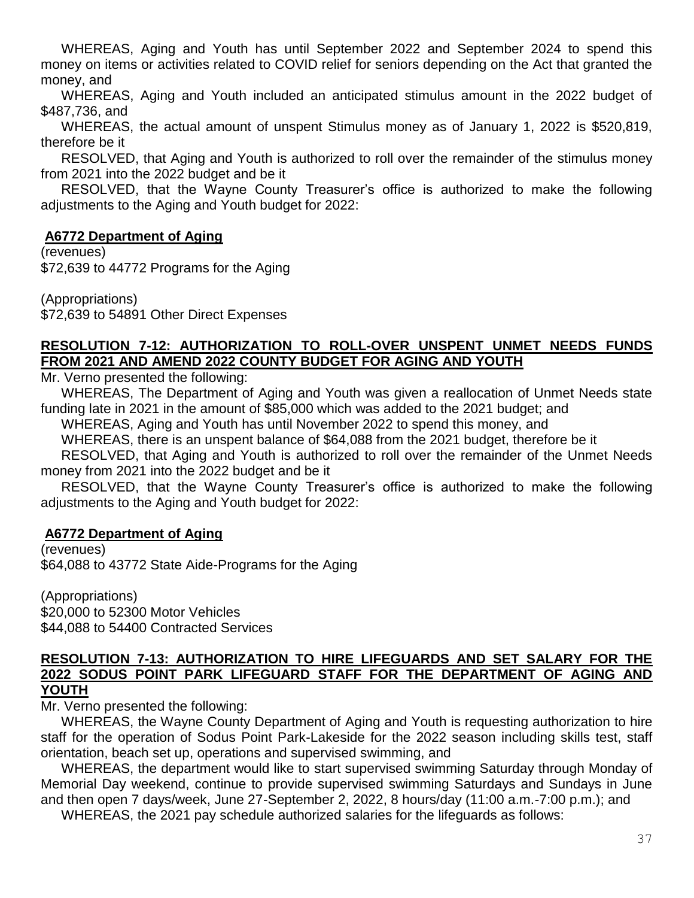WHEREAS, Aging and Youth has until September 2022 and September 2024 to spend this money on items or activities related to COVID relief for seniors depending on the Act that granted the money, and

WHEREAS, Aging and Youth included an anticipated stimulus amount in the 2022 budget of $487,736, and

WHEREAS, the actual amount of unspent Stimulus money as of January 1, 2022 is $520,819, therefore be it

RESOLVED, that Aging and Youth is authorized to roll over the remainder of the stimulus money from 2021 into the 2022 budget and be it

RESOLVED, that the Wayne County Treasurer's office is authorized to make the following adjustments to the Aging and Youth budget for 2022:

**A6772 Department of Aging**

(revenues)
$72,639 to 44772 Programs for the Aging

(Appropriations)
$72,639 to 54891 Other Direct Expenses

**RESOLUTION 7-12: AUTHORIZATION TO ROLL-OVER UNSPENT UNMET NEEDS FUNDS FROM 2021 AND AMEND 2022 COUNTY BUDGET FOR AGING AND YOUTH**

Mr. Verno presented the following:

WHEREAS, The Department of Aging and Youth was given a reallocation of Unmet Needs state funding late in 2021 in the amount of $85,000 which was added to the 2021 budget; and

WHEREAS, Aging and Youth has until November 2022 to spend this money, and

WHEREAS, there is an unspent balance of $64,088 from the 2021 budget, therefore be it

RESOLVED, that Aging and Youth is authorized to roll over the remainder of the Unmet Needs money from 2021 into the 2022 budget and be it

RESOLVED, that the Wayne County Treasurer's office is authorized to make the following adjustments to the Aging and Youth budget for 2022:

**A6772 Department of Aging**

(revenues)
$64,088 to 43772 State Aide-Programs for the Aging

(Appropriations)
$20,000 to 52300 Motor Vehicles
$44,088 to 54400 Contracted Services

**RESOLUTION 7-13: AUTHORIZATION TO HIRE LIFEGUARDS AND SET SALARY FOR THE 2022 SODUS POINT PARK LIFEGUARD STAFF FOR THE DEPARTMENT OF AGING AND YOUTH**

Mr. Verno presented the following:

WHEREAS, the Wayne County Department of Aging and Youth is requesting authorization to hire staff for the operation of Sodus Point Park-Lakeside for the 2022 season including skills test, staff orientation, beach set up, operations and supervised swimming, and

WHEREAS, the department would like to start supervised swimming Saturday through Monday of Memorial Day weekend, continue to provide supervised swimming Saturdays and Sundays in June and then open 7 days/week, June 27-September 2, 2022, 8 hours/day (11:00 a.m.-7:00 p.m.); and

WHEREAS, the 2021 pay schedule authorized salaries for the lifeguards as follows: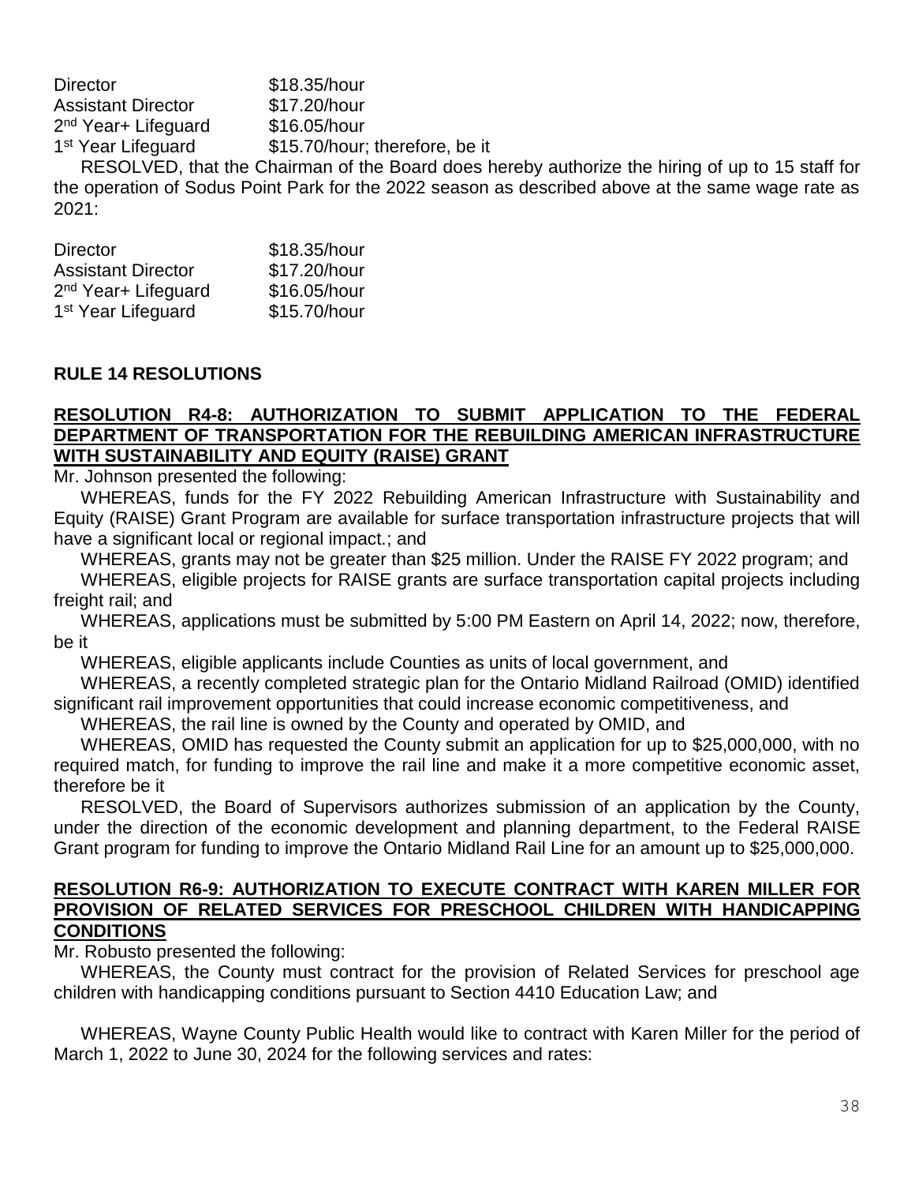| | |
|---|---|
| Director | \$18.35/hour |
| Assistant Director | \$17.20/hour |
| 2nd Year+ Lifeguard | \$16.05/hour |
| 1st Year Lifeguard | \$15.70/hour; therefore, be it |

RESOLVED, that the Chairman of the Board does hereby authorize the hiring of up to 15 staff for the operation of Sodus Point Park for the 2022 season as described above at the same wage rate as 2021:

| | |
|---|---|
| Director | \$18.35/hour |
| Assistant Director | \$17.20/hour |
| 2nd Year+ Lifeguard | \$16.05/hour |
| 1st Year Lifeguard | \$15.70/hour |

## RULE 14 RESOLUTIONS

### RESOLUTION R4-8: AUTHORIZATION TO SUBMIT APPLICATION TO THE FEDERAL DEPARTMENT OF TRANSPORTATION FOR THE REBUILDING AMERICAN INFRASTRUCTURE WITH SUSTAINABILITY AND EQUITY (RAISE) GRANT

Mr. Johnson presented the following:

WHEREAS, funds for the FY 2022 Rebuilding American Infrastructure with Sustainability and Equity (RAISE) Grant Program are available for surface transportation infrastructure projects that will have a significant local or regional impact.; and

WHEREAS, grants may not be greater than \$25 million. Under the RAISE FY 2022 program; and

WHEREAS, eligible projects for RAISE grants are surface transportation capital projects including freight rail; and

WHEREAS, applications must be submitted by 5:00 PM Eastern on April 14, 2022; now, therefore, be it

WHEREAS, eligible applicants include Counties as units of local government, and

WHEREAS, a recently completed strategic plan for the Ontario Midland Railroad (OMID) identified significant rail improvement opportunities that could increase economic competitiveness, and

WHEREAS, the rail line is owned by the County and operated by OMID, and

WHEREAS, OMID has requested the County submit an application for up to \$25,000,000, with no required match, for funding to improve the rail line and make it a more competitive economic asset, therefore be it

RESOLVED, the Board of Supervisors authorizes submission of an application by the County, under the direction of the economic development and planning department, to the Federal RAISE Grant program for funding to improve the Ontario Midland Rail Line for an amount up to \$25,000,000.

### RESOLUTION R6-9: AUTHORIZATION TO EXECUTE CONTRACT WITH KAREN MILLER FOR PROVISION OF RELATED SERVICES FOR PRESCHOOL CHILDREN WITH HANDICAPPING CONDITIONS

Mr. Robusto presented the following:

WHEREAS, the County must contract for the provision of Related Services for preschool age children with handicapping conditions pursuant to Section 4410 Education Law; and

WHEREAS, Wayne County Public Health would like to contract with Karen Miller for the period of March 1, 2022 to June 30, 2024 for the following services and rates: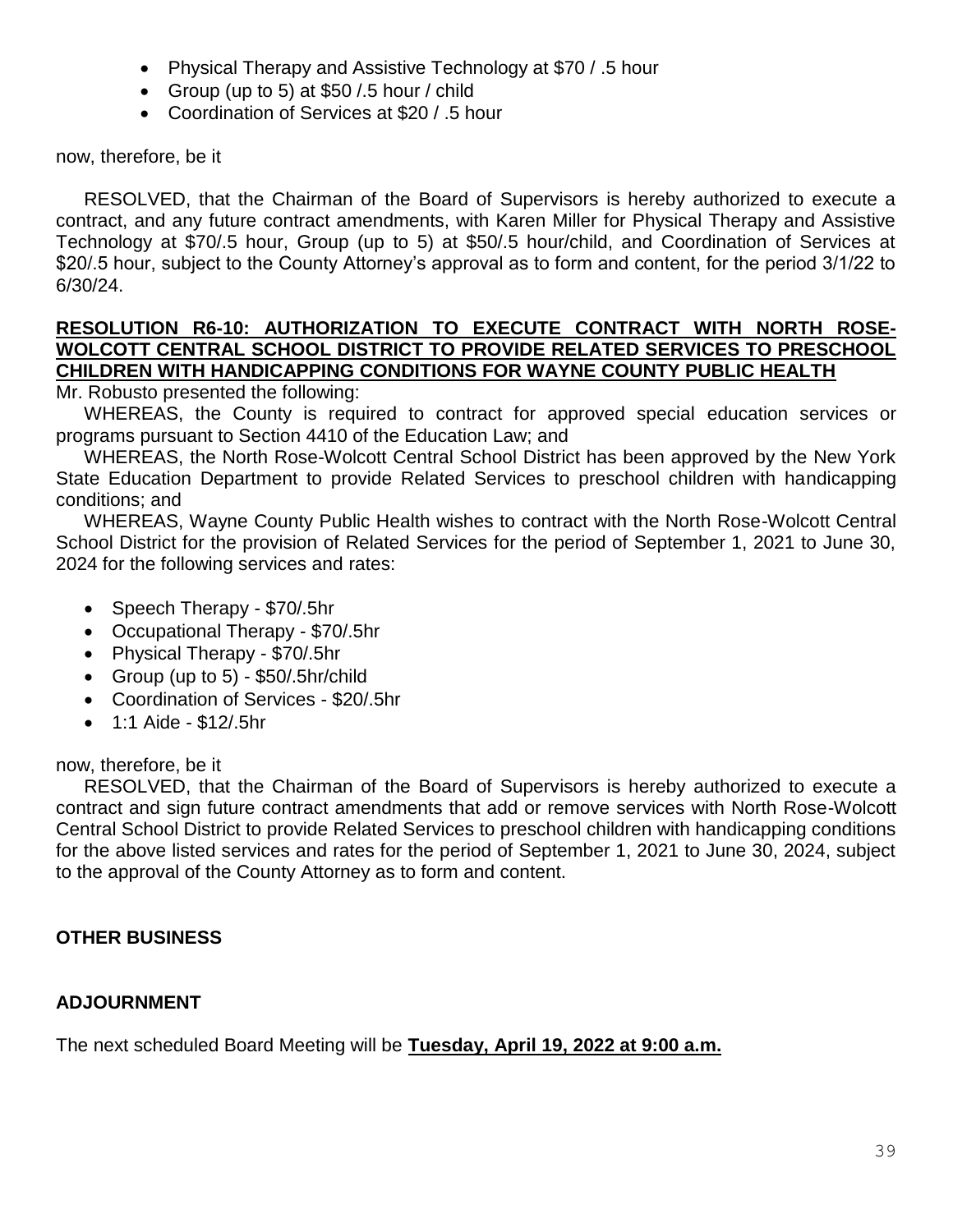- Physical Therapy and Assistive Technology at $70 / .5 hour
- Group (up to 5) at $50 /.5 hour / child
- Coordination of Services at $20 / .5 hour

now, therefore, be it

RESOLVED, that the Chairman of the Board of Supervisors is hereby authorized to execute a contract, and any future contract amendments, with Karen Miller for Physical Therapy and Assistive Technology at $70/.5 hour, Group (up to 5) at $50/.5 hour/child, and Coordination of Services at $20/.5 hour, subject to the County Attorney's approval as to form and content, for the period 3/1/22 to 6/30/24.

**RESOLUTION R6-10: AUTHORIZATION TO EXECUTE CONTRACT WITH NORTH ROSE-WOLCOTT CENTRAL SCHOOL DISTRICT TO PROVIDE RELATED SERVICES TO PRESCHOOL CHILDREN WITH HANDICAPPING CONDITIONS FOR WAYNE COUNTY PUBLIC HEALTH**

Mr. Robusto presented the following:

WHEREAS, the County is required to contract for approved special education services or programs pursuant to Section 4410 of the Education Law; and

WHEREAS, the North Rose-Wolcott Central School District has been approved by the New York State Education Department to provide Related Services to preschool children with handicapping conditions; and

WHEREAS, Wayne County Public Health wishes to contract with the North Rose-Wolcott Central School District for the provision of Related Services for the period of September 1, 2021 to June 30, 2024 for the following services and rates:

- Speech Therapy - $70/.5hr
- Occupational Therapy - $70/.5hr
- Physical Therapy - $70/.5hr
- Group (up to 5) - $50/.5hr/child
- Coordination of Services - $20/.5hr
- 1:1 Aide - $12/.5hr

now, therefore, be it

RESOLVED, that the Chairman of the Board of Supervisors is hereby authorized to execute a contract and sign future contract amendments that add or remove services with North Rose-Wolcott Central School District to provide Related Services to preschool children with handicapping conditions for the above listed services and rates for the period of September 1, 2021 to June 30, 2024, subject to the approval of the County Attorney as to form and content.

**OTHER BUSINESS**

**ADJOURNMENT**

The next scheduled Board Meeting will be **Tuesday, April 19, 2022 at 9:00 a.m.**